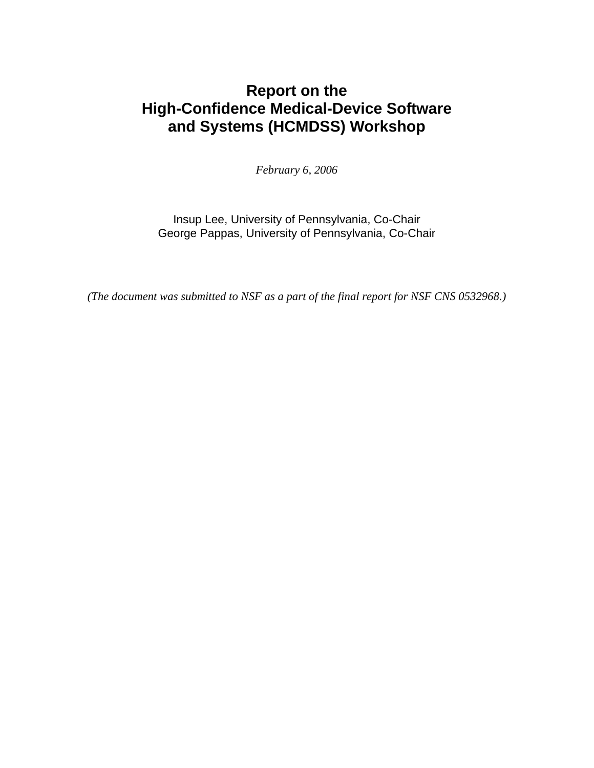# Report on the High-Confidence Medical-Device Software and Systems (HCMDSS) Workshop

*February 6, 2006*

Insup Lee, University of Pennsylvania, Co-Chair
George Pappas, University of Pennsylvania, Co-Chair

*(The document was submitted to NSF as a part of the final report for NSF CNS 0532968.)*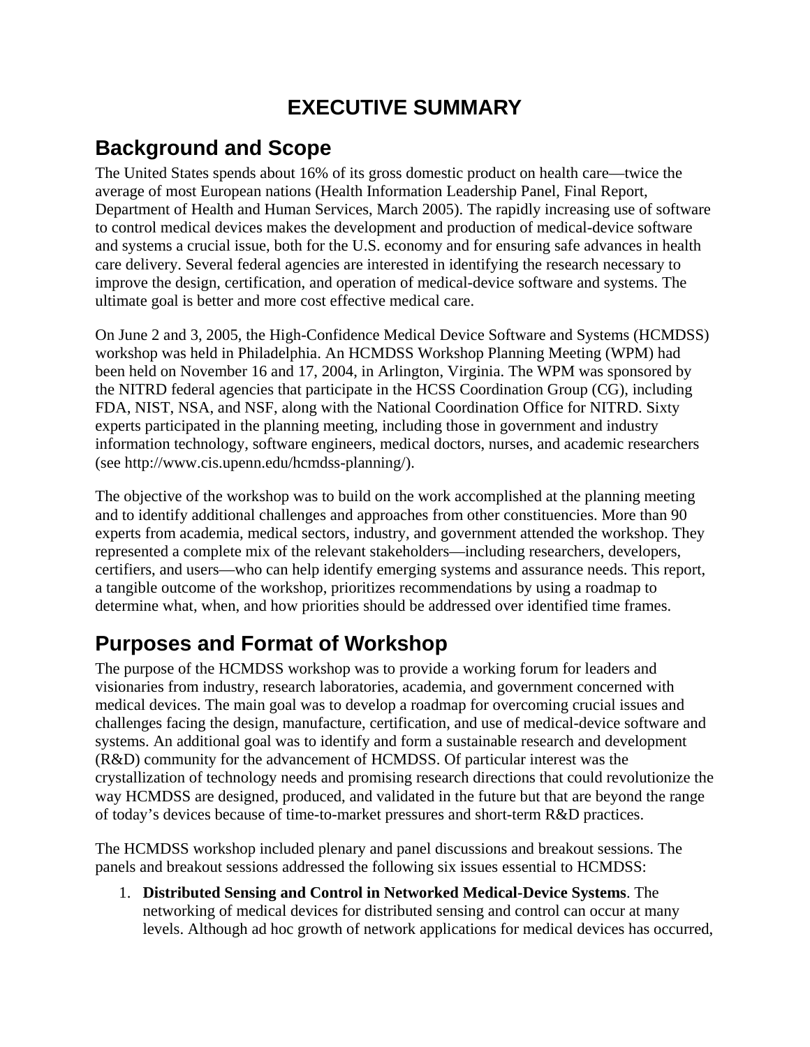# EXECUTIVE SUMMARY

## Background and Scope

The United States spends about 16% of its gross domestic product on health care—twice the average of most European nations (Health Information Leadership Panel, Final Report, Department of Health and Human Services, March 2005). The rapidly increasing use of software to control medical devices makes the development and production of medical-device software and systems a crucial issue, both for the U.S. economy and for ensuring safe advances in health care delivery. Several federal agencies are interested in identifying the research necessary to improve the design, certification, and operation of medical-device software and systems. The ultimate goal is better and more cost effective medical care.

On June 2 and 3, 2005, the High-Confidence Medical Device Software and Systems (HCMDSS) workshop was held in Philadelphia. An HCMDSS Workshop Planning Meeting (WPM) had been held on November 16 and 17, 2004, in Arlington, Virginia. The WPM was sponsored by the NITRD federal agencies that participate in the HCSS Coordination Group (CG), including FDA, NIST, NSA, and NSF, along with the National Coordination Office for NITRD. Sixty experts participated in the planning meeting, including those in government and industry information technology, software engineers, medical doctors, nurses, and academic researchers (see http://www.cis.upenn.edu/hcmdss-planning/).

The objective of the workshop was to build on the work accomplished at the planning meeting and to identify additional challenges and approaches from other constituencies. More than 90 experts from academia, medical sectors, industry, and government attended the workshop. They represented a complete mix of the relevant stakeholders—including researchers, developers, certifiers, and users—who can help identify emerging systems and assurance needs. This report, a tangible outcome of the workshop, prioritizes recommendations by using a roadmap to determine what, when, and how priorities should be addressed over identified time frames.

## Purposes and Format of Workshop

The purpose of the HCMDSS workshop was to provide a working forum for leaders and visionaries from industry, research laboratories, academia, and government concerned with medical devices. The main goal was to develop a roadmap for overcoming crucial issues and challenges facing the design, manufacture, certification, and use of medical-device software and systems. An additional goal was to identify and form a sustainable research and development (R&D) community for the advancement of HCMDSS. Of particular interest was the crystallization of technology needs and promising research directions that could revolutionize the way HCMDSS are designed, produced, and validated in the future but that are beyond the range of today's devices because of time-to-market pressures and short-term R&D practices.

The HCMDSS workshop included plenary and panel discussions and breakout sessions. The panels and breakout sessions addressed the following six issues essential to HCMDSS:

1. **Distributed Sensing and Control in Networked Medical-Device Systems**. The networking of medical devices for distributed sensing and control can occur at many levels. Although ad hoc growth of network applications for medical devices has occurred,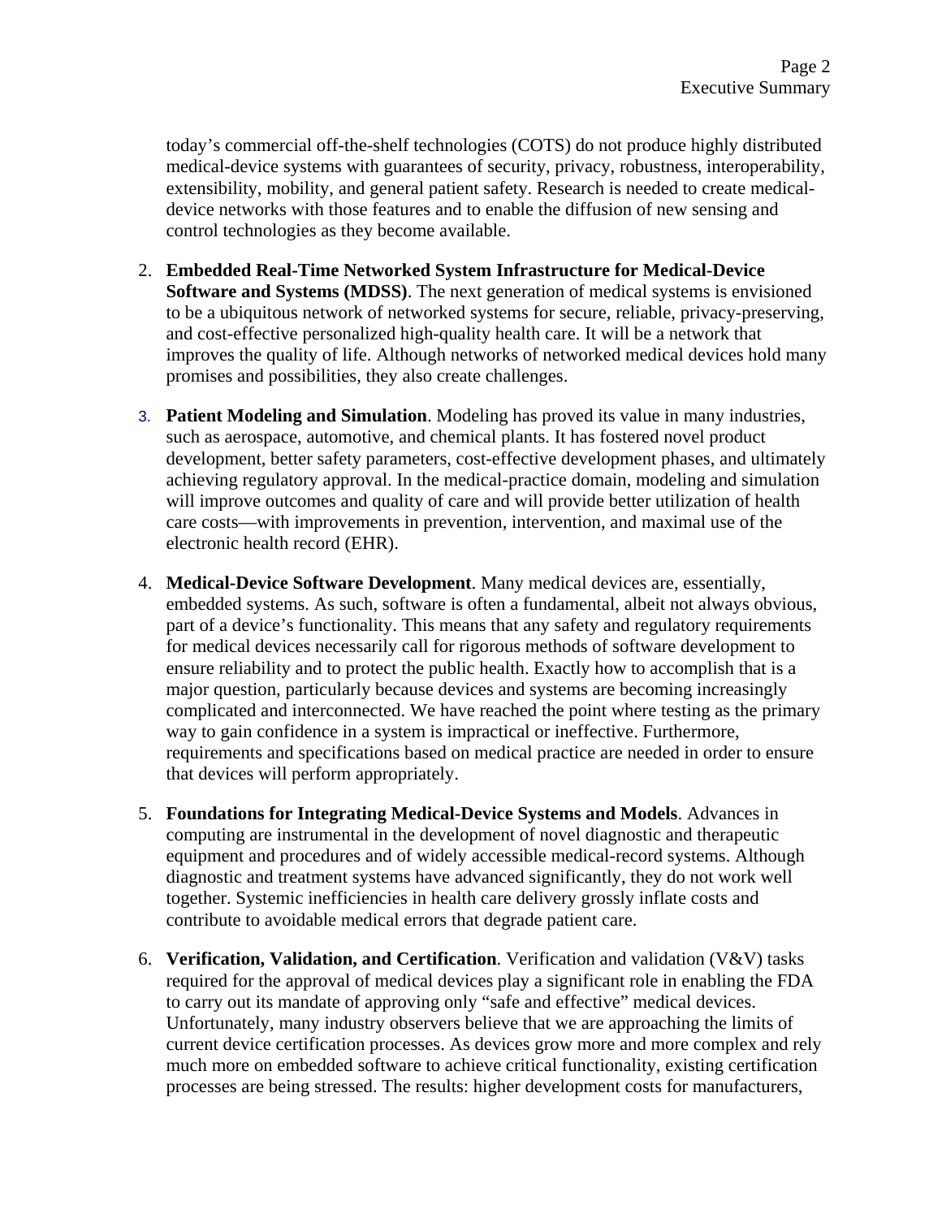today's commercial off-the-shelf technologies (COTS) do not produce highly distributed medical-device systems with guarantees of security, privacy, robustness, interoperability, extensibility, mobility, and general patient safety. Research is needed to create medical-device networks with those features and to enable the diffusion of new sensing and control technologies as they become available.

2. **Embedded Real-Time Networked System Infrastructure for Medical-Device Software and Systems (MDSS)**. The next generation of medical systems is envisioned to be a ubiquitous network of networked systems for secure, reliable, privacy-preserving, and cost-effective personalized high-quality health care. It will be a network that improves the quality of life. Although networks of networked medical devices hold many promises and possibilities, they also create challenges.

3. **Patient Modeling and Simulation**. Modeling has proved its value in many industries, such as aerospace, automotive, and chemical plants. It has fostered novel product development, better safety parameters, cost-effective development phases, and ultimately achieving regulatory approval. In the medical-practice domain, modeling and simulation will improve outcomes and quality of care and will provide better utilization of health care costs—with improvements in prevention, intervention, and maximal use of the electronic health record (EHR).

4. **Medical-Device Software Development**. Many medical devices are, essentially, embedded systems. As such, software is often a fundamental, albeit not always obvious, part of a device's functionality. This means that any safety and regulatory requirements for medical devices necessarily call for rigorous methods of software development to ensure reliability and to protect the public health. Exactly how to accomplish that is a major question, particularly because devices and systems are becoming increasingly complicated and interconnected. We have reached the point where testing as the primary way to gain confidence in a system is impractical or ineffective. Furthermore, requirements and specifications based on medical practice are needed in order to ensure that devices will perform appropriately.

5. **Foundations for Integrating Medical-Device Systems and Models**. Advances in computing are instrumental in the development of novel diagnostic and therapeutic equipment and procedures and of widely accessible medical-record systems. Although diagnostic and treatment systems have advanced significantly, they do not work well together. Systemic inefficiencies in health care delivery grossly inflate costs and contribute to avoidable medical errors that degrade patient care.

6. **Verification, Validation, and Certification**. Verification and validation (V&V) tasks required for the approval of medical devices play a significant role in enabling the FDA to carry out its mandate of approving only "safe and effective" medical devices. Unfortunately, many industry observers believe that we are approaching the limits of current device certification processes. As devices grow more and more complex and rely much more on embedded software to achieve critical functionality, existing certification processes are being stressed. The results: higher development costs for manufacturers,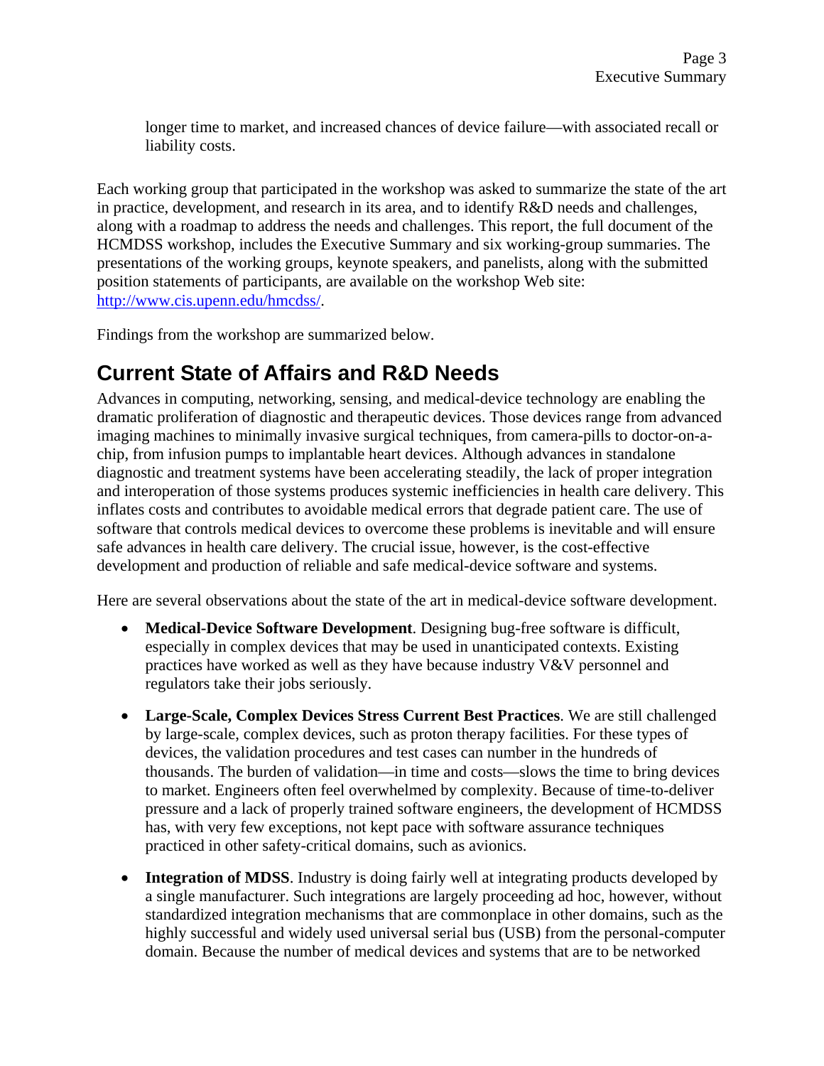longer time to market, and increased chances of device failure—with associated recall or liability costs.

Each working group that participated in the workshop was asked to summarize the state of the art in practice, development, and research in its area, and to identify R&D needs and challenges, along with a roadmap to address the needs and challenges. This report, the full document of the HCMDSS workshop, includes the Executive Summary and six working-group summaries. The presentations of the working groups, keynote speakers, and panelists, along with the submitted position statements of participants, are available on the workshop Web site: http://www.cis.upenn.edu/hmcdss/.

Findings from the workshop are summarized below.

## Current State of Affairs and R&D Needs

Advances in computing, networking, sensing, and medical-device technology are enabling the dramatic proliferation of diagnostic and therapeutic devices. Those devices range from advanced imaging machines to minimally invasive surgical techniques, from camera-pills to doctor-on-a-chip, from infusion pumps to implantable heart devices. Although advances in standalone diagnostic and treatment systems have been accelerating steadily, the lack of proper integration and interoperation of those systems produces systemic inefficiencies in health care delivery. This inflates costs and contributes to avoidable medical errors that degrade patient care. The use of software that controls medical devices to overcome these problems is inevitable and will ensure safe advances in health care delivery. The crucial issue, however, is the cost-effective development and production of reliable and safe medical-device software and systems.

Here are several observations about the state of the art in medical-device software development.

- **Medical-Device Software Development**. Designing bug-free software is difficult, especially in complex devices that may be used in unanticipated contexts. Existing practices have worked as well as they have because industry V&V personnel and regulators take their jobs seriously.

- **Large-Scale, Complex Devices Stress Current Best Practices**. We are still challenged by large-scale, complex devices, such as proton therapy facilities. For these types of devices, the validation procedures and test cases can number in the hundreds of thousands. The burden of validation—in time and costs—slows the time to bring devices to market. Engineers often feel overwhelmed by complexity. Because of time-to-deliver pressure and a lack of properly trained software engineers, the development of HCMDSS has, with very few exceptions, not kept pace with software assurance techniques practiced in other safety-critical domains, such as avionics.

- **Integration of MDSS**. Industry is doing fairly well at integrating products developed by a single manufacturer. Such integrations are largely proceeding ad hoc, however, without standardized integration mechanisms that are commonplace in other domains, such as the highly successful and widely used universal serial bus (USB) from the personal-computer domain. Because the number of medical devices and systems that are to be networked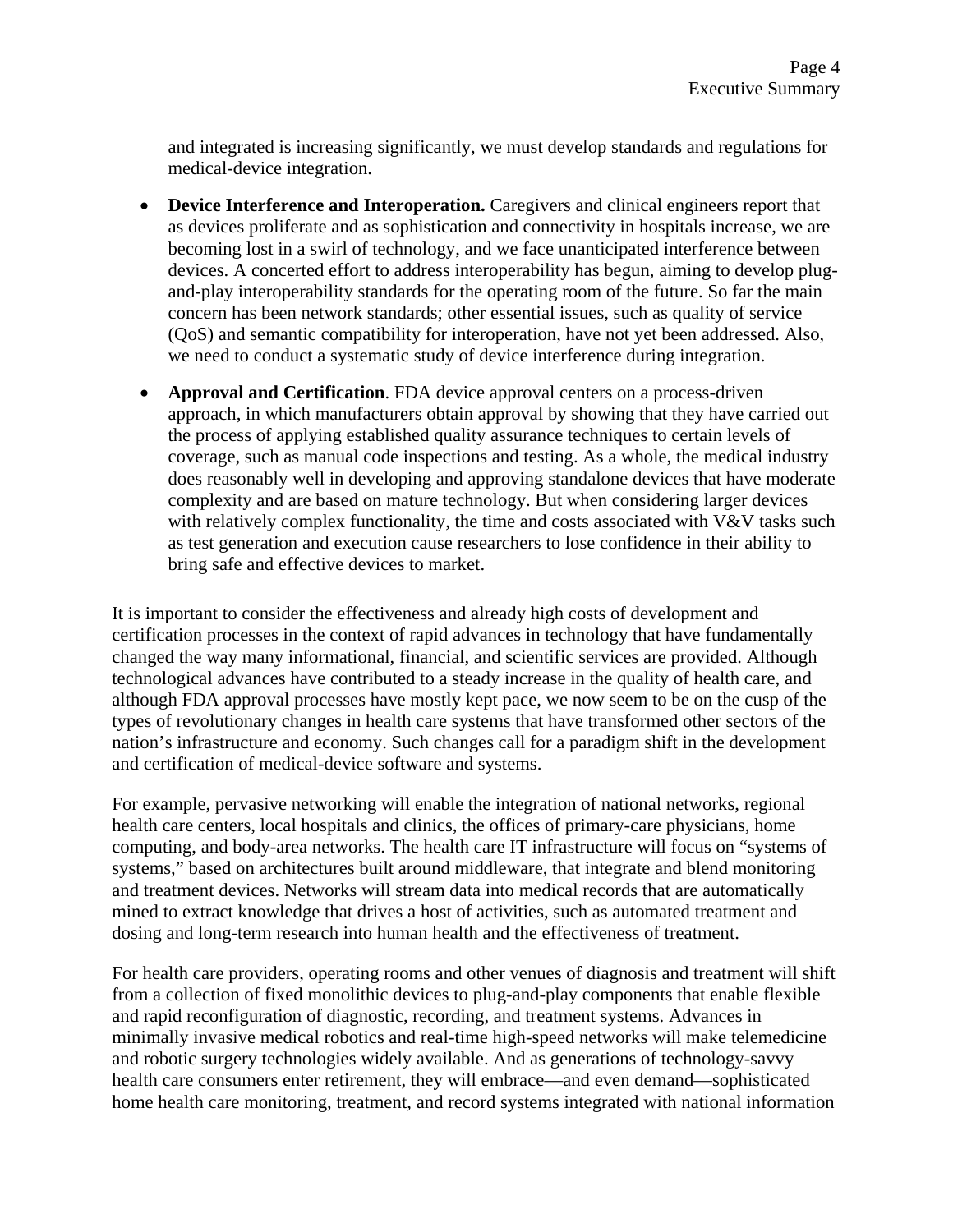and integrated is increasing significantly, we must develop standards and regulations for medical-device integration.

- **Device Interference and Interoperation.** Caregivers and clinical engineers report that as devices proliferate and as sophistication and connectivity in hospitals increase, we are becoming lost in a swirl of technology, and we face unanticipated interference between devices. A concerted effort to address interoperability has begun, aiming to develop plug-and-play interoperability standards for the operating room of the future. So far the main concern has been network standards; other essential issues, such as quality of service (QoS) and semantic compatibility for interoperation, have not yet been addressed. Also, we need to conduct a systematic study of device interference during integration.

- **Approval and Certification**. FDA device approval centers on a process-driven approach, in which manufacturers obtain approval by showing that they have carried out the process of applying established quality assurance techniques to certain levels of coverage, such as manual code inspections and testing. As a whole, the medical industry does reasonably well in developing and approving standalone devices that have moderate complexity and are based on mature technology. But when considering larger devices with relatively complex functionality, the time and costs associated with V&V tasks such as test generation and execution cause researchers to lose confidence in their ability to bring safe and effective devices to market.

It is important to consider the effectiveness and already high costs of development and certification processes in the context of rapid advances in technology that have fundamentally changed the way many informational, financial, and scientific services are provided. Although technological advances have contributed to a steady increase in the quality of health care, and although FDA approval processes have mostly kept pace, we now seem to be on the cusp of the types of revolutionary changes in health care systems that have transformed other sectors of the nation's infrastructure and economy. Such changes call for a paradigm shift in the development and certification of medical-device software and systems.

For example, pervasive networking will enable the integration of national networks, regional health care centers, local hospitals and clinics, the offices of primary-care physicians, home computing, and body-area networks. The health care IT infrastructure will focus on "systems of systems," based on architectures built around middleware, that integrate and blend monitoring and treatment devices. Networks will stream data into medical records that are automatically mined to extract knowledge that drives a host of activities, such as automated treatment and dosing and long-term research into human health and the effectiveness of treatment.

For health care providers, operating rooms and other venues of diagnosis and treatment will shift from a collection of fixed monolithic devices to plug-and-play components that enable flexible and rapid reconfiguration of diagnostic, recording, and treatment systems. Advances in minimally invasive medical robotics and real-time high-speed networks will make telemedicine and robotic surgery technologies widely available. And as generations of technology-savvy health care consumers enter retirement, they will embrace—and even demand—sophisticated home health care monitoring, treatment, and record systems integrated with national information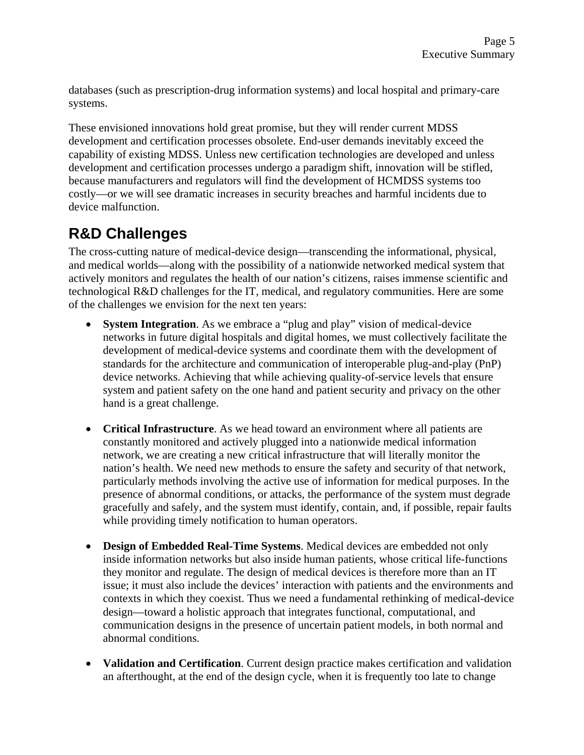databases (such as prescription-drug information systems) and local hospital and primary-care systems.

These envisioned innovations hold great promise, but they will render current MDSS development and certification processes obsolete. End-user demands inevitably exceed the capability of existing MDSS. Unless new certification technologies are developed and unless development and certification processes undergo a paradigm shift, innovation will be stifled, because manufacturers and regulators will find the development of HCMDSS systems too costly—or we will see dramatic increases in security breaches and harmful incidents due to device malfunction.

## R&D Challenges

The cross-cutting nature of medical-device design—transcending the informational, physical, and medical worlds—along with the possibility of a nationwide networked medical system that actively monitors and regulates the health of our nation's citizens, raises immense scientific and technological R&D challenges for the IT, medical, and regulatory communities. Here are some of the challenges we envision for the next ten years:

- **System Integration**. As we embrace a "plug and play" vision of medical-device networks in future digital hospitals and digital homes, we must collectively facilitate the development of medical-device systems and coordinate them with the development of standards for the architecture and communication of interoperable plug-and-play (PnP) device networks. Achieving that while achieving quality-of-service levels that ensure system and patient safety on the one hand and patient security and privacy on the other hand is a great challenge.

- **Critical Infrastructure**. As we head toward an environment where all patients are constantly monitored and actively plugged into a nationwide medical information network, we are creating a new critical infrastructure that will literally monitor the nation's health. We need new methods to ensure the safety and security of that network, particularly methods involving the active use of information for medical purposes. In the presence of abnormal conditions, or attacks, the performance of the system must degrade gracefully and safely, and the system must identify, contain, and, if possible, repair faults while providing timely notification to human operators.

- **Design of Embedded Real-Time Systems**. Medical devices are embedded not only inside information networks but also inside human patients, whose critical life-functions they monitor and regulate. The design of medical devices is therefore more than an IT issue; it must also include the devices' interaction with patients and the environments and contexts in which they coexist. Thus we need a fundamental rethinking of medical-device design—toward a holistic approach that integrates functional, computational, and communication designs in the presence of uncertain patient models, in both normal and abnormal conditions.

- **Validation and Certification**. Current design practice makes certification and validation an afterthought, at the end of the design cycle, when it is frequently too late to change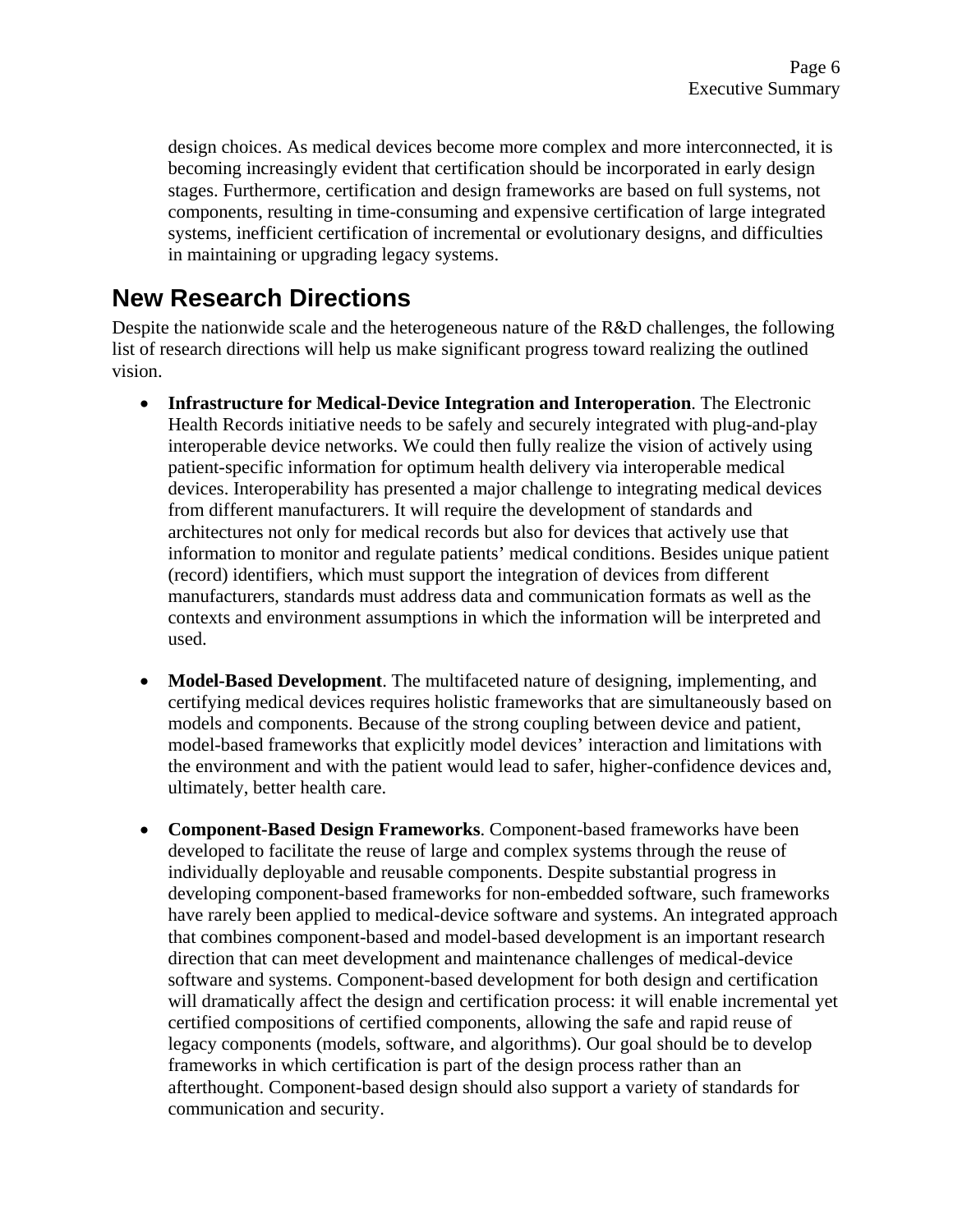design choices. As medical devices become more complex and more interconnected, it is becoming increasingly evident that certification should be incorporated in early design stages. Furthermore, certification and design frameworks are based on full systems, not components, resulting in time-consuming and expensive certification of large integrated systems, inefficient certification of incremental or evolutionary designs, and difficulties in maintaining or upgrading legacy systems.

## New Research Directions

Despite the nationwide scale and the heterogeneous nature of the R&D challenges, the following list of research directions will help us make significant progress toward realizing the outlined vision.

- **Infrastructure for Medical-Device Integration and Interoperation**. The Electronic Health Records initiative needs to be safely and securely integrated with plug-and-play interoperable device networks. We could then fully realize the vision of actively using patient-specific information for optimum health delivery via interoperable medical devices. Interoperability has presented a major challenge to integrating medical devices from different manufacturers. It will require the development of standards and architectures not only for medical records but also for devices that actively use that information to monitor and regulate patients' medical conditions. Besides unique patient (record) identifiers, which must support the integration of devices from different manufacturers, standards must address data and communication formats as well as the contexts and environment assumptions in which the information will be interpreted and used.

- **Model-Based Development**. The multifaceted nature of designing, implementing, and certifying medical devices requires holistic frameworks that are simultaneously based on models and components. Because of the strong coupling between device and patient, model-based frameworks that explicitly model devices' interaction and limitations with the environment and with the patient would lead to safer, higher-confidence devices and, ultimately, better health care.

- **Component-Based Design Frameworks**. Component-based frameworks have been developed to facilitate the reuse of large and complex systems through the reuse of individually deployable and reusable components. Despite substantial progress in developing component-based frameworks for non-embedded software, such frameworks have rarely been applied to medical-device software and systems. An integrated approach that combines component-based and model-based development is an important research direction that can meet development and maintenance challenges of medical-device software and systems. Component-based development for both design and certification will dramatically affect the design and certification process: it will enable incremental yet certified compositions of certified components, allowing the safe and rapid reuse of legacy components (models, software, and algorithms). Our goal should be to develop frameworks in which certification is part of the design process rather than an afterthought. Component-based design should also support a variety of standards for communication and security.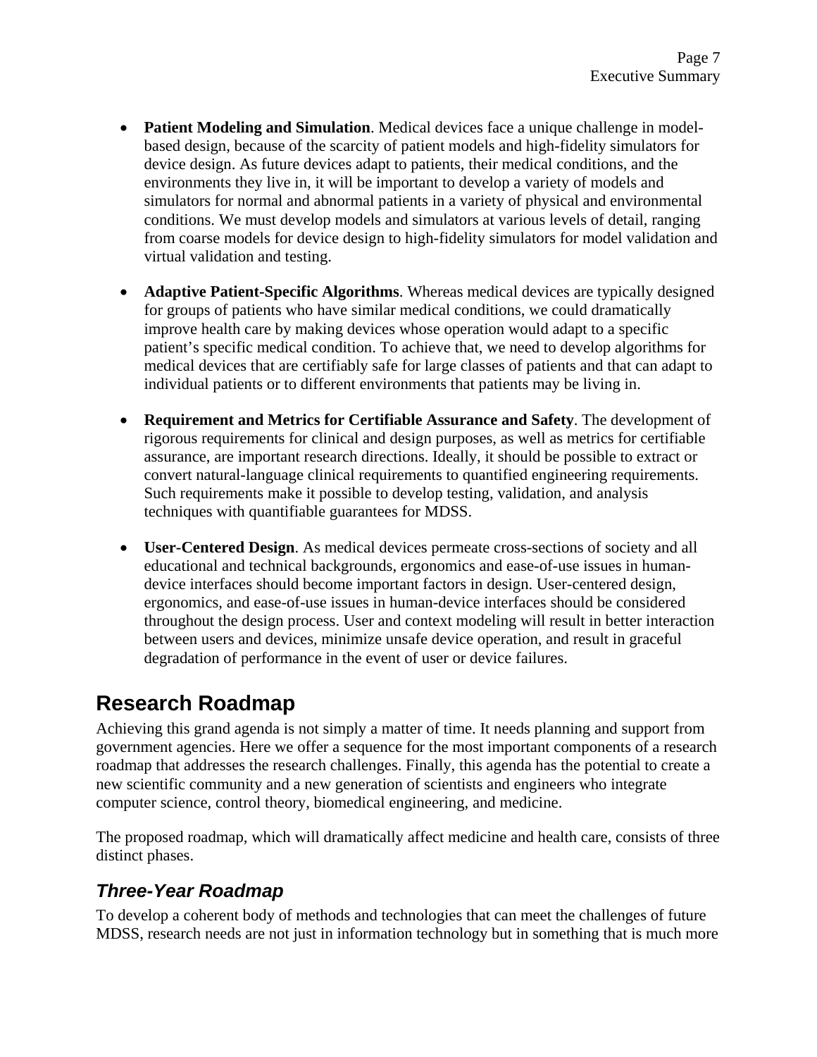- **Patient Modeling and Simulation**. Medical devices face a unique challenge in model-based design, because of the scarcity of patient models and high-fidelity simulators for device design. As future devices adapt to patients, their medical conditions, and the environments they live in, it will be important to develop a variety of models and simulators for normal and abnormal patients in a variety of physical and environmental conditions. We must develop models and simulators at various levels of detail, ranging from coarse models for device design to high-fidelity simulators for model validation and virtual validation and testing.

- **Adaptive Patient-Specific Algorithms**. Whereas medical devices are typically designed for groups of patients who have similar medical conditions, we could dramatically improve health care by making devices whose operation would adapt to a specific patient's specific medical condition. To achieve that, we need to develop algorithms for medical devices that are certifiably safe for large classes of patients and that can adapt to individual patients or to different environments that patients may be living in.

- **Requirement and Metrics for Certifiable Assurance and Safety**. The development of rigorous requirements for clinical and design purposes, as well as metrics for certifiable assurance, are important research directions. Ideally, it should be possible to extract or convert natural-language clinical requirements to quantified engineering requirements. Such requirements make it possible to develop testing, validation, and analysis techniques with quantifiable guarantees for MDSS.

- **User-Centered Design**. As medical devices permeate cross-sections of society and all educational and technical backgrounds, ergonomics and ease-of-use issues in human-device interfaces should become important factors in design. User-centered design, ergonomics, and ease-of-use issues in human-device interfaces should be considered throughout the design process. User and context modeling will result in better interaction between users and devices, minimize unsafe device operation, and result in graceful degradation of performance in the event of user or device failures.

## Research Roadmap

Achieving this grand agenda is not simply a matter of time. It needs planning and support from government agencies. Here we offer a sequence for the most important components of a research roadmap that addresses the research challenges. Finally, this agenda has the potential to create a new scientific community and a new generation of scientists and engineers who integrate computer science, control theory, biomedical engineering, and medicine.

The proposed roadmap, which will dramatically affect medicine and health care, consists of three distinct phases.

### *Three-Year Roadmap*

To develop a coherent body of methods and technologies that can meet the challenges of future MDSS, research needs are not just in information technology but in something that is much more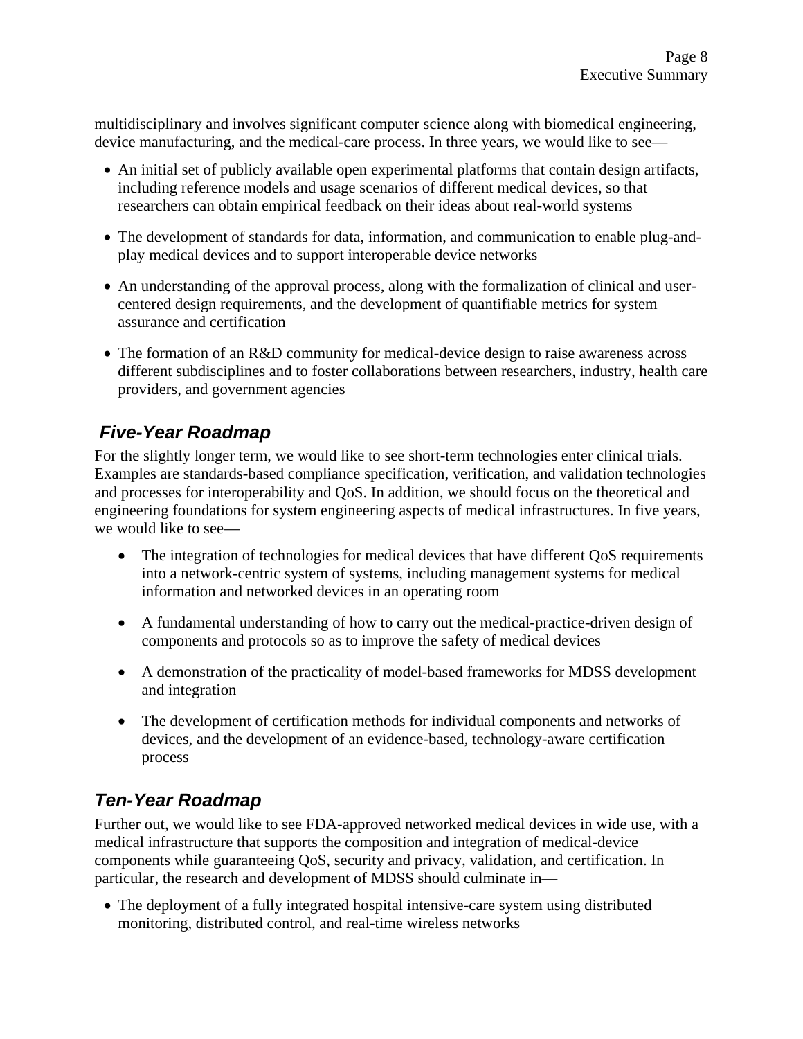multidisciplinary and involves significant computer science along with biomedical engineering, device manufacturing, and the medical-care process. In three years, we would like to see—

- An initial set of publicly available open experimental platforms that contain design artifacts, including reference models and usage scenarios of different medical devices, so that researchers can obtain empirical feedback on their ideas about real-world systems
- The development of standards for data, information, and communication to enable plug-and-play medical devices and to support interoperable device networks
- An understanding of the approval process, along with the formalization of clinical and user-centered design requirements, and the development of quantifiable metrics for system assurance and certification
- The formation of an R&D community for medical-device design to raise awareness across different subdisciplines and to foster collaborations between researchers, industry, health care providers, and government agencies

## *Five-Year Roadmap*

For the slightly longer term, we would like to see short-term technologies enter clinical trials. Examples are standards-based compliance specification, verification, and validation technologies and processes for interoperability and QoS. In addition, we should focus on the theoretical and engineering foundations for system engineering aspects of medical infrastructures. In five years, we would like to see—

- The integration of technologies for medical devices that have different QoS requirements into a network-centric system of systems, including management systems for medical information and networked devices in an operating room
- A fundamental understanding of how to carry out the medical-practice-driven design of components and protocols so as to improve the safety of medical devices
- A demonstration of the practicality of model-based frameworks for MDSS development and integration
- The development of certification methods for individual components and networks of devices, and the development of an evidence-based, technology-aware certification process

## *Ten-Year Roadmap*

Further out, we would like to see FDA-approved networked medical devices in wide use, with a medical infrastructure that supports the composition and integration of medical-device components while guaranteeing QoS, security and privacy, validation, and certification. In particular, the research and development of MDSS should culminate in—

- The deployment of a fully integrated hospital intensive-care system using distributed monitoring, distributed control, and real-time wireless networks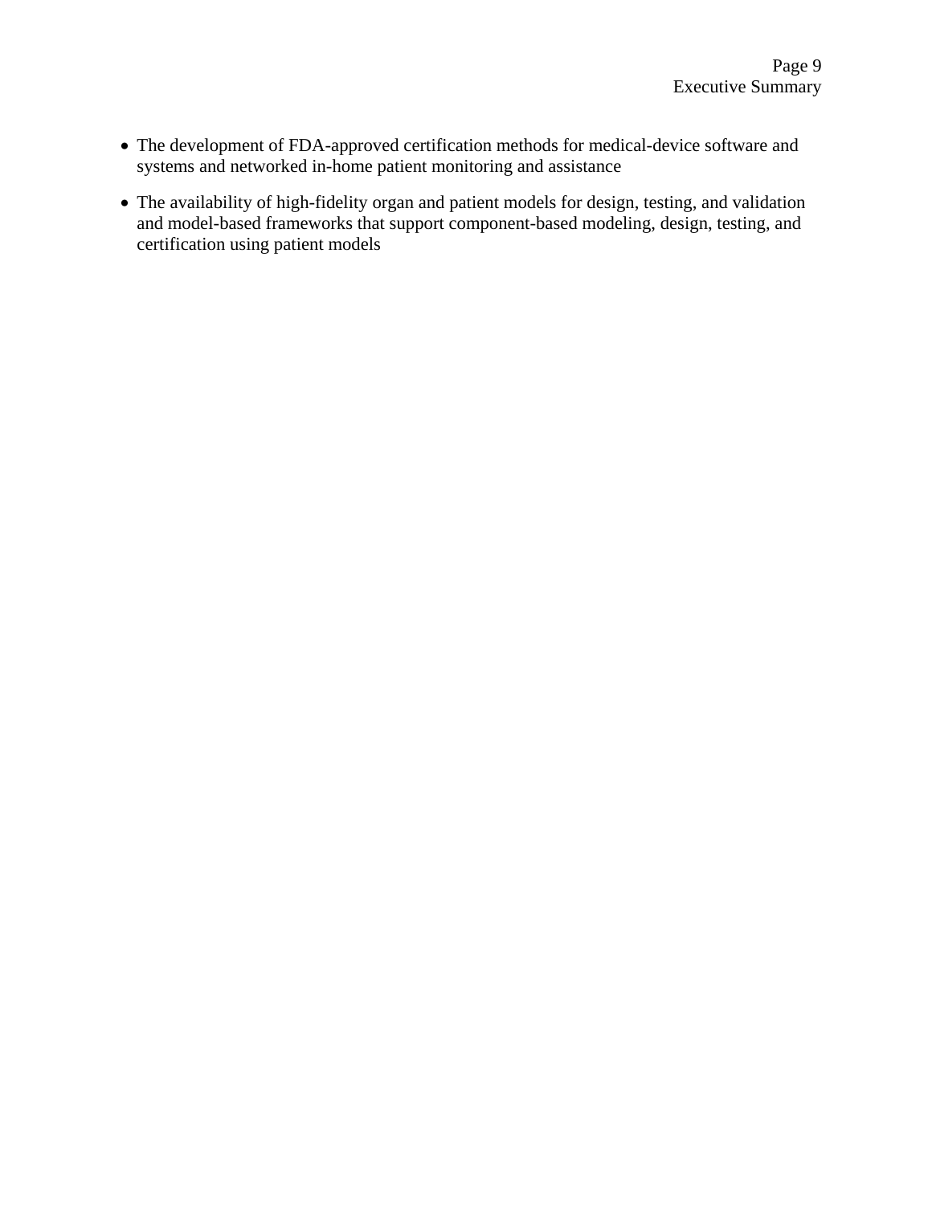- The development of FDA-approved certification methods for medical-device software and systems and networked in-home patient monitoring and assistance
- The availability of high-fidelity organ and patient models for design, testing, and validation and model-based frameworks that support component-based modeling, design, testing, and certification using patient models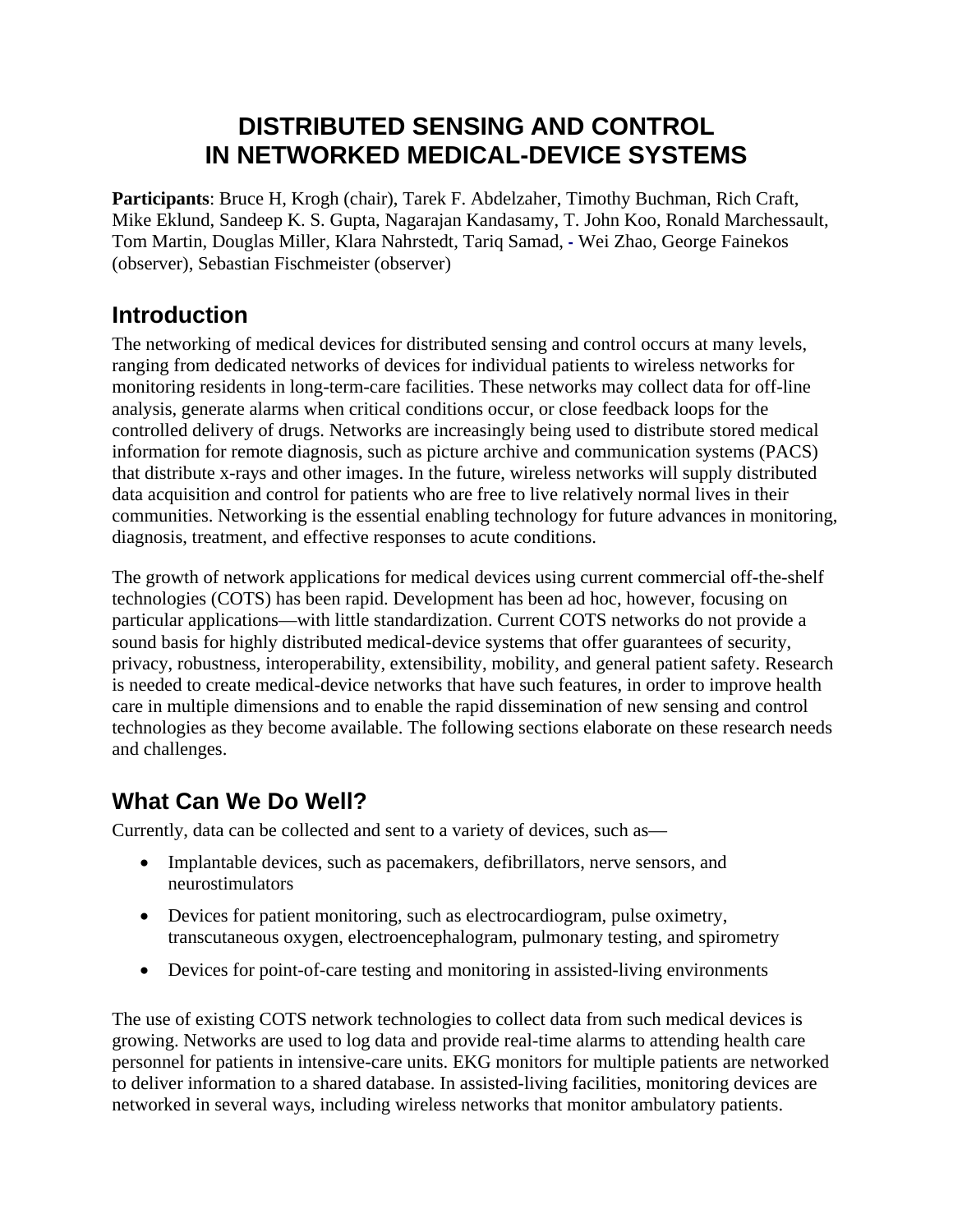# DISTRIBUTED SENSING AND CONTROL IN NETWORKED MEDICAL-DEVICE SYSTEMS

**Participants**: Bruce H, Krogh (chair), Tarek F. Abdelzaher, Timothy Buchman, Rich Craft, Mike Eklund, Sandeep K. S. Gupta, Nagarajan Kandasamy, T. John Koo, Ronald Marchessault, Tom Martin, Douglas Miller, Klara Nahrstedt, Tariq Samad, - Wei Zhao, George Fainekos (observer), Sebastian Fischmeister (observer)

## Introduction

The networking of medical devices for distributed sensing and control occurs at many levels, ranging from dedicated networks of devices for individual patients to wireless networks for monitoring residents in long-term-care facilities. These networks may collect data for off-line analysis, generate alarms when critical conditions occur, or close feedback loops for the controlled delivery of drugs. Networks are increasingly being used to distribute stored medical information for remote diagnosis, such as picture archive and communication systems (PACS) that distribute x-rays and other images. In the future, wireless networks will supply distributed data acquisition and control for patients who are free to live relatively normal lives in their communities. Networking is the essential enabling technology for future advances in monitoring, diagnosis, treatment, and effective responses to acute conditions.

The growth of network applications for medical devices using current commercial off-the-shelf technologies (COTS) has been rapid. Development has been ad hoc, however, focusing on particular applications—with little standardization. Current COTS networks do not provide a sound basis for highly distributed medical-device systems that offer guarantees of security, privacy, robustness, interoperability, extensibility, mobility, and general patient safety. Research is needed to create medical-device networks that have such features, in order to improve health care in multiple dimensions and to enable the rapid dissemination of new sensing and control technologies as they become available. The following sections elaborate on these research needs and challenges.

## What Can We Do Well?

Currently, data can be collected and sent to a variety of devices, such as—

- Implantable devices, such as pacemakers, defibrillators, nerve sensors, and neurostimulators
- Devices for patient monitoring, such as electrocardiogram, pulse oximetry, transcutaneous oxygen, electroencephalogram, pulmonary testing, and spirometry
- Devices for point-of-care testing and monitoring in assisted-living environments

The use of existing COTS network technologies to collect data from such medical devices is growing. Networks are used to log data and provide real-time alarms to attending health care personnel for patients in intensive-care units. EKG monitors for multiple patients are networked to deliver information to a shared database. In assisted-living facilities, monitoring devices are networked in several ways, including wireless networks that monitor ambulatory patients.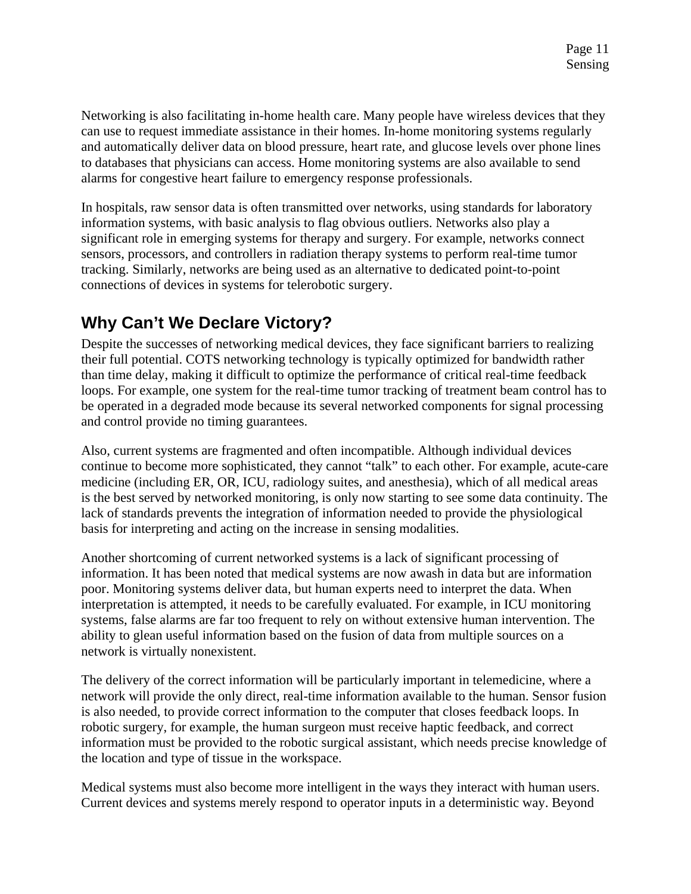Networking is also facilitating in-home health care. Many people have wireless devices that they can use to request immediate assistance in their homes. In-home monitoring systems regularly and automatically deliver data on blood pressure, heart rate, and glucose levels over phone lines to databases that physicians can access. Home monitoring systems are also available to send alarms for congestive heart failure to emergency response professionals.

In hospitals, raw sensor data is often transmitted over networks, using standards for laboratory information systems, with basic analysis to flag obvious outliers. Networks also play a significant role in emerging systems for therapy and surgery. For example, networks connect sensors, processors, and controllers in radiation therapy systems to perform real-time tumor tracking. Similarly, networks are being used as an alternative to dedicated point-to-point connections of devices in systems for telerobotic surgery.

## Why Can't We Declare Victory?

Despite the successes of networking medical devices, they face significant barriers to realizing their full potential. COTS networking technology is typically optimized for bandwidth rather than time delay, making it difficult to optimize the performance of critical real-time feedback loops. For example, one system for the real-time tumor tracking of treatment beam control has to be operated in a degraded mode because its several networked components for signal processing and control provide no timing guarantees.

Also, current systems are fragmented and often incompatible. Although individual devices continue to become more sophisticated, they cannot "talk" to each other. For example, acute-care medicine (including ER, OR, ICU, radiology suites, and anesthesia), which of all medical areas is the best served by networked monitoring, is only now starting to see some data continuity. The lack of standards prevents the integration of information needed to provide the physiological basis for interpreting and acting on the increase in sensing modalities.

Another shortcoming of current networked systems is a lack of significant processing of information. It has been noted that medical systems are now awash in data but are information poor. Monitoring systems deliver data, but human experts need to interpret the data. When interpretation is attempted, it needs to be carefully evaluated. For example, in ICU monitoring systems, false alarms are far too frequent to rely on without extensive human intervention. The ability to glean useful information based on the fusion of data from multiple sources on a network is virtually nonexistent.

The delivery of the correct information will be particularly important in telemedicine, where a network will provide the only direct, real-time information available to the human. Sensor fusion is also needed, to provide correct information to the computer that closes feedback loops. In robotic surgery, for example, the human surgeon must receive haptic feedback, and correct information must be provided to the robotic surgical assistant, which needs precise knowledge of the location and type of tissue in the workspace.

Medical systems must also become more intelligent in the ways they interact with human users. Current devices and systems merely respond to operator inputs in a deterministic way. Beyond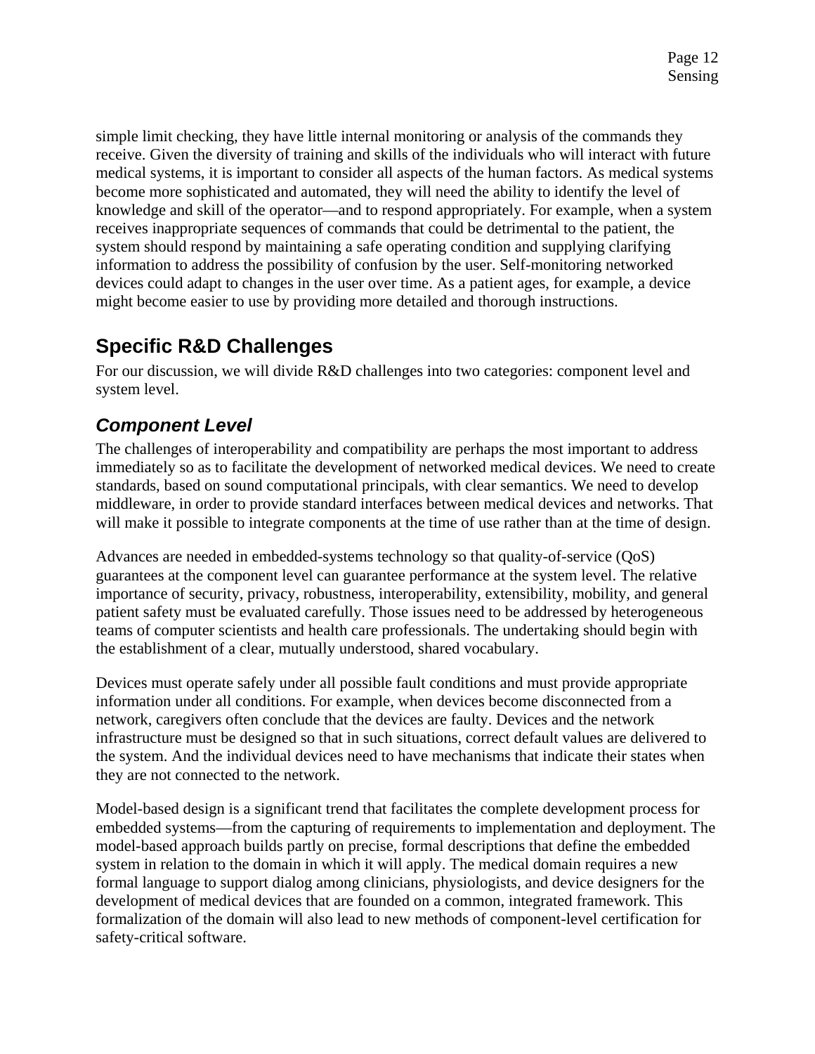simple limit checking, they have little internal monitoring or analysis of the commands they receive. Given the diversity of training and skills of the individuals who will interact with future medical systems, it is important to consider all aspects of the human factors. As medical systems become more sophisticated and automated, they will need the ability to identify the level of knowledge and skill of the operator—and to respond appropriately. For example, when a system receives inappropriate sequences of commands that could be detrimental to the patient, the system should respond by maintaining a safe operating condition and supplying clarifying information to address the possibility of confusion by the user. Self-monitoring networked devices could adapt to changes in the user over time. As a patient ages, for example, a device might become easier to use by providing more detailed and thorough instructions.

## Specific R&D Challenges

For our discussion, we will divide R&D challenges into two categories: component level and system level.

### *Component Level*

The challenges of interoperability and compatibility are perhaps the most important to address immediately so as to facilitate the development of networked medical devices. We need to create standards, based on sound computational principals, with clear semantics. We need to develop middleware, in order to provide standard interfaces between medical devices and networks. That will make it possible to integrate components at the time of use rather than at the time of design.

Advances are needed in embedded-systems technology so that quality-of-service (QoS) guarantees at the component level can guarantee performance at the system level. The relative importance of security, privacy, robustness, interoperability, extensibility, mobility, and general patient safety must be evaluated carefully. Those issues need to be addressed by heterogeneous teams of computer scientists and health care professionals. The undertaking should begin with the establishment of a clear, mutually understood, shared vocabulary.

Devices must operate safely under all possible fault conditions and must provide appropriate information under all conditions. For example, when devices become disconnected from a network, caregivers often conclude that the devices are faulty. Devices and the network infrastructure must be designed so that in such situations, correct default values are delivered to the system. And the individual devices need to have mechanisms that indicate their states when they are not connected to the network.

Model-based design is a significant trend that facilitates the complete development process for embedded systems—from the capturing of requirements to implementation and deployment. The model-based approach builds partly on precise, formal descriptions that define the embedded system in relation to the domain in which it will apply. The medical domain requires a new formal language to support dialog among clinicians, physiologists, and device designers for the development of medical devices that are founded on a common, integrated framework. This formalization of the domain will also lead to new methods of component-level certification for safety-critical software.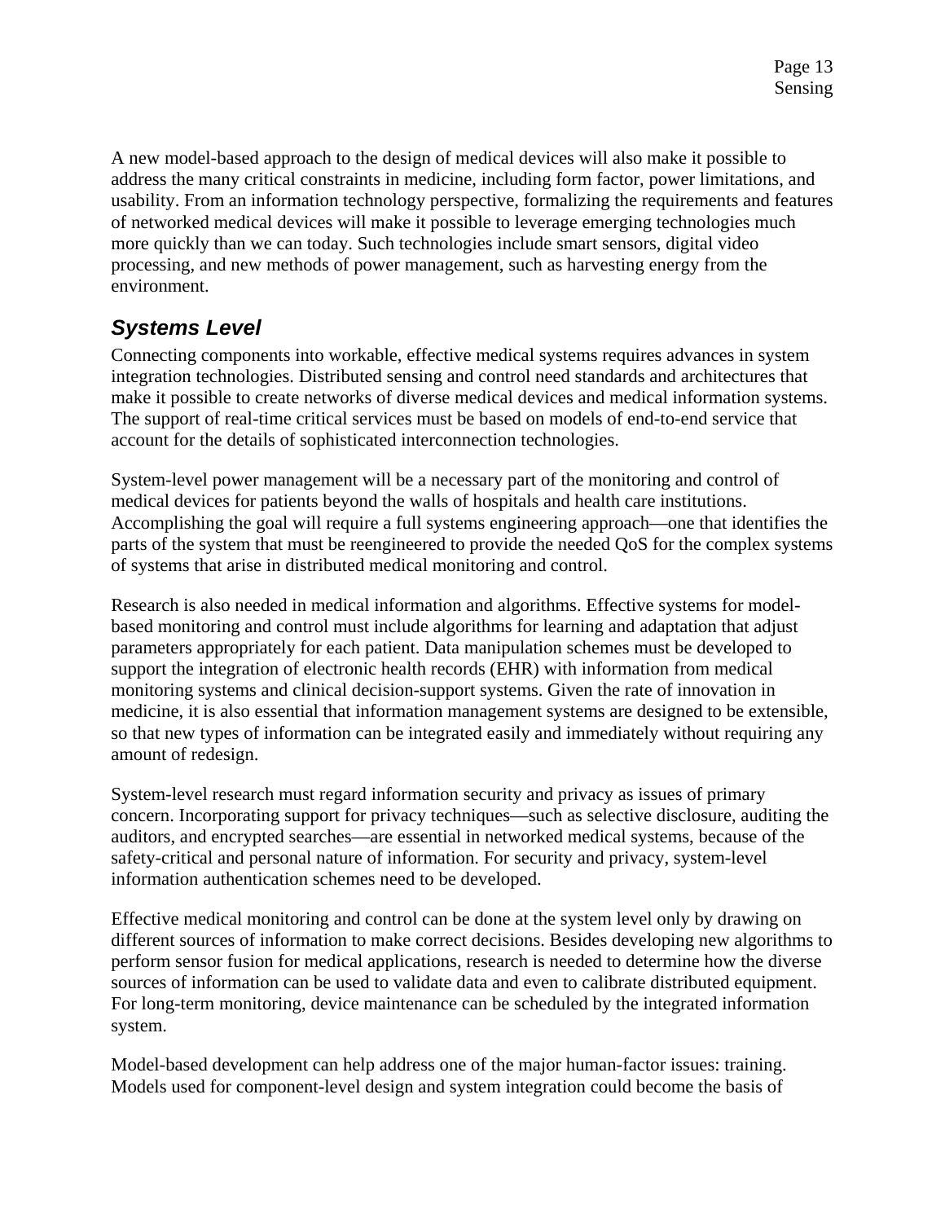A new model-based approach to the design of medical devices will also make it possible to address the many critical constraints in medicine, including form factor, power limitations, and usability. From an information technology perspective, formalizing the requirements and features of networked medical devices will make it possible to leverage emerging technologies much more quickly than we can today. Such technologies include smart sensors, digital video processing, and new methods of power management, such as harvesting energy from the environment.

## *Systems Level*

Connecting components into workable, effective medical systems requires advances in system integration technologies. Distributed sensing and control need standards and architectures that make it possible to create networks of diverse medical devices and medical information systems. The support of real-time critical services must be based on models of end-to-end service that account for the details of sophisticated interconnection technologies.

System-level power management will be a necessary part of the monitoring and control of medical devices for patients beyond the walls of hospitals and health care institutions. Accomplishing the goal will require a full systems engineering approach—one that identifies the parts of the system that must be reengineered to provide the needed QoS for the complex systems of systems that arise in distributed medical monitoring and control.

Research is also needed in medical information and algorithms. Effective systems for model-based monitoring and control must include algorithms for learning and adaptation that adjust parameters appropriately for each patient. Data manipulation schemes must be developed to support the integration of electronic health records (EHR) with information from medical monitoring systems and clinical decision-support systems. Given the rate of innovation in medicine, it is also essential that information management systems are designed to be extensible, so that new types of information can be integrated easily and immediately without requiring any amount of redesign.

System-level research must regard information security and privacy as issues of primary concern. Incorporating support for privacy techniques—such as selective disclosure, auditing the auditors, and encrypted searches—are essential in networked medical systems, because of the safety-critical and personal nature of information. For security and privacy, system-level information authentication schemes need to be developed.

Effective medical monitoring and control can be done at the system level only by drawing on different sources of information to make correct decisions. Besides developing new algorithms to perform sensor fusion for medical applications, research is needed to determine how the diverse sources of information can be used to validate data and even to calibrate distributed equipment. For long-term monitoring, device maintenance can be scheduled by the integrated information system.

Model-based development can help address one of the major human-factor issues: training. Models used for component-level design and system integration could become the basis of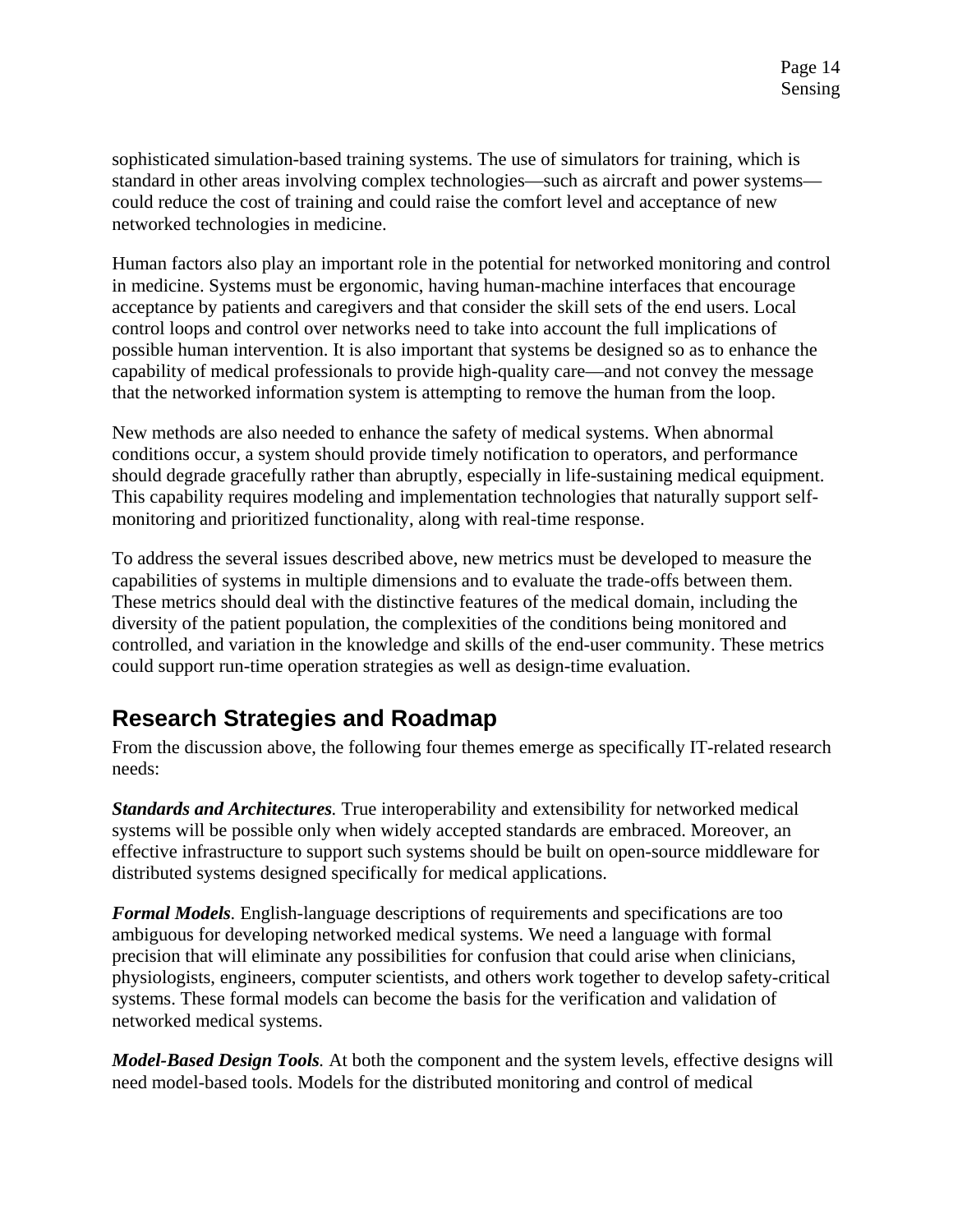sophisticated simulation-based training systems. The use of simulators for training, which is standard in other areas involving complex technologies—such as aircraft and power systems—could reduce the cost of training and could raise the comfort level and acceptance of new networked technologies in medicine.

Human factors also play an important role in the potential for networked monitoring and control in medicine. Systems must be ergonomic, having human-machine interfaces that encourage acceptance by patients and caregivers and that consider the skill sets of the end users. Local control loops and control over networks need to take into account the full implications of possible human intervention. It is also important that systems be designed so as to enhance the capability of medical professionals to provide high-quality care—and not convey the message that the networked information system is attempting to remove the human from the loop.

New methods are also needed to enhance the safety of medical systems. When abnormal conditions occur, a system should provide timely notification to operators, and performance should degrade gracefully rather than abruptly, especially in life-sustaining medical equipment. This capability requires modeling and implementation technologies that naturally support self-monitoring and prioritized functionality, along with real-time response.

To address the several issues described above, new metrics must be developed to measure the capabilities of systems in multiple dimensions and to evaluate the trade-offs between them. These metrics should deal with the distinctive features of the medical domain, including the diversity of the patient population, the complexities of the conditions being monitored and controlled, and variation in the knowledge and skills of the end-user community. These metrics could support run-time operation strategies as well as design-time evaluation.

## Research Strategies and Roadmap

From the discussion above, the following four themes emerge as specifically IT-related research needs:

***Standards and Architectures.*** True interoperability and extensibility for networked medical systems will be possible only when widely accepted standards are embraced. Moreover, an effective infrastructure to support such systems should be built on open-source middleware for distributed systems designed specifically for medical applications.

***Formal Models*.** English-language descriptions of requirements and specifications are too ambiguous for developing networked medical systems. We need a language with formal precision that will eliminate any possibilities for confusion that could arise when clinicians, physiologists, engineers, computer scientists, and others work together to develop safety-critical systems. These formal models can become the basis for the verification and validation of networked medical systems.

***Model-Based Design Tools.*** At both the component and the system levels, effective designs will need model-based tools. Models for the distributed monitoring and control of medical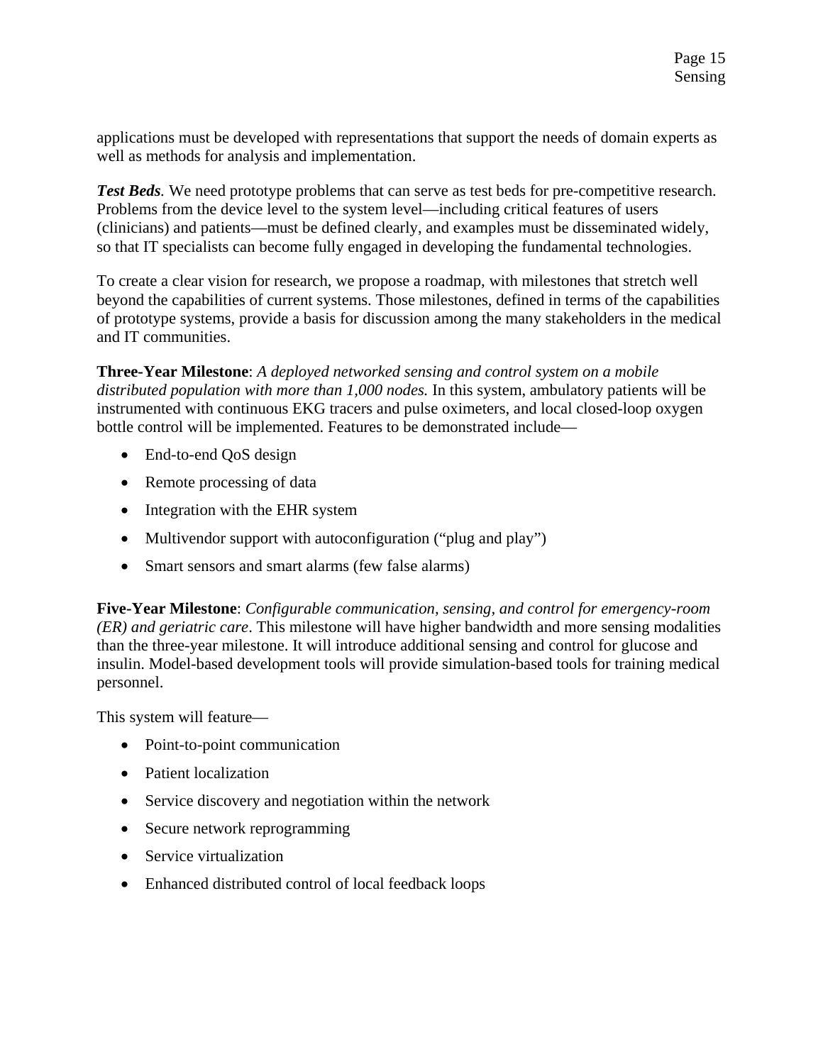applications must be developed with representations that support the needs of domain experts as well as methods for analysis and implementation.

***Test Beds.*** We need prototype problems that can serve as test beds for pre-competitive research. Problems from the device level to the system level—including critical features of users (clinicians) and patients—must be defined clearly, and examples must be disseminated widely, so that IT specialists can become fully engaged in developing the fundamental technologies.

To create a clear vision for research, we propose a roadmap, with milestones that stretch well beyond the capabilities of current systems. Those milestones, defined in terms of the capabilities of prototype systems, provide a basis for discussion among the many stakeholders in the medical and IT communities.

**Three-Year Milestone**: *A deployed networked sensing and control system on a mobile distributed population with more than 1,000 nodes.* In this system, ambulatory patients will be instrumented with continuous EKG tracers and pulse oximeters, and local closed-loop oxygen bottle control will be implemented. Features to be demonstrated include—

- End-to-end QoS design
- Remote processing of data
- Integration with the EHR system
- Multivendor support with autoconfiguration ("plug and play")
- Smart sensors and smart alarms (few false alarms)

**Five-Year Milestone**: *Configurable communication, sensing, and control for emergency-room (ER) and geriatric care*. This milestone will have higher bandwidth and more sensing modalities than the three-year milestone. It will introduce additional sensing and control for glucose and insulin. Model-based development tools will provide simulation-based tools for training medical personnel.

This system will feature—

- Point-to-point communication
- Patient localization
- Service discovery and negotiation within the network
- Secure network reprogramming
- Service virtualization
- Enhanced distributed control of local feedback loops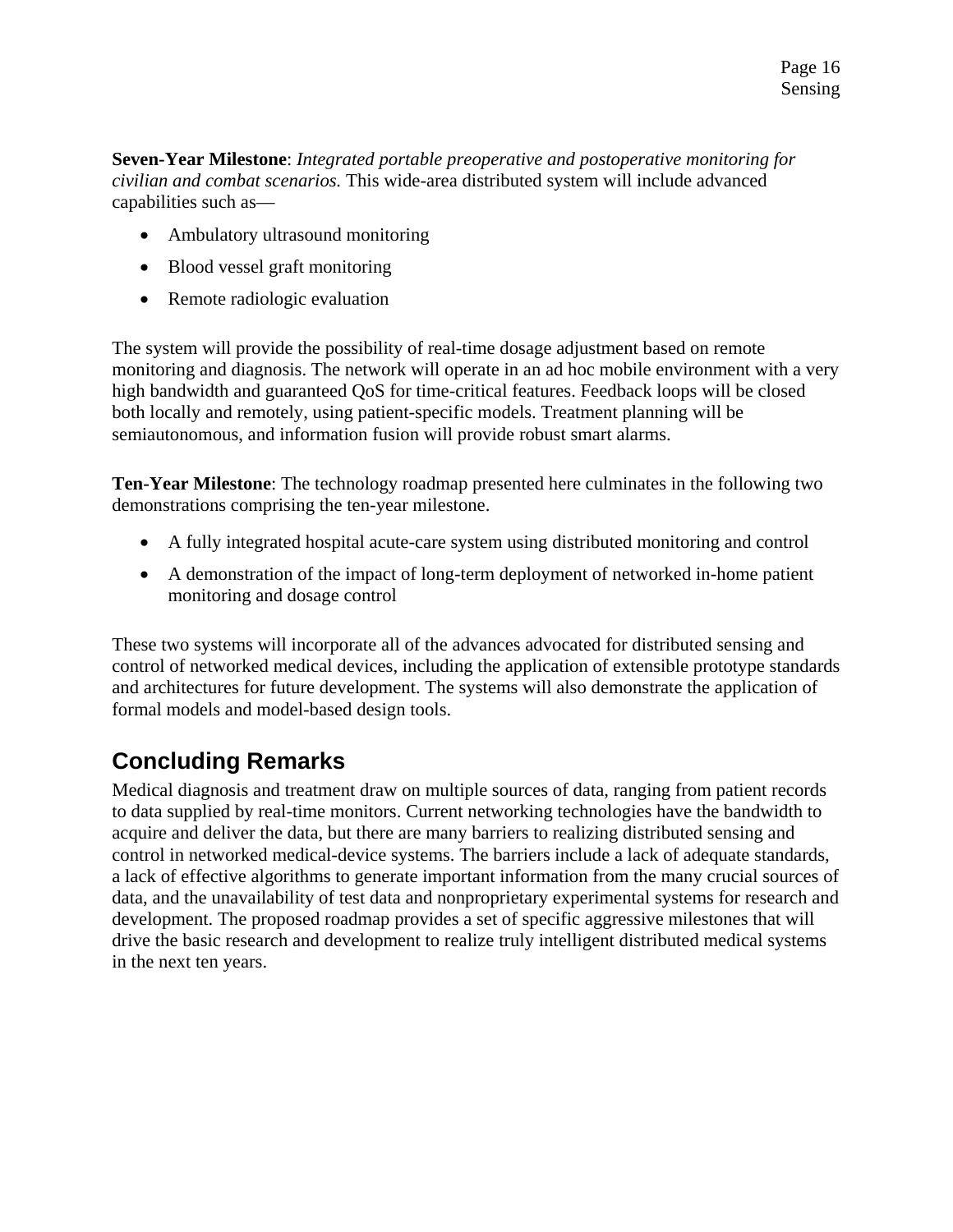**Seven-Year Milestone**: *Integrated portable preoperative and postoperative monitoring for civilian and combat scenarios.* This wide-area distributed system will include advanced capabilities such as—

- Ambulatory ultrasound monitoring
- Blood vessel graft monitoring
- Remote radiologic evaluation

The system will provide the possibility of real-time dosage adjustment based on remote monitoring and diagnosis. The network will operate in an ad hoc mobile environment with a very high bandwidth and guaranteed QoS for time-critical features. Feedback loops will be closed both locally and remotely, using patient-specific models. Treatment planning will be semiautonomous, and information fusion will provide robust smart alarms.

**Ten-Year Milestone**: The technology roadmap presented here culminates in the following two demonstrations comprising the ten-year milestone.

- A fully integrated hospital acute-care system using distributed monitoring and control
- A demonstration of the impact of long-term deployment of networked in-home patient monitoring and dosage control

These two systems will incorporate all of the advances advocated for distributed sensing and control of networked medical devices, including the application of extensible prototype standards and architectures for future development. The systems will also demonstrate the application of formal models and model-based design tools.

## Concluding Remarks

Medical diagnosis and treatment draw on multiple sources of data, ranging from patient records to data supplied by real-time monitors. Current networking technologies have the bandwidth to acquire and deliver the data, but there are many barriers to realizing distributed sensing and control in networked medical-device systems. The barriers include a lack of adequate standards, a lack of effective algorithms to generate important information from the many crucial sources of data, and the unavailability of test data and nonproprietary experimental systems for research and development. The proposed roadmap provides a set of specific aggressive milestones that will drive the basic research and development to realize truly intelligent distributed medical systems in the next ten years.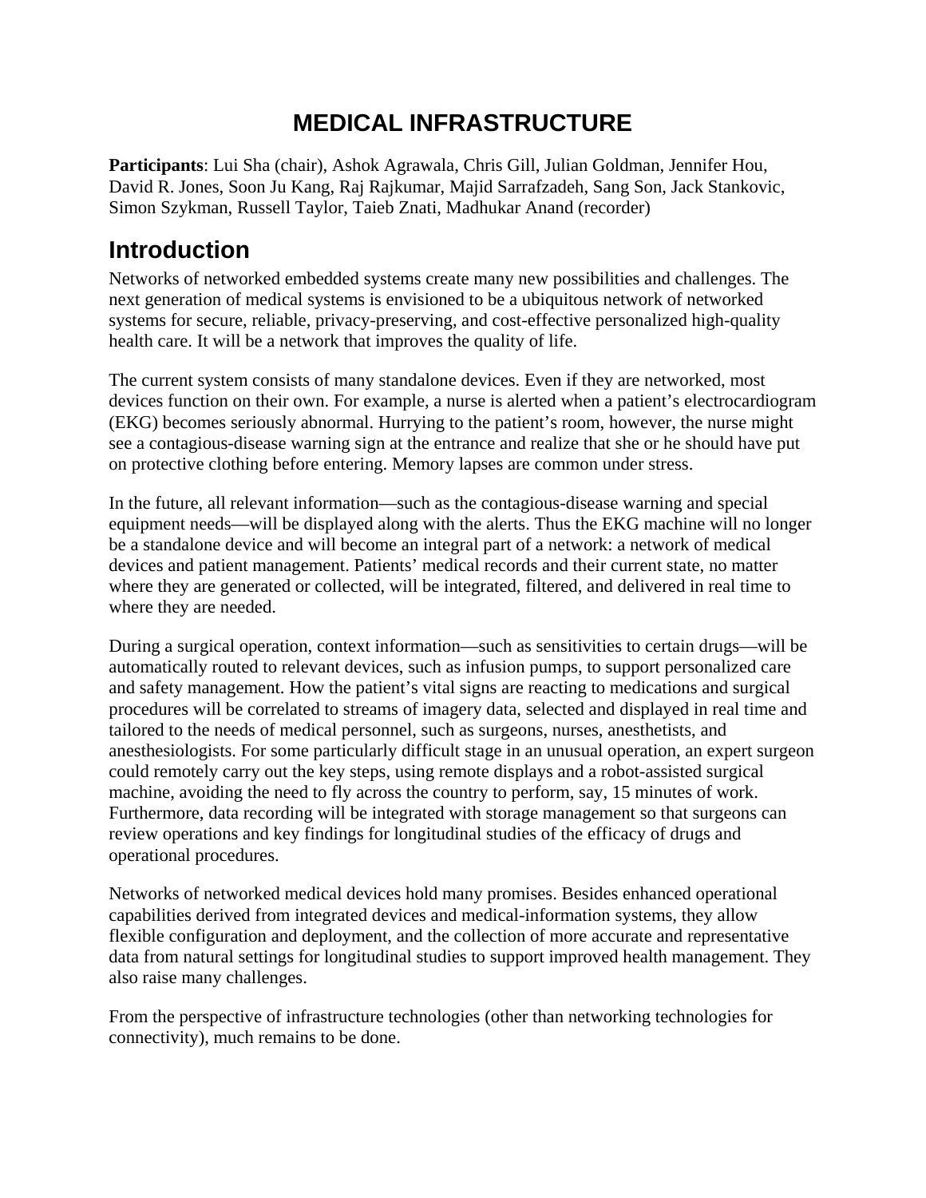# MEDICAL INFRASTRUCTURE

**Participants**: Lui Sha (chair), Ashok Agrawala, Chris Gill, Julian Goldman, Jennifer Hou, David R. Jones, Soon Ju Kang, Raj Rajkumar, Majid Sarrafzadeh, Sang Son, Jack Stankovic, Simon Szykman, Russell Taylor, Taieb Znati, Madhukar Anand (recorder)

## Introduction

Networks of networked embedded systems create many new possibilities and challenges. The next generation of medical systems is envisioned to be a ubiquitous network of networked systems for secure, reliable, privacy-preserving, and cost-effective personalized high-quality health care. It will be a network that improves the quality of life.

The current system consists of many standalone devices. Even if they are networked, most devices function on their own. For example, a nurse is alerted when a patient's electrocardiogram (EKG) becomes seriously abnormal. Hurrying to the patient's room, however, the nurse might see a contagious-disease warning sign at the entrance and realize that she or he should have put on protective clothing before entering. Memory lapses are common under stress.

In the future, all relevant information—such as the contagious-disease warning and special equipment needs—will be displayed along with the alerts. Thus the EKG machine will no longer be a standalone device and will become an integral part of a network: a network of medical devices and patient management. Patients' medical records and their current state, no matter where they are generated or collected, will be integrated, filtered, and delivered in real time to where they are needed.

During a surgical operation, context information—such as sensitivities to certain drugs—will be automatically routed to relevant devices, such as infusion pumps, to support personalized care and safety management. How the patient's vital signs are reacting to medications and surgical procedures will be correlated to streams of imagery data, selected and displayed in real time and tailored to the needs of medical personnel, such as surgeons, nurses, anesthetists, and anesthesiologists. For some particularly difficult stage in an unusual operation, an expert surgeon could remotely carry out the key steps, using remote displays and a robot-assisted surgical machine, avoiding the need to fly across the country to perform, say, 15 minutes of work. Furthermore, data recording will be integrated with storage management so that surgeons can review operations and key findings for longitudinal studies of the efficacy of drugs and operational procedures.

Networks of networked medical devices hold many promises. Besides enhanced operational capabilities derived from integrated devices and medical-information systems, they allow flexible configuration and deployment, and the collection of more accurate and representative data from natural settings for longitudinal studies to support improved health management. They also raise many challenges.

From the perspective of infrastructure technologies (other than networking technologies for connectivity), much remains to be done.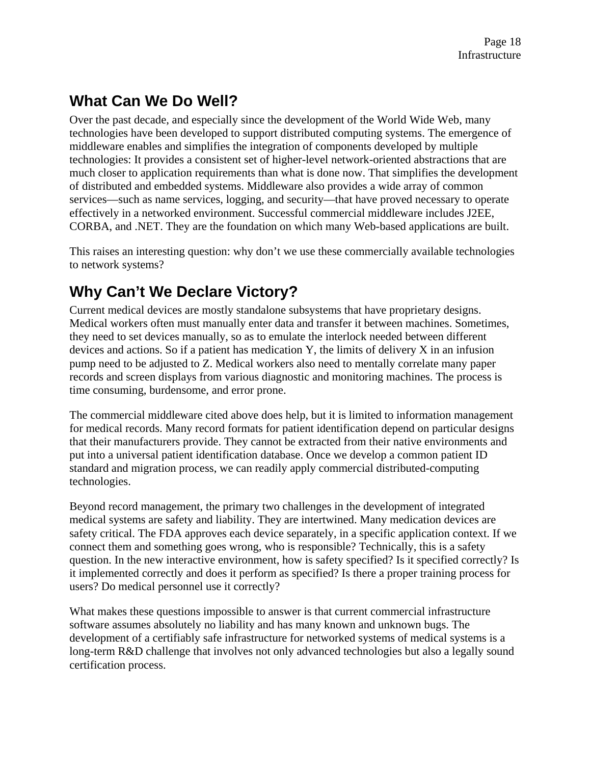## What Can We Do Well?

Over the past decade, and especially since the development of the World Wide Web, many technologies have been developed to support distributed computing systems. The emergence of middleware enables and simplifies the integration of components developed by multiple technologies: It provides a consistent set of higher-level network-oriented abstractions that are much closer to application requirements than what is done now. That simplifies the development of distributed and embedded systems. Middleware also provides a wide array of common services—such as name services, logging, and security—that have proved necessary to operate effectively in a networked environment. Successful commercial middleware includes J2EE, CORBA, and .NET. They are the foundation on which many Web-based applications are built.

This raises an interesting question: why don't we use these commercially available technologies to network systems?

## Why Can't We Declare Victory?

Current medical devices are mostly standalone subsystems that have proprietary designs. Medical workers often must manually enter data and transfer it between machines. Sometimes, they need to set devices manually, so as to emulate the interlock needed between different devices and actions. So if a patient has medication Y, the limits of delivery X in an infusion pump need to be adjusted to Z. Medical workers also need to mentally correlate many paper records and screen displays from various diagnostic and monitoring machines. The process is time consuming, burdensome, and error prone.

The commercial middleware cited above does help, but it is limited to information management for medical records. Many record formats for patient identification depend on particular designs that their manufacturers provide. They cannot be extracted from their native environments and put into a universal patient identification database. Once we develop a common patient ID standard and migration process, we can readily apply commercial distributed-computing technologies.

Beyond record management, the primary two challenges in the development of integrated medical systems are safety and liability. They are intertwined. Many medication devices are safety critical. The FDA approves each device separately, in a specific application context. If we connect them and something goes wrong, who is responsible? Technically, this is a safety question. In the new interactive environment, how is safety specified? Is it specified correctly? Is it implemented correctly and does it perform as specified? Is there a proper training process for users? Do medical personnel use it correctly?

What makes these questions impossible to answer is that current commercial infrastructure software assumes absolutely no liability and has many known and unknown bugs. The development of a certifiably safe infrastructure for networked systems of medical systems is a long-term R&D challenge that involves not only advanced technologies but also a legally sound certification process.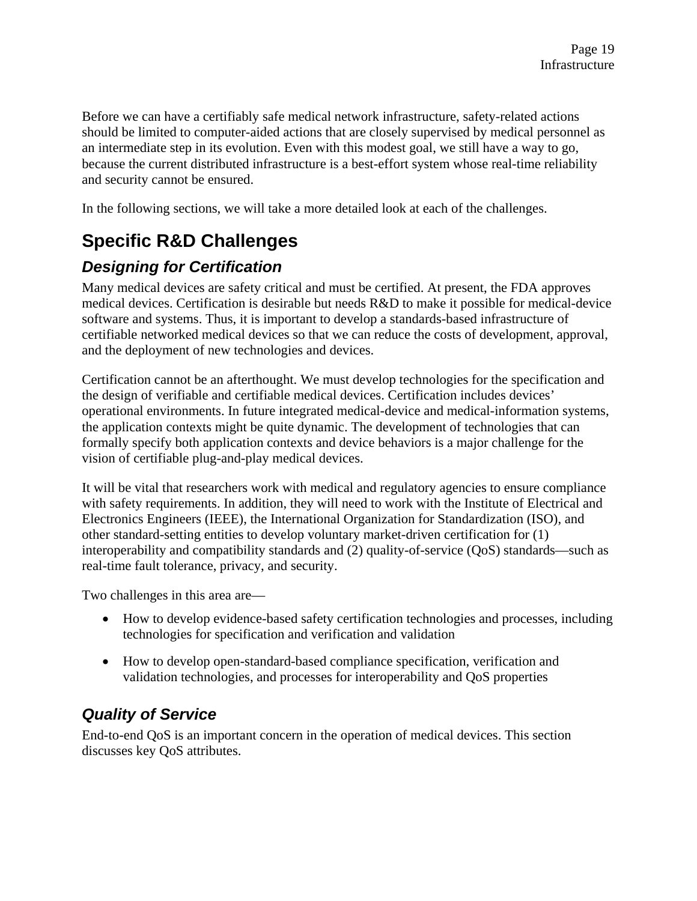Before we can have a certifiably safe medical network infrastructure, safety-related actions should be limited to computer-aided actions that are closely supervised by medical personnel as an intermediate step in its evolution. Even with this modest goal, we still have a way to go, because the current distributed infrastructure is a best-effort system whose real-time reliability and security cannot be ensured.

In the following sections, we will take a more detailed look at each of the challenges.

## Specific R&D Challenges

### *Designing for Certification*

Many medical devices are safety critical and must be certified. At present, the FDA approves medical devices. Certification is desirable but needs R&D to make it possible for medical-device software and systems. Thus, it is important to develop a standards-based infrastructure of certifiable networked medical devices so that we can reduce the costs of development, approval, and the deployment of new technologies and devices.

Certification cannot be an afterthought. We must develop technologies for the specification and the design of verifiable and certifiable medical devices. Certification includes devices' operational environments. In future integrated medical-device and medical-information systems, the application contexts might be quite dynamic. The development of technologies that can formally specify both application contexts and device behaviors is a major challenge for the vision of certifiable plug-and-play medical devices.

It will be vital that researchers work with medical and regulatory agencies to ensure compliance with safety requirements. In addition, they will need to work with the Institute of Electrical and Electronics Engineers (IEEE), the International Organization for Standardization (ISO), and other standard-setting entities to develop voluntary market-driven certification for (1) interoperability and compatibility standards and (2) quality-of-service (QoS) standards—such as real-time fault tolerance, privacy, and security.

Two challenges in this area are—

- How to develop evidence-based safety certification technologies and processes, including technologies for specification and verification and validation
- How to develop open-standard-based compliance specification, verification and validation technologies, and processes for interoperability and QoS properties

### *Quality of Service*

End-to-end QoS is an important concern in the operation of medical devices. This section discusses key QoS attributes.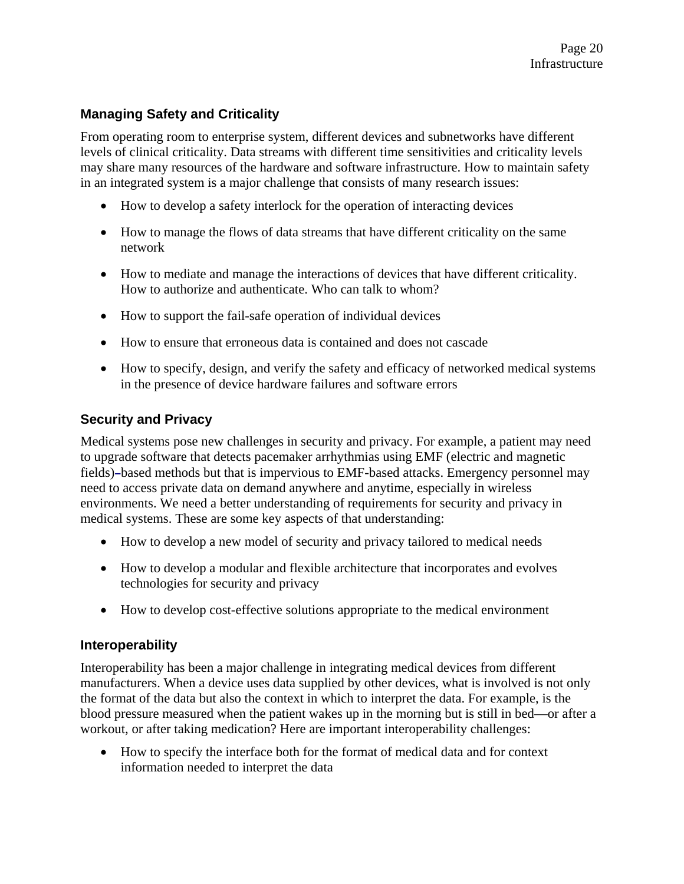## Managing Safety and Criticality

From operating room to enterprise system, different devices and subnetworks have different levels of clinical criticality. Data streams with different time sensitivities and criticality levels may share many resources of the hardware and software infrastructure. How to maintain safety in an integrated system is a major challenge that consists of many research issues:

- How to develop a safety interlock for the operation of interacting devices
- How to manage the flows of data streams that have different criticality on the same network
- How to mediate and manage the interactions of devices that have different criticality. How to authorize and authenticate. Who can talk to whom?
- How to support the fail-safe operation of individual devices
- How to ensure that erroneous data is contained and does not cascade
- How to specify, design, and verify the safety and efficacy of networked medical systems in the presence of device hardware failures and software errors

## Security and Privacy

Medical systems pose new challenges in security and privacy. For example, a patient may need to upgrade software that detects pacemaker arrhythmias using EMF (electric and magnetic fields)–based methods but that is impervious to EMF-based attacks. Emergency personnel may need to access private data on demand anywhere and anytime, especially in wireless environments. We need a better understanding of requirements for security and privacy in medical systems. These are some key aspects of that understanding:

- How to develop a new model of security and privacy tailored to medical needs
- How to develop a modular and flexible architecture that incorporates and evolves technologies for security and privacy
- How to develop cost-effective solutions appropriate to the medical environment

## Interoperability

Interoperability has been a major challenge in integrating medical devices from different manufacturers. When a device uses data supplied by other devices, what is involved is not only the format of the data but also the context in which to interpret the data. For example, is the blood pressure measured when the patient wakes up in the morning but is still in bed—or after a workout, or after taking medication? Here are important interoperability challenges:

- How to specify the interface both for the format of medical data and for context information needed to interpret the data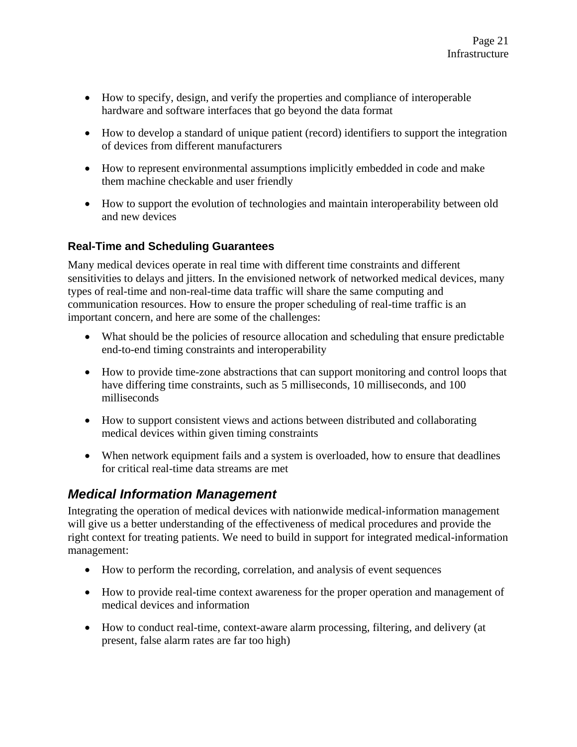- How to specify, design, and verify the properties and compliance of interoperable hardware and software interfaces that go beyond the data format

- How to develop a standard of unique patient (record) identifiers to support the integration of devices from different manufacturers

- How to represent environmental assumptions implicitly embedded in code and make them machine checkable and user friendly

- How to support the evolution of technologies and maintain interoperability between old and new devices

### Real-Time and Scheduling Guarantees

Many medical devices operate in real time with different time constraints and different sensitivities to delays and jitters. In the envisioned network of networked medical devices, many types of real-time and non-real-time data traffic will share the same computing and communication resources. How to ensure the proper scheduling of real-time traffic is an important concern, and here are some of the challenges:

- What should be the policies of resource allocation and scheduling that ensure predictable end-to-end timing constraints and interoperability

- How to provide time-zone abstractions that can support monitoring and control loops that have differing time constraints, such as 5 milliseconds, 10 milliseconds, and 100 milliseconds

- How to support consistent views and actions between distributed and collaborating medical devices within given timing constraints

- When network equipment fails and a system is overloaded, how to ensure that deadlines for critical real-time data streams are met

## *Medical Information Management*

Integrating the operation of medical devices with nationwide medical-information management will give us a better understanding of the effectiveness of medical procedures and provide the right context for treating patients. We need to build in support for integrated medical-information management:

- How to perform the recording, correlation, and analysis of event sequences

- How to provide real-time context awareness for the proper operation and management of medical devices and information

- How to conduct real-time, context-aware alarm processing, filtering, and delivery (at present, false alarm rates are far too high)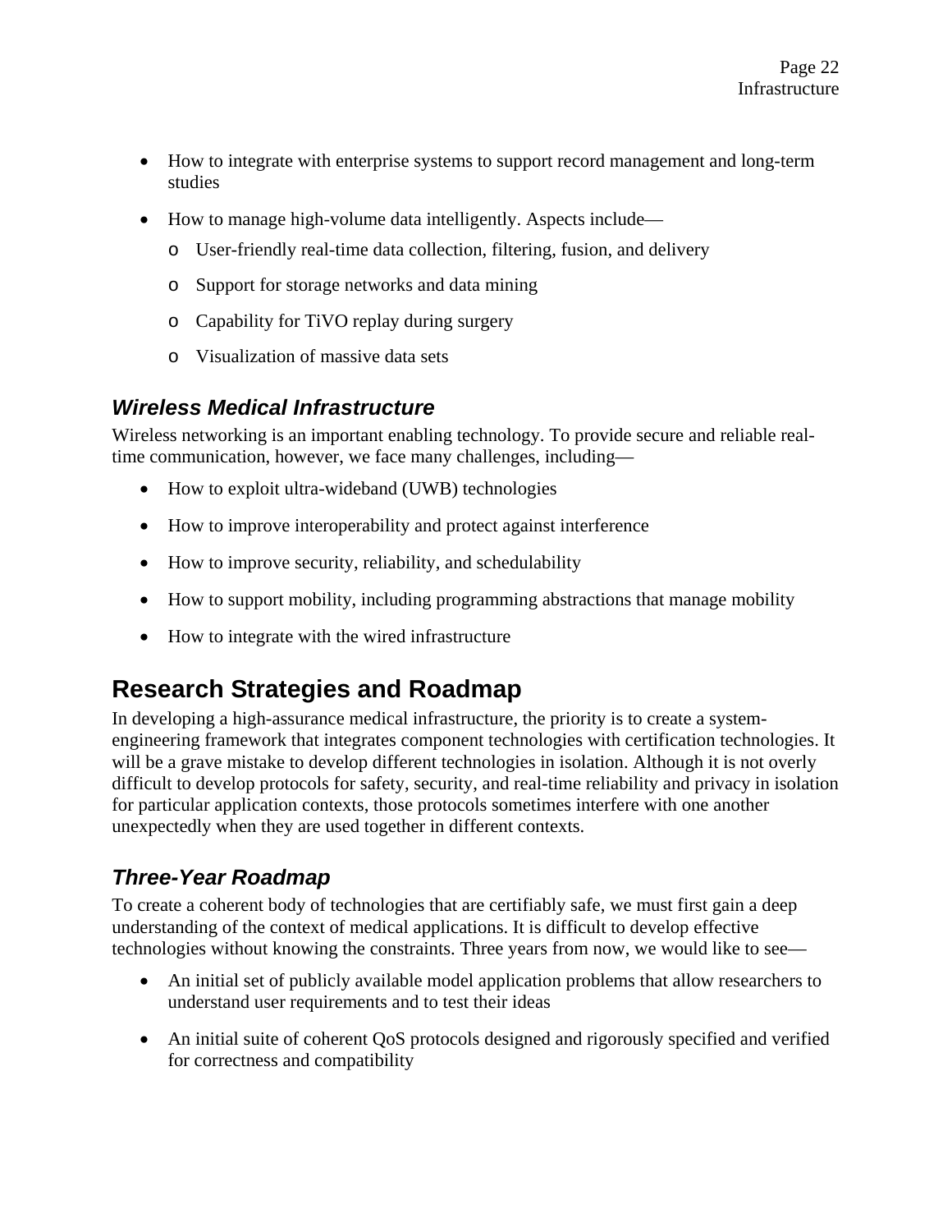- How to integrate with enterprise systems to support record management and long-term studies
- How to manage high-volume data intelligently. Aspects include—
  - User-friendly real-time data collection, filtering, fusion, and delivery
  - Support for storage networks and data mining
  - Capability for TiVO replay during surgery
  - Visualization of massive data sets

### *Wireless Medical Infrastructure*

Wireless networking is an important enabling technology. To provide secure and reliable real-time communication, however, we face many challenges, including—

- How to exploit ultra-wideband (UWB) technologies
- How to improve interoperability and protect against interference
- How to improve security, reliability, and schedulability
- How to support mobility, including programming abstractions that manage mobility
- How to integrate with the wired infrastructure

## Research Strategies and Roadmap

In developing a high-assurance medical infrastructure, the priority is to create a system-engineering framework that integrates component technologies with certification technologies. It will be a grave mistake to develop different technologies in isolation. Although it is not overly difficult to develop protocols for safety, security, and real-time reliability and privacy in isolation for particular application contexts, those protocols sometimes interfere with one another unexpectedly when they are used together in different contexts.

### *Three-Year Roadmap*

To create a coherent body of technologies that are certifiably safe, we must first gain a deep understanding of the context of medical applications. It is difficult to develop effective technologies without knowing the constraints. Three years from now, we would like to see—

- An initial set of publicly available model application problems that allow researchers to understand user requirements and to test their ideas
- An initial suite of coherent QoS protocols designed and rigorously specified and verified for correctness and compatibility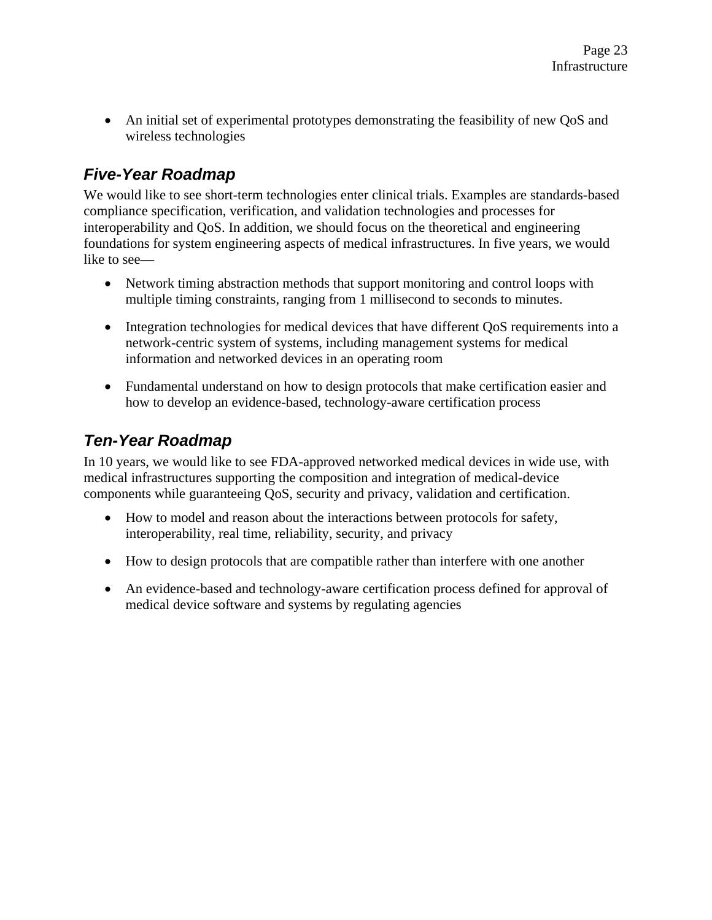- An initial set of experimental prototypes demonstrating the feasibility of new QoS and wireless technologies

## *Five-Year Roadmap*

We would like to see short-term technologies enter clinical trials. Examples are standards-based compliance specification, verification, and validation technologies and processes for interoperability and QoS. In addition, we should focus on the theoretical and engineering foundations for system engineering aspects of medical infrastructures. In five years, we would like to see—

- Network timing abstraction methods that support monitoring and control loops with multiple timing constraints, ranging from 1 millisecond to seconds to minutes.
- Integration technologies for medical devices that have different QoS requirements into a network-centric system of systems, including management systems for medical information and networked devices in an operating room
- Fundamental understand on how to design protocols that make certification easier and how to develop an evidence-based, technology-aware certification process

## *Ten-Year Roadmap*

In 10 years, we would like to see FDA-approved networked medical devices in wide use, with medical infrastructures supporting the composition and integration of medical-device components while guaranteeing QoS, security and privacy, validation and certification.

- How to model and reason about the interactions between protocols for safety, interoperability, real time, reliability, security, and privacy
- How to design protocols that are compatible rather than interfere with one another
- An evidence-based and technology-aware certification process defined for approval of medical device software and systems by regulating agencies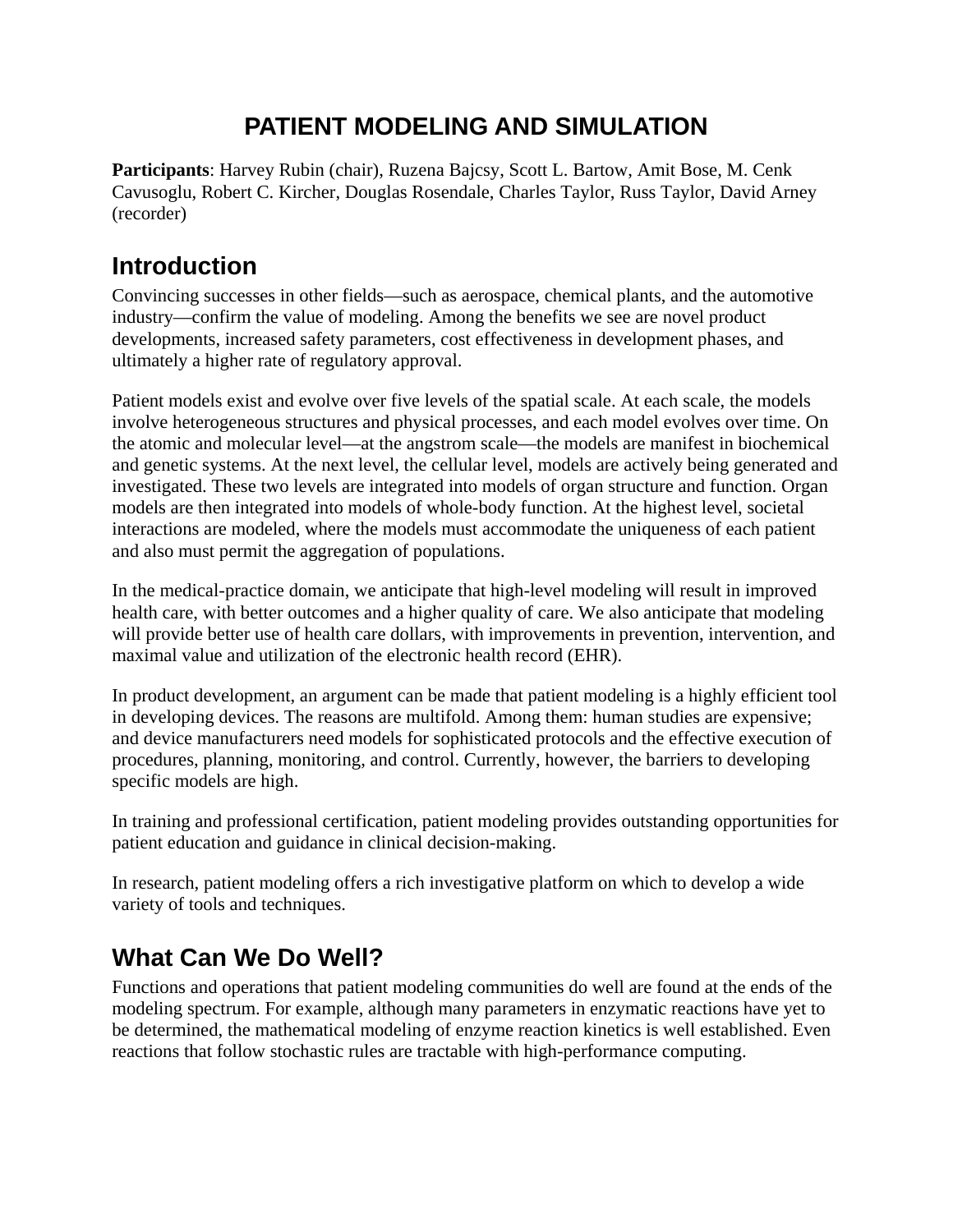# PATIENT MODELING AND SIMULATION

**Participants**: Harvey Rubin (chair), Ruzena Bajcsy, Scott L. Bartow, Amit Bose, M. Cenk Cavusoglu, Robert C. Kircher, Douglas Rosendale, Charles Taylor, Russ Taylor, David Arney (recorder)

## Introduction

Convincing successes in other fields—such as aerospace, chemical plants, and the automotive industry—confirm the value of modeling. Among the benefits we see are novel product developments, increased safety parameters, cost effectiveness in development phases, and ultimately a higher rate of regulatory approval.

Patient models exist and evolve over five levels of the spatial scale. At each scale, the models involve heterogeneous structures and physical processes, and each model evolves over time. On the atomic and molecular level—at the angstrom scale—the models are manifest in biochemical and genetic systems. At the next level, the cellular level, models are actively being generated and investigated. These two levels are integrated into models of organ structure and function. Organ models are then integrated into models of whole-body function. At the highest level, societal interactions are modeled, where the models must accommodate the uniqueness of each patient and also must permit the aggregation of populations.

In the medical-practice domain, we anticipate that high-level modeling will result in improved health care, with better outcomes and a higher quality of care. We also anticipate that modeling will provide better use of health care dollars, with improvements in prevention, intervention, and maximal value and utilization of the electronic health record (EHR).

In product development, an argument can be made that patient modeling is a highly efficient tool in developing devices. The reasons are multifold. Among them: human studies are expensive; and device manufacturers need models for sophisticated protocols and the effective execution of procedures, planning, monitoring, and control. Currently, however, the barriers to developing specific models are high.

In training and professional certification, patient modeling provides outstanding opportunities for patient education and guidance in clinical decision-making.

In research, patient modeling offers a rich investigative platform on which to develop a wide variety of tools and techniques.

## What Can We Do Well?

Functions and operations that patient modeling communities do well are found at the ends of the modeling spectrum. For example, although many parameters in enzymatic reactions have yet to be determined, the mathematical modeling of enzyme reaction kinetics is well established. Even reactions that follow stochastic rules are tractable with high-performance computing.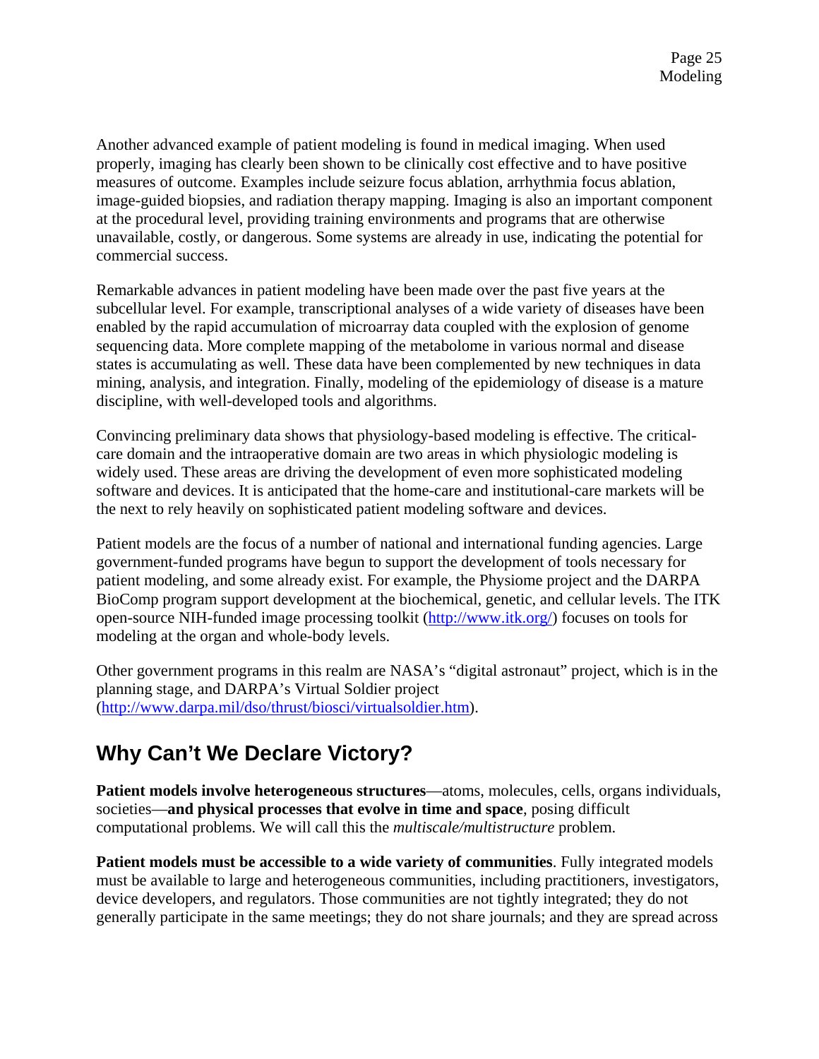Another advanced example of patient modeling is found in medical imaging. When used properly, imaging has clearly been shown to be clinically cost effective and to have positive measures of outcome. Examples include seizure focus ablation, arrhythmia focus ablation, image-guided biopsies, and radiation therapy mapping. Imaging is also an important component at the procedural level, providing training environments and programs that are otherwise unavailable, costly, or dangerous. Some systems are already in use, indicating the potential for commercial success.

Remarkable advances in patient modeling have been made over the past five years at the subcellular level. For example, transcriptional analyses of a wide variety of diseases have been enabled by the rapid accumulation of microarray data coupled with the explosion of genome sequencing data. More complete mapping of the metabolome in various normal and disease states is accumulating as well. These data have been complemented by new techniques in data mining, analysis, and integration. Finally, modeling of the epidemiology of disease is a mature discipline, with well-developed tools and algorithms.

Convincing preliminary data shows that physiology-based modeling is effective. The critical-care domain and the intraoperative domain are two areas in which physiologic modeling is widely used. These areas are driving the development of even more sophisticated modeling software and devices. It is anticipated that the home-care and institutional-care markets will be the next to rely heavily on sophisticated patient modeling software and devices.

Patient models are the focus of a number of national and international funding agencies. Large government-funded programs have begun to support the development of tools necessary for patient modeling, and some already exist. For example, the Physiome project and the DARPA BioComp program support development at the biochemical, genetic, and cellular levels. The ITK open-source NIH-funded image processing toolkit (http://www.itk.org/) focuses on tools for modeling at the organ and whole-body levels.

Other government programs in this realm are NASA's "digital astronaut" project, which is in the planning stage, and DARPA's Virtual Soldier project (http://www.darpa.mil/dso/thrust/biosci/virtualsoldier.htm).

## Why Can't We Declare Victory?

**Patient models involve heterogeneous structures**—atoms, molecules, cells, organs individuals, societies—**and physical processes that evolve in time and space**, posing difficult computational problems. We will call this the *multiscale/multistructure* problem.

**Patient models must be accessible to a wide variety of communities**. Fully integrated models must be available to large and heterogeneous communities, including practitioners, investigators, device developers, and regulators. Those communities are not tightly integrated; they do not generally participate in the same meetings; they do not share journals; and they are spread across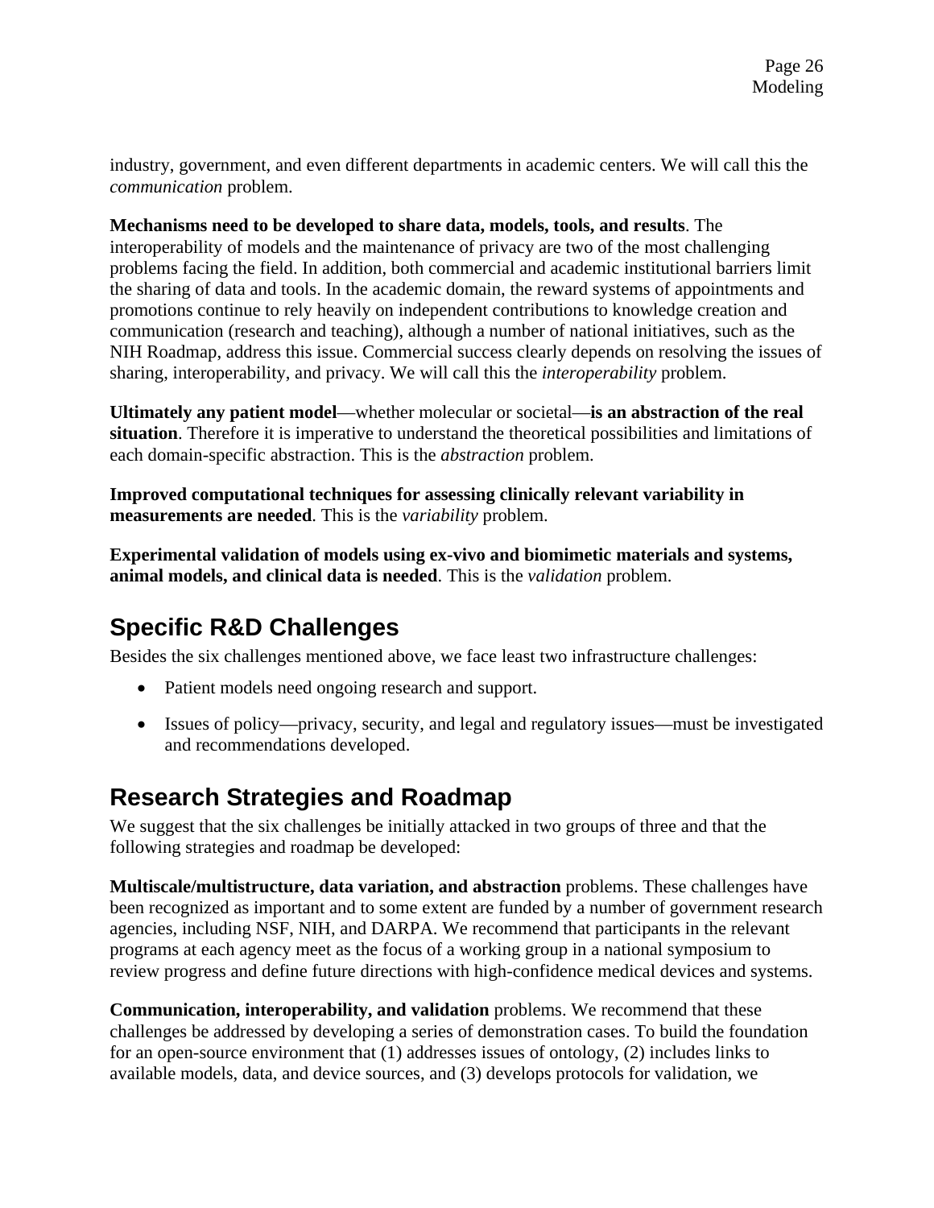industry, government, and even different departments in academic centers. We will call this the *communication* problem.

**Mechanisms need to be developed to share data, models, tools, and results**. The interoperability of models and the maintenance of privacy are two of the most challenging problems facing the field. In addition, both commercial and academic institutional barriers limit the sharing of data and tools. In the academic domain, the reward systems of appointments and promotions continue to rely heavily on independent contributions to knowledge creation and communication (research and teaching), although a number of national initiatives, such as the NIH Roadmap, address this issue. Commercial success clearly depends on resolving the issues of sharing, interoperability, and privacy. We will call this the *interoperability* problem.

**Ultimately any patient model**—whether molecular or societal—**is an abstraction of the real situation**. Therefore it is imperative to understand the theoretical possibilities and limitations of each domain-specific abstraction. This is the *abstraction* problem.

**Improved computational techniques for assessing clinically relevant variability in measurements are needed**. This is the *variability* problem.

**Experimental validation of models using ex-vivo and biomimetic materials and systems, animal models, and clinical data is needed**. This is the *validation* problem.

## Specific R&D Challenges

Besides the six challenges mentioned above, we face least two infrastructure challenges:

- Patient models need ongoing research and support.
- Issues of policy—privacy, security, and legal and regulatory issues—must be investigated and recommendations developed.

## Research Strategies and Roadmap

We suggest that the six challenges be initially attacked in two groups of three and that the following strategies and roadmap be developed:

**Multiscale/multistructure, data variation, and abstraction** problems. These challenges have been recognized as important and to some extent are funded by a number of government research agencies, including NSF, NIH, and DARPA. We recommend that participants in the relevant programs at each agency meet as the focus of a working group in a national symposium to review progress and define future directions with high-confidence medical devices and systems.

**Communication, interoperability, and validation** problems. We recommend that these challenges be addressed by developing a series of demonstration cases. To build the foundation for an open-source environment that (1) addresses issues of ontology, (2) includes links to available models, data, and device sources, and (3) develops protocols for validation, we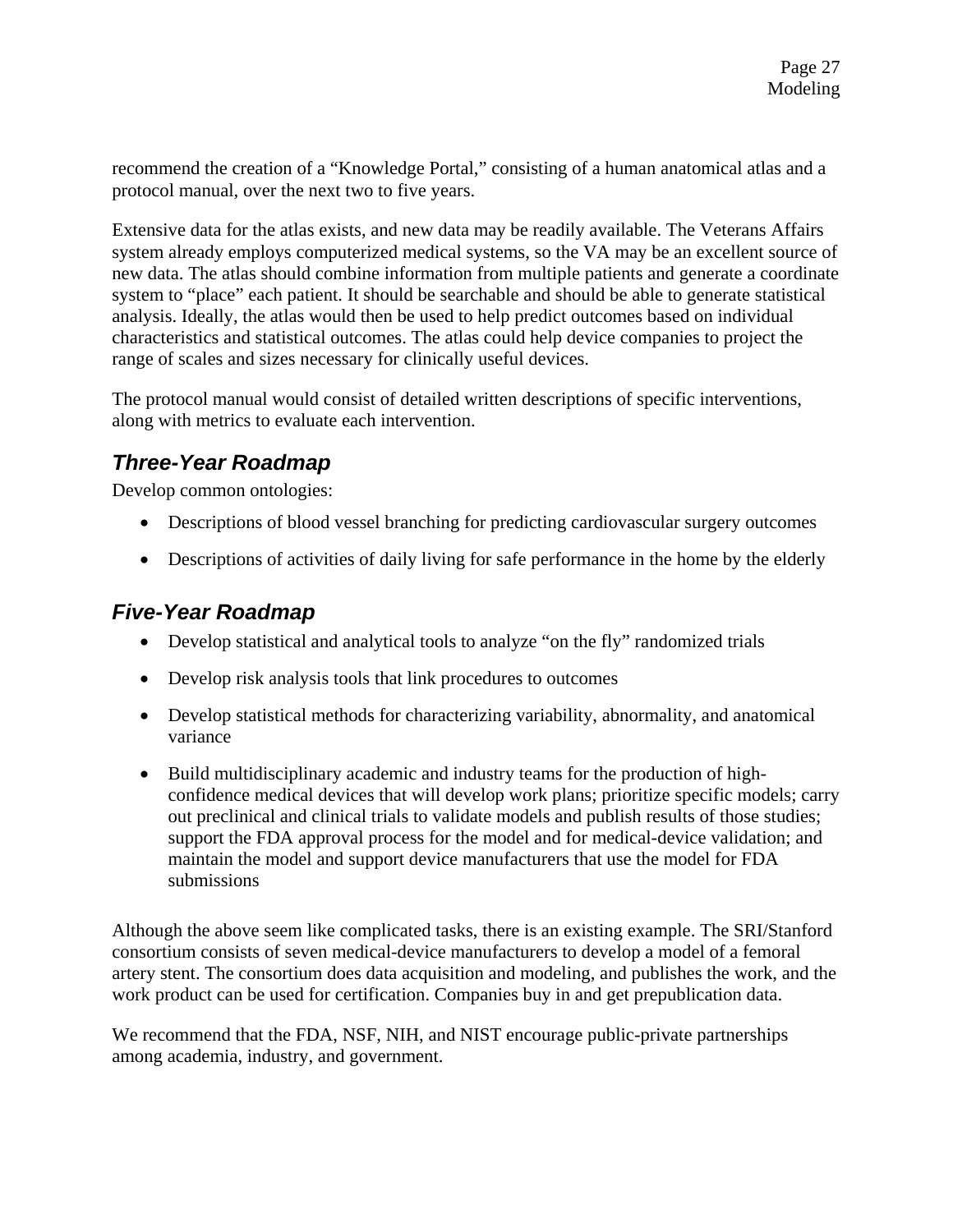recommend the creation of a "Knowledge Portal," consisting of a human anatomical atlas and a protocol manual, over the next two to five years.

Extensive data for the atlas exists, and new data may be readily available. The Veterans Affairs system already employs computerized medical systems, so the VA may be an excellent source of new data. The atlas should combine information from multiple patients and generate a coordinate system to "place" each patient. It should be searchable and should be able to generate statistical analysis. Ideally, the atlas would then be used to help predict outcomes based on individual characteristics and statistical outcomes. The atlas could help device companies to project the range of scales and sizes necessary for clinically useful devices.

The protocol manual would consist of detailed written descriptions of specific interventions, along with metrics to evaluate each intervention.

## *Three-Year Roadmap*

Develop common ontologies:

- Descriptions of blood vessel branching for predicting cardiovascular surgery outcomes
- Descriptions of activities of daily living for safe performance in the home by the elderly

## *Five-Year Roadmap*

- Develop statistical and analytical tools to analyze "on the fly" randomized trials
- Develop risk analysis tools that link procedures to outcomes
- Develop statistical methods for characterizing variability, abnormality, and anatomical variance
- Build multidisciplinary academic and industry teams for the production of high-confidence medical devices that will develop work plans; prioritize specific models; carry out preclinical and clinical trials to validate models and publish results of those studies; support the FDA approval process for the model and for medical-device validation; and maintain the model and support device manufacturers that use the model for FDA submissions

Although the above seem like complicated tasks, there is an existing example. The SRI/Stanford consortium consists of seven medical-device manufacturers to develop a model of a femoral artery stent. The consortium does data acquisition and modeling, and publishes the work, and the work product can be used for certification. Companies buy in and get prepublication data.

We recommend that the FDA, NSF, NIH, and NIST encourage public-private partnerships among academia, industry, and government.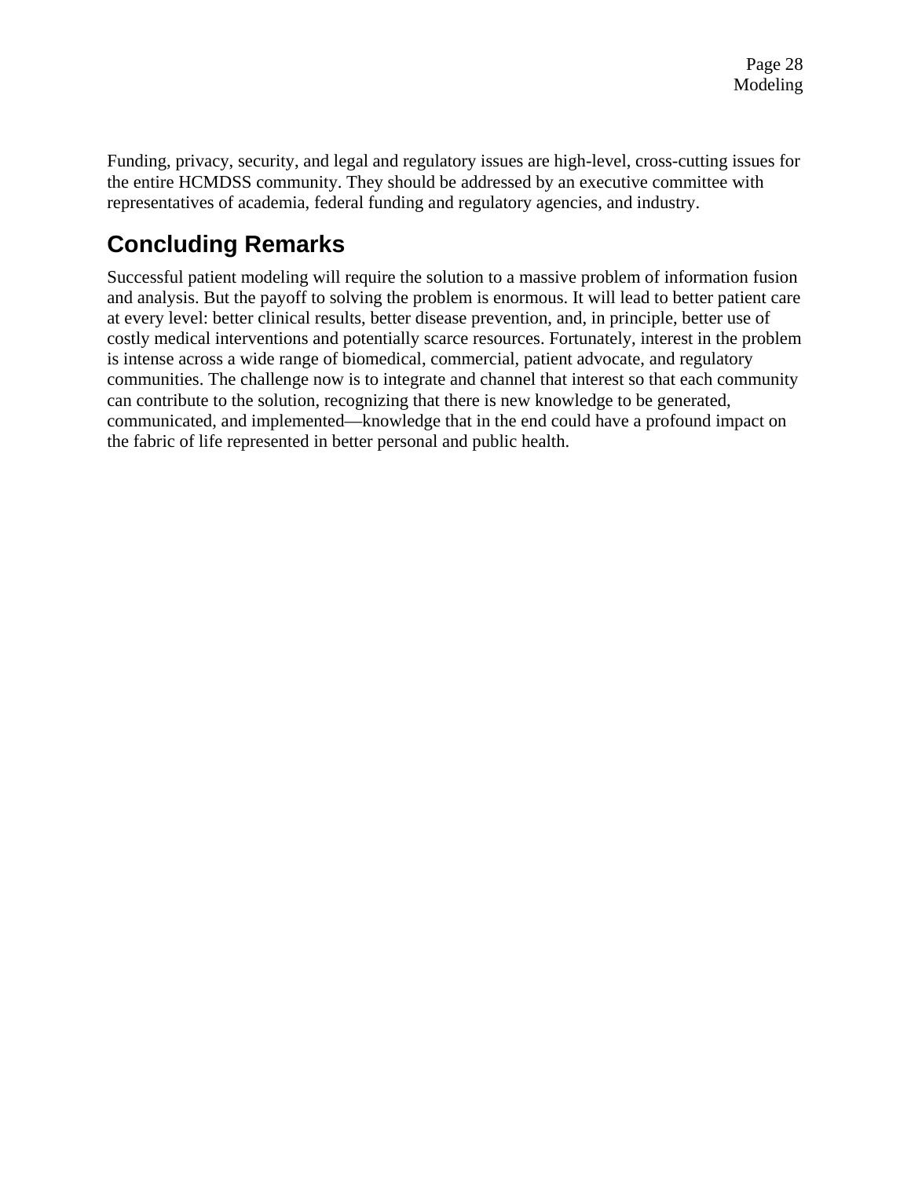Funding, privacy, security, and legal and regulatory issues are high-level, cross-cutting issues for the entire HCMDSS community. They should be addressed by an executive committee with representatives of academia, federal funding and regulatory agencies, and industry.

## Concluding Remarks

Successful patient modeling will require the solution to a massive problem of information fusion and analysis. But the payoff to solving the problem is enormous. It will lead to better patient care at every level: better clinical results, better disease prevention, and, in principle, better use of costly medical interventions and potentially scarce resources. Fortunately, interest in the problem is intense across a wide range of biomedical, commercial, patient advocate, and regulatory communities. The challenge now is to integrate and channel that interest so that each community can contribute to the solution, recognizing that there is new knowledge to be generated, communicated, and implemented—knowledge that in the end could have a profound impact on the fabric of life represented in better personal and public health.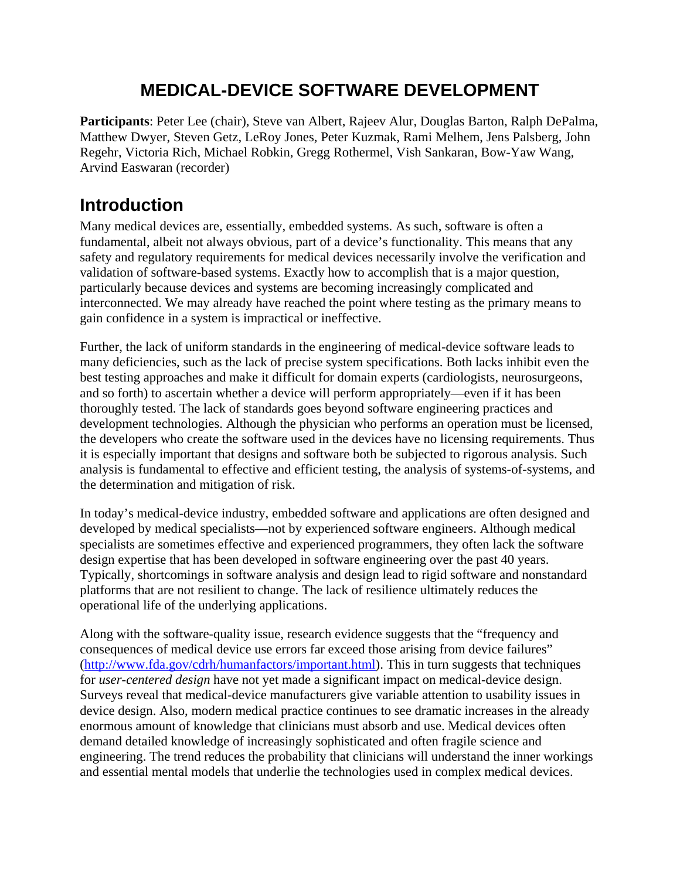# MEDICAL-DEVICE SOFTWARE DEVELOPMENT

**Participants**: Peter Lee (chair), Steve van Albert, Rajeev Alur, Douglas Barton, Ralph DePalma, Matthew Dwyer, Steven Getz, LeRoy Jones, Peter Kuzmak, Rami Melhem, Jens Palsberg, John Regehr, Victoria Rich, Michael Robkin, Gregg Rothermel, Vish Sankaran, Bow-Yaw Wang, Arvind Easwaran (recorder)

## Introduction

Many medical devices are, essentially, embedded systems. As such, software is often a fundamental, albeit not always obvious, part of a device's functionality. This means that any safety and regulatory requirements for medical devices necessarily involve the verification and validation of software-based systems. Exactly how to accomplish that is a major question, particularly because devices and systems are becoming increasingly complicated and interconnected. We may already have reached the point where testing as the primary means to gain confidence in a system is impractical or ineffective.

Further, the lack of uniform standards in the engineering of medical-device software leads to many deficiencies, such as the lack of precise system specifications. Both lacks inhibit even the best testing approaches and make it difficult for domain experts (cardiologists, neurosurgeons, and so forth) to ascertain whether a device will perform appropriately—even if it has been thoroughly tested. The lack of standards goes beyond software engineering practices and development technologies. Although the physician who performs an operation must be licensed, the developers who create the software used in the devices have no licensing requirements. Thus it is especially important that designs and software both be subjected to rigorous analysis. Such analysis is fundamental to effective and efficient testing, the analysis of systems-of-systems, and the determination and mitigation of risk.

In today's medical-device industry, embedded software and applications are often designed and developed by medical specialists—not by experienced software engineers. Although medical specialists are sometimes effective and experienced programmers, they often lack the software design expertise that has been developed in software engineering over the past 40 years. Typically, shortcomings in software analysis and design lead to rigid software and nonstandard platforms that are not resilient to change. The lack of resilience ultimately reduces the operational life of the underlying applications.

Along with the software-quality issue, research evidence suggests that the "frequency and consequences of medical device use errors far exceed those arising from device failures" (http://www.fda.gov/cdrh/humanfactors/important.html). This in turn suggests that techniques for *user-centered design* have not yet made a significant impact on medical-device design. Surveys reveal that medical-device manufacturers give variable attention to usability issues in device design. Also, modern medical practice continues to see dramatic increases in the already enormous amount of knowledge that clinicians must absorb and use. Medical devices often demand detailed knowledge of increasingly sophisticated and often fragile science and engineering. The trend reduces the probability that clinicians will understand the inner workings and essential mental models that underlie the technologies used in complex medical devices.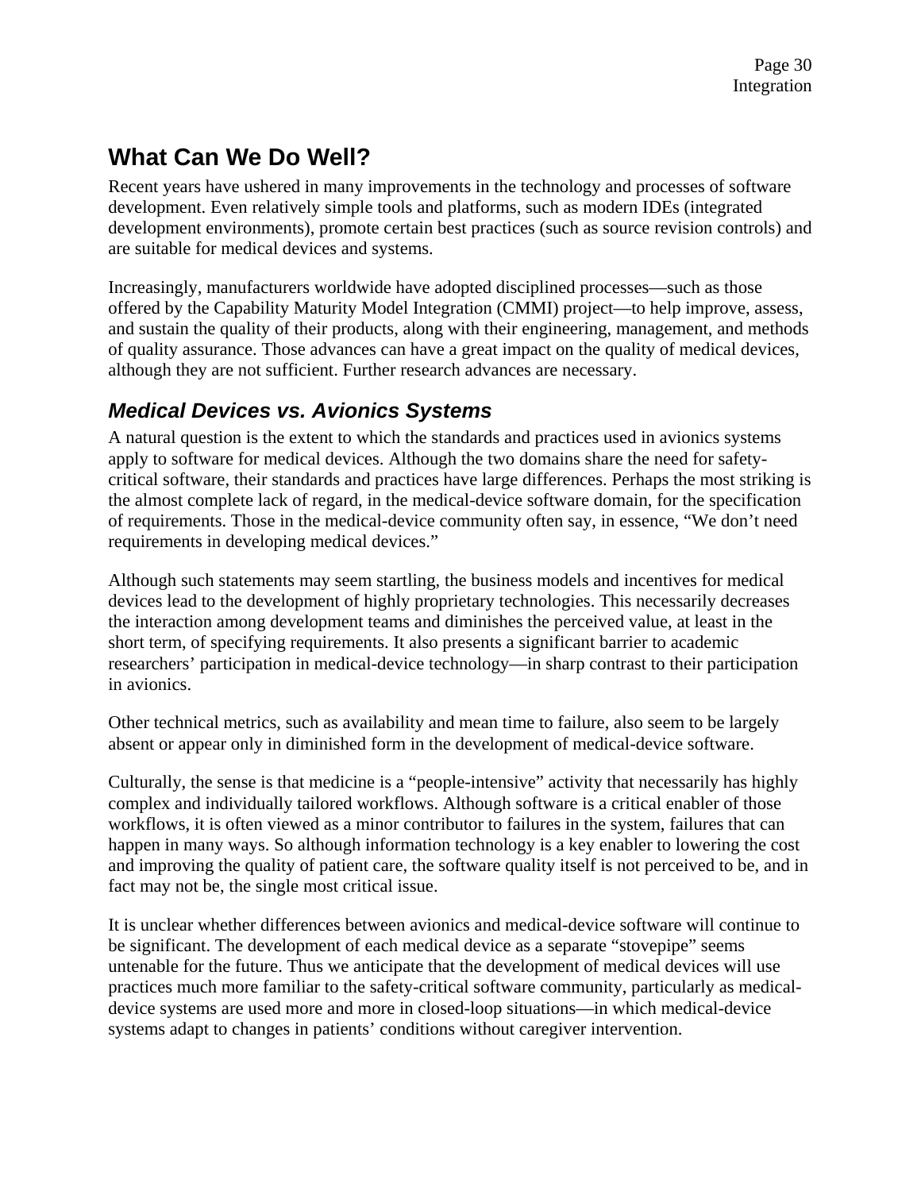## What Can We Do Well?

Recent years have ushered in many improvements in the technology and processes of software development. Even relatively simple tools and platforms, such as modern IDEs (integrated development environments), promote certain best practices (such as source revision controls) and are suitable for medical devices and systems.

Increasingly, manufacturers worldwide have adopted disciplined processes—such as those offered by the Capability Maturity Model Integration (CMMI) project—to help improve, assess, and sustain the quality of their products, along with their engineering, management, and methods of quality assurance. Those advances can have a great impact on the quality of medical devices, although they are not sufficient. Further research advances are necessary.

### *Medical Devices vs. Avionics Systems*

A natural question is the extent to which the standards and practices used in avionics systems apply to software for medical devices. Although the two domains share the need for safety-critical software, their standards and practices have large differences. Perhaps the most striking is the almost complete lack of regard, in the medical-device software domain, for the specification of requirements. Those in the medical-device community often say, in essence, "We don't need requirements in developing medical devices."

Although such statements may seem startling, the business models and incentives for medical devices lead to the development of highly proprietary technologies. This necessarily decreases the interaction among development teams and diminishes the perceived value, at least in the short term, of specifying requirements. It also presents a significant barrier to academic researchers' participation in medical-device technology—in sharp contrast to their participation in avionics.

Other technical metrics, such as availability and mean time to failure, also seem to be largely absent or appear only in diminished form in the development of medical-device software.

Culturally, the sense is that medicine is a "people-intensive" activity that necessarily has highly complex and individually tailored workflows. Although software is a critical enabler of those workflows, it is often viewed as a minor contributor to failures in the system, failures that can happen in many ways. So although information technology is a key enabler to lowering the cost and improving the quality of patient care, the software quality itself is not perceived to be, and in fact may not be, the single most critical issue.

It is unclear whether differences between avionics and medical-device software will continue to be significant. The development of each medical device as a separate "stovepipe" seems untenable for the future. Thus we anticipate that the development of medical devices will use practices much more familiar to the safety-critical software community, particularly as medical-device systems are used more and more in closed-loop situations—in which medical-device systems adapt to changes in patients' conditions without caregiver intervention.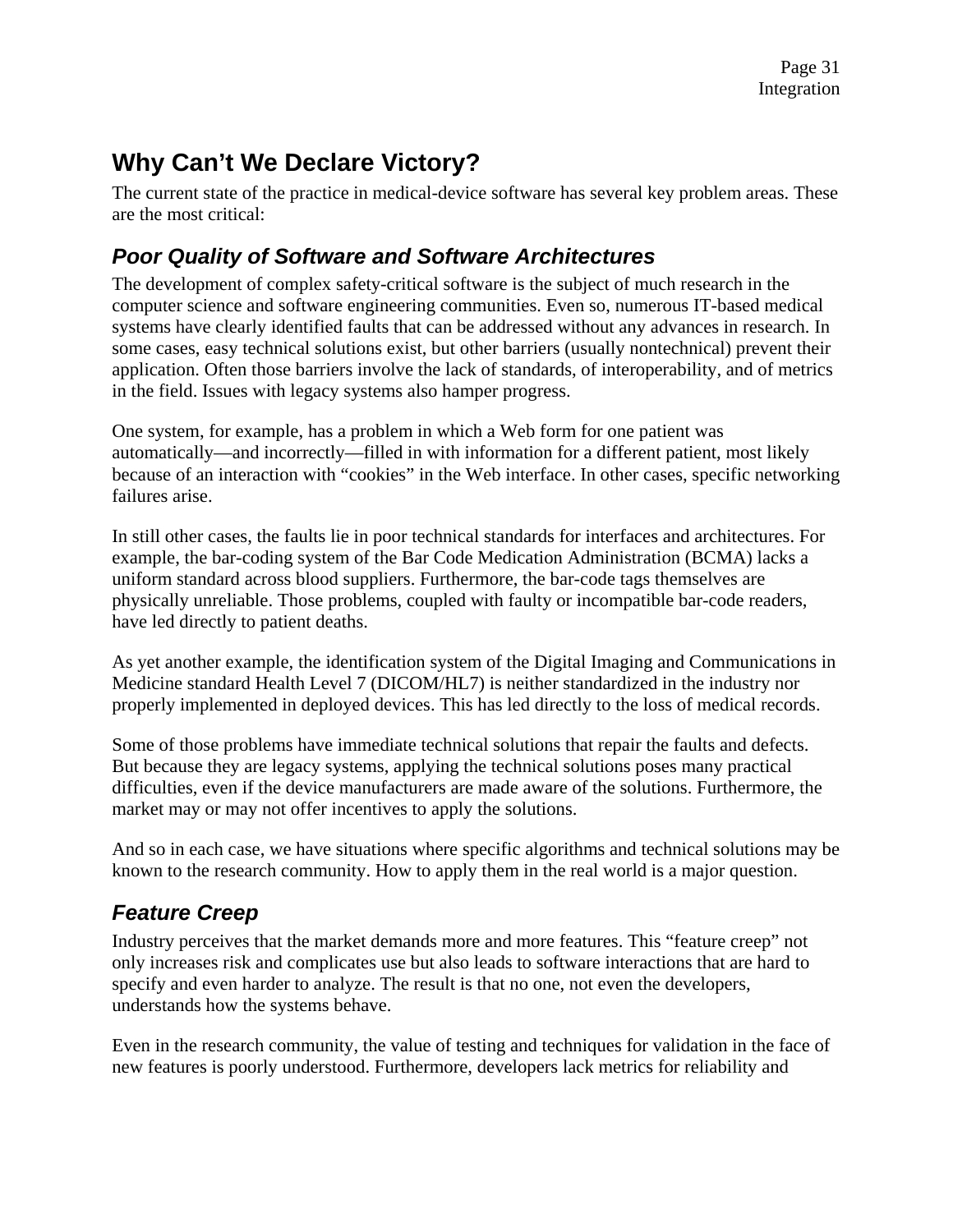## Why Can't We Declare Victory?

The current state of the practice in medical-device software has several key problem areas. These are the most critical:

### *Poor Quality of Software and Software Architectures*

The development of complex safety-critical software is the subject of much research in the computer science and software engineering communities. Even so, numerous IT-based medical systems have clearly identified faults that can be addressed without any advances in research. In some cases, easy technical solutions exist, but other barriers (usually nontechnical) prevent their application. Often those barriers involve the lack of standards, of interoperability, and of metrics in the field. Issues with legacy systems also hamper progress.

One system, for example, has a problem in which a Web form for one patient was automatically—and incorrectly—filled in with information for a different patient, most likely because of an interaction with "cookies" in the Web interface. In other cases, specific networking failures arise.

In still other cases, the faults lie in poor technical standards for interfaces and architectures. For example, the bar-coding system of the Bar Code Medication Administration (BCMA) lacks a uniform standard across blood suppliers. Furthermore, the bar-code tags themselves are physically unreliable. Those problems, coupled with faulty or incompatible bar-code readers, have led directly to patient deaths.

As yet another example, the identification system of the Digital Imaging and Communications in Medicine standard Health Level 7 (DICOM/HL7) is neither standardized in the industry nor properly implemented in deployed devices. This has led directly to the loss of medical records.

Some of those problems have immediate technical solutions that repair the faults and defects. But because they are legacy systems, applying the technical solutions poses many practical difficulties, even if the device manufacturers are made aware of the solutions. Furthermore, the market may or may not offer incentives to apply the solutions.

And so in each case, we have situations where specific algorithms and technical solutions may be known to the research community. How to apply them in the real world is a major question.

### *Feature Creep*

Industry perceives that the market demands more and more features. This "feature creep" not only increases risk and complicates use but also leads to software interactions that are hard to specify and even harder to analyze. The result is that no one, not even the developers, understands how the systems behave.

Even in the research community, the value of testing and techniques for validation in the face of new features is poorly understood. Furthermore, developers lack metrics for reliability and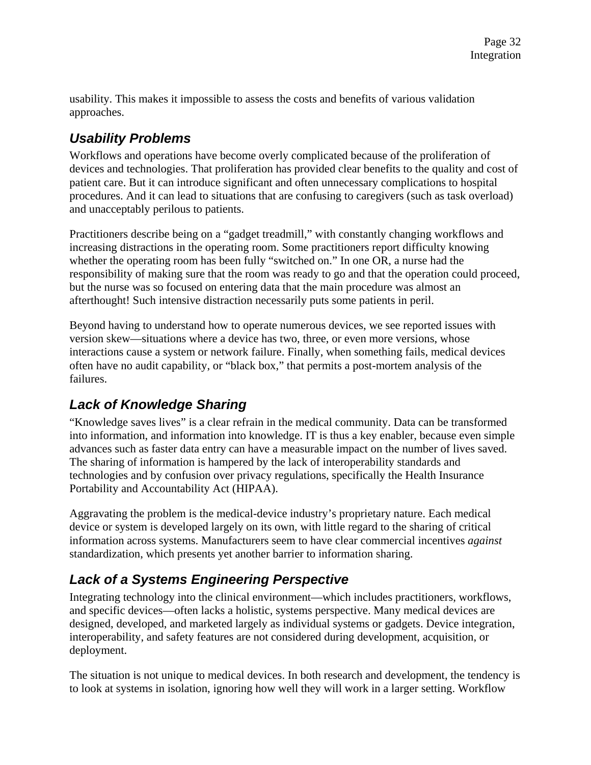usability. This makes it impossible to assess the costs and benefits of various validation approaches.

### *Usability Problems*

Workflows and operations have become overly complicated because of the proliferation of devices and technologies. That proliferation has provided clear benefits to the quality and cost of patient care. But it can introduce significant and often unnecessary complications to hospital procedures. And it can lead to situations that are confusing to caregivers (such as task overload) and unacceptably perilous to patients.

Practitioners describe being on a "gadget treadmill," with constantly changing workflows and increasing distractions in the operating room. Some practitioners report difficulty knowing whether the operating room has been fully "switched on." In one OR, a nurse had the responsibility of making sure that the room was ready to go and that the operation could proceed, but the nurse was so focused on entering data that the main procedure was almost an afterthought! Such intensive distraction necessarily puts some patients in peril.

Beyond having to understand how to operate numerous devices, we see reported issues with version skew—situations where a device has two, three, or even more versions, whose interactions cause a system or network failure. Finally, when something fails, medical devices often have no audit capability, or "black box," that permits a post-mortem analysis of the failures.

### *Lack of Knowledge Sharing*

"Knowledge saves lives" is a clear refrain in the medical community. Data can be transformed into information, and information into knowledge. IT is thus a key enabler, because even simple advances such as faster data entry can have a measurable impact on the number of lives saved. The sharing of information is hampered by the lack of interoperability standards and technologies and by confusion over privacy regulations, specifically the Health Insurance Portability and Accountability Act (HIPAA).

Aggravating the problem is the medical-device industry's proprietary nature. Each medical device or system is developed largely on its own, with little regard to the sharing of critical information across systems. Manufacturers seem to have clear commercial incentives *against* standardization, which presents yet another barrier to information sharing.

### *Lack of a Systems Engineering Perspective*

Integrating technology into the clinical environment—which includes practitioners, workflows, and specific devices—often lacks a holistic, systems perspective. Many medical devices are designed, developed, and marketed largely as individual systems or gadgets. Device integration, interoperability, and safety features are not considered during development, acquisition, or deployment.

The situation is not unique to medical devices. In both research and development, the tendency is to look at systems in isolation, ignoring how well they will work in a larger setting. Workflow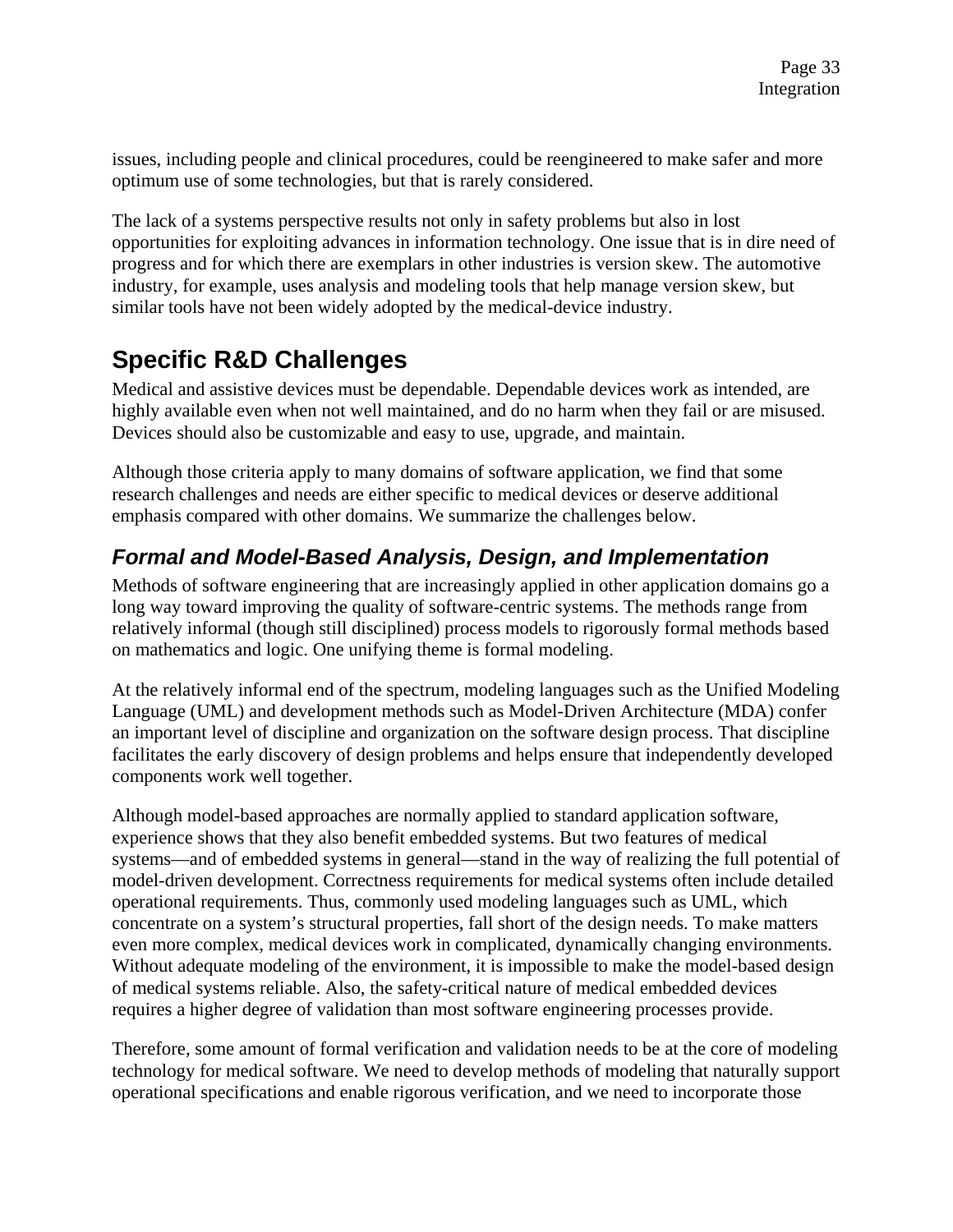issues, including people and clinical procedures, could be reengineered to make safer and more optimum use of some technologies, but that is rarely considered.

The lack of a systems perspective results not only in safety problems but also in lost opportunities for exploiting advances in information technology. One issue that is in dire need of progress and for which there are exemplars in other industries is version skew. The automotive industry, for example, uses analysis and modeling tools that help manage version skew, but similar tools have not been widely adopted by the medical-device industry.

## Specific R&D Challenges

Medical and assistive devices must be dependable. Dependable devices work as intended, are highly available even when not well maintained, and do no harm when they fail or are misused. Devices should also be customizable and easy to use, upgrade, and maintain.

Although those criteria apply to many domains of software application, we find that some research challenges and needs are either specific to medical devices or deserve additional emphasis compared with other domains. We summarize the challenges below.

### *Formal and Model-Based Analysis, Design, and Implementation*

Methods of software engineering that are increasingly applied in other application domains go a long way toward improving the quality of software-centric systems. The methods range from relatively informal (though still disciplined) process models to rigorously formal methods based on mathematics and logic. One unifying theme is formal modeling.

At the relatively informal end of the spectrum, modeling languages such as the Unified Modeling Language (UML) and development methods such as Model-Driven Architecture (MDA) confer an important level of discipline and organization on the software design process. That discipline facilitates the early discovery of design problems and helps ensure that independently developed components work well together.

Although model-based approaches are normally applied to standard application software, experience shows that they also benefit embedded systems. But two features of medical systems—and of embedded systems in general—stand in the way of realizing the full potential of model-driven development. Correctness requirements for medical systems often include detailed operational requirements. Thus, commonly used modeling languages such as UML, which concentrate on a system's structural properties, fall short of the design needs. To make matters even more complex, medical devices work in complicated, dynamically changing environments. Without adequate modeling of the environment, it is impossible to make the model-based design of medical systems reliable. Also, the safety-critical nature of medical embedded devices requires a higher degree of validation than most software engineering processes provide.

Therefore, some amount of formal verification and validation needs to be at the core of modeling technology for medical software. We need to develop methods of modeling that naturally support operational specifications and enable rigorous verification, and we need to incorporate those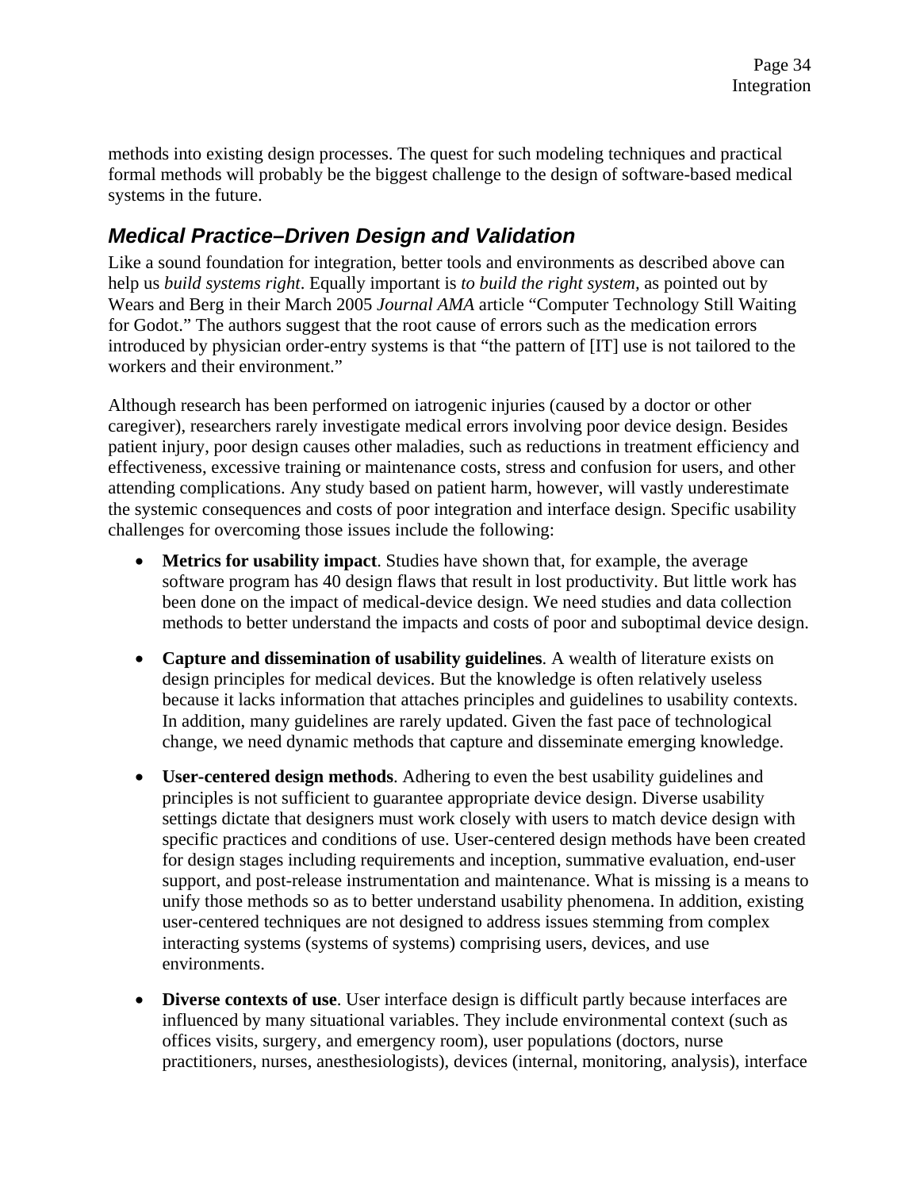methods into existing design processes. The quest for such modeling techniques and practical formal methods will probably be the biggest challenge to the design of software-based medical systems in the future.

## *Medical Practice–Driven Design and Validation*

Like a sound foundation for integration, better tools and environments as described above can help us *build systems right*. Equally important is *to build the right system*, as pointed out by Wears and Berg in their March 2005 *Journal AMA* article "Computer Technology Still Waiting for Godot." The authors suggest that the root cause of errors such as the medication errors introduced by physician order-entry systems is that "the pattern of [IT] use is not tailored to the workers and their environment."

Although research has been performed on iatrogenic injuries (caused by a doctor or other caregiver), researchers rarely investigate medical errors involving poor device design. Besides patient injury, poor design causes other maladies, such as reductions in treatment efficiency and effectiveness, excessive training or maintenance costs, stress and confusion for users, and other attending complications. Any study based on patient harm, however, will vastly underestimate the systemic consequences and costs of poor integration and interface design. Specific usability challenges for overcoming those issues include the following:

- **Metrics for usability impact**. Studies have shown that, for example, the average software program has 40 design flaws that result in lost productivity. But little work has been done on the impact of medical-device design. We need studies and data collection methods to better understand the impacts and costs of poor and suboptimal device design.

- **Capture and dissemination of usability guidelines**. A wealth of literature exists on design principles for medical devices. But the knowledge is often relatively useless because it lacks information that attaches principles and guidelines to usability contexts. In addition, many guidelines are rarely updated. Given the fast pace of technological change, we need dynamic methods that capture and disseminate emerging knowledge.

- **User-centered design methods**. Adhering to even the best usability guidelines and principles is not sufficient to guarantee appropriate device design. Diverse usability settings dictate that designers must work closely with users to match device design with specific practices and conditions of use. User-centered design methods have been created for design stages including requirements and inception, summative evaluation, end-user support, and post-release instrumentation and maintenance. What is missing is a means to unify those methods so as to better understand usability phenomena. In addition, existing user-centered techniques are not designed to address issues stemming from complex interacting systems (systems of systems) comprising users, devices, and use environments.

- **Diverse contexts of use**. User interface design is difficult partly because interfaces are influenced by many situational variables. They include environmental context (such as offices visits, surgery, and emergency room), user populations (doctors, nurse practitioners, nurses, anesthesiologists), devices (internal, monitoring, analysis), interface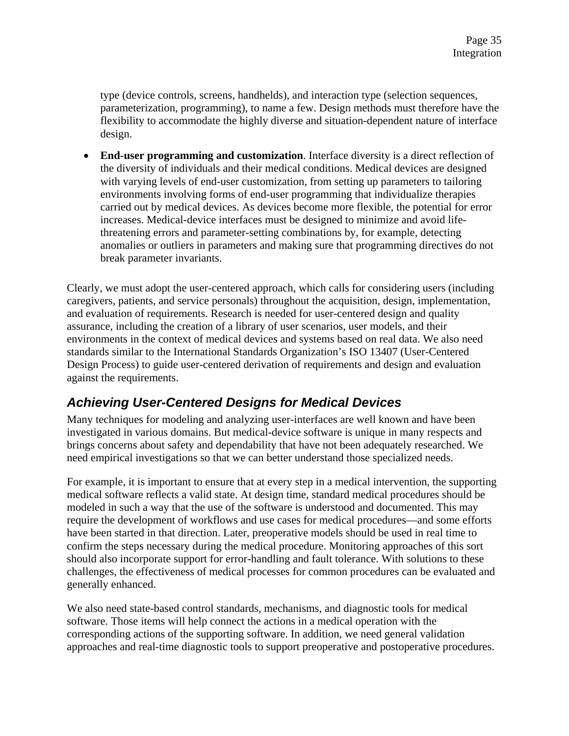type (device controls, screens, handhelds), and interaction type (selection sequences, parameterization, programming), to name a few. Design methods must therefore have the flexibility to accommodate the highly diverse and situation-dependent nature of interface design.

- **End-user programming and customization**. Interface diversity is a direct reflection of the diversity of individuals and their medical conditions. Medical devices are designed with varying levels of end-user customization, from setting up parameters to tailoring environments involving forms of end-user programming that individualize therapies carried out by medical devices. As devices become more flexible, the potential for error increases. Medical-device interfaces must be designed to minimize and avoid life-threatening errors and parameter-setting combinations by, for example, detecting anomalies or outliers in parameters and making sure that programming directives do not break parameter invariants.

Clearly, we must adopt the user-centered approach, which calls for considering users (including caregivers, patients, and service personals) throughout the acquisition, design, implementation, and evaluation of requirements. Research is needed for user-centered design and quality assurance, including the creation of a library of user scenarios, user models, and their environments in the context of medical devices and systems based on real data. We also need standards similar to the International Standards Organization's ISO 13407 (User-Centered Design Process) to guide user-centered derivation of requirements and design and evaluation against the requirements.

## *Achieving User-Centered Designs for Medical Devices*

Many techniques for modeling and analyzing user-interfaces are well known and have been investigated in various domains. But medical-device software is unique in many respects and brings concerns about safety and dependability that have not been adequately researched. We need empirical investigations so that we can better understand those specialized needs.

For example, it is important to ensure that at every step in a medical intervention, the supporting medical software reflects a valid state. At design time, standard medical procedures should be modeled in such a way that the use of the software is understood and documented. This may require the development of workflows and use cases for medical procedures—and some efforts have been started in that direction. Later, preoperative models should be used in real time to confirm the steps necessary during the medical procedure. Monitoring approaches of this sort should also incorporate support for error-handling and fault tolerance. With solutions to these challenges, the effectiveness of medical processes for common procedures can be evaluated and generally enhanced.

We also need state-based control standards, mechanisms, and diagnostic tools for medical software. Those items will help connect the actions in a medical operation with the corresponding actions of the supporting software. In addition, we need general validation approaches and real-time diagnostic tools to support preoperative and postoperative procedures.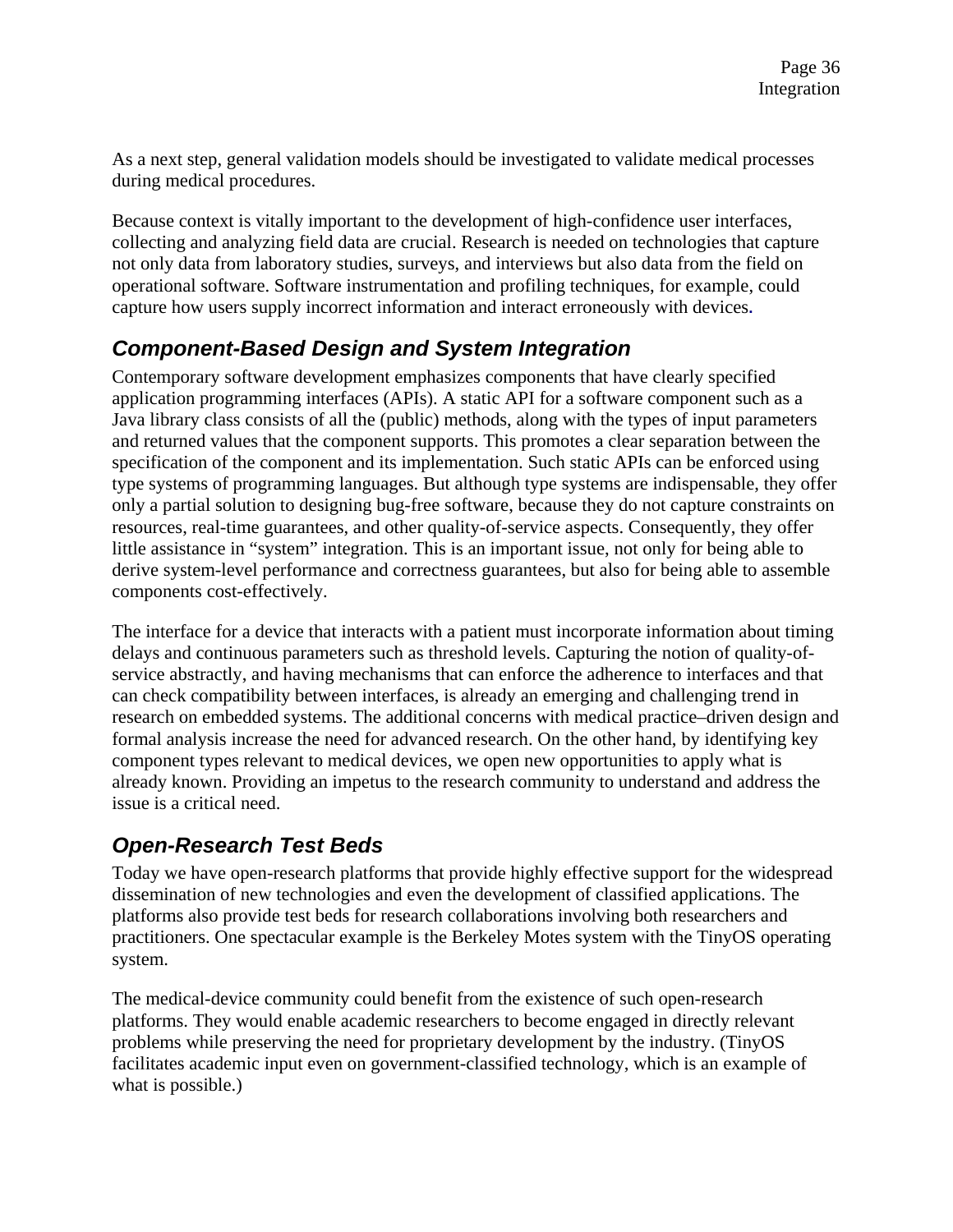As a next step, general validation models should be investigated to validate medical processes during medical procedures.

Because context is vitally important to the development of high-confidence user interfaces, collecting and analyzing field data are crucial. Research is needed on technologies that capture not only data from laboratory studies, surveys, and interviews but also data from the field on operational software. Software instrumentation and profiling techniques, for example, could capture how users supply incorrect information and interact erroneously with devices.

## *Component-Based Design and System Integration*

Contemporary software development emphasizes components that have clearly specified application programming interfaces (APIs). A static API for a software component such as a Java library class consists of all the (public) methods, along with the types of input parameters and returned values that the component supports. This promotes a clear separation between the specification of the component and its implementation. Such static APIs can be enforced using type systems of programming languages. But although type systems are indispensable, they offer only a partial solution to designing bug-free software, because they do not capture constraints on resources, real-time guarantees, and other quality-of-service aspects. Consequently, they offer little assistance in "system" integration. This is an important issue, not only for being able to derive system-level performance and correctness guarantees, but also for being able to assemble components cost-effectively.

The interface for a device that interacts with a patient must incorporate information about timing delays and continuous parameters such as threshold levels. Capturing the notion of quality-of-service abstractly, and having mechanisms that can enforce the adherence to interfaces and that can check compatibility between interfaces, is already an emerging and challenging trend in research on embedded systems. The additional concerns with medical practice–driven design and formal analysis increase the need for advanced research. On the other hand, by identifying key component types relevant to medical devices, we open new opportunities to apply what is already known. Providing an impetus to the research community to understand and address the issue is a critical need.

## *Open-Research Test Beds*

Today we have open-research platforms that provide highly effective support for the widespread dissemination of new technologies and even the development of classified applications. The platforms also provide test beds for research collaborations involving both researchers and practitioners. One spectacular example is the Berkeley Motes system with the TinyOS operating system.

The medical-device community could benefit from the existence of such open-research platforms. They would enable academic researchers to become engaged in directly relevant problems while preserving the need for proprietary development by the industry. (TinyOS facilitates academic input even on government-classified technology, which is an example of what is possible.)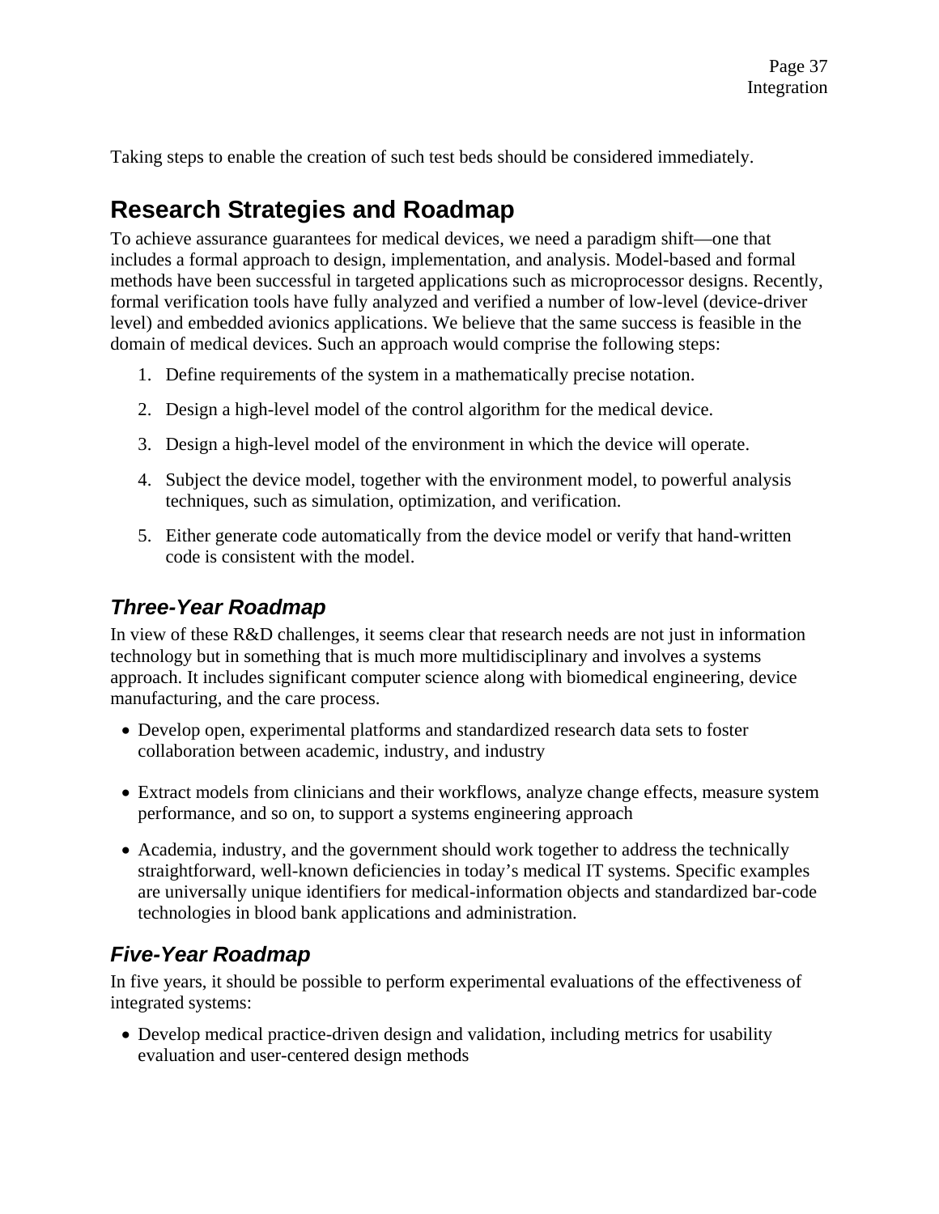Taking steps to enable the creation of such test beds should be considered immediately.

## Research Strategies and Roadmap

To achieve assurance guarantees for medical devices, we need a paradigm shift—one that includes a formal approach to design, implementation, and analysis. Model-based and formal methods have been successful in targeted applications such as microprocessor designs. Recently, formal verification tools have fully analyzed and verified a number of low-level (device-driver level) and embedded avionics applications. We believe that the same success is feasible in the domain of medical devices. Such an approach would comprise the following steps:

1. Define requirements of the system in a mathematically precise notation.
2. Design a high-level model of the control algorithm for the medical device.
3. Design a high-level model of the environment in which the device will operate.
4. Subject the device model, together with the environment model, to powerful analysis techniques, such as simulation, optimization, and verification.
5. Either generate code automatically from the device model or verify that hand-written code is consistent with the model.

### *Three-Year Roadmap*

In view of these R&D challenges, it seems clear that research needs are not just in information technology but in something that is much more multidisciplinary and involves a systems approach. It includes significant computer science along with biomedical engineering, device manufacturing, and the care process.

- Develop open, experimental platforms and standardized research data sets to foster collaboration between academic, industry, and industry
- Extract models from clinicians and their workflows, analyze change effects, measure system performance, and so on, to support a systems engineering approach
- Academia, industry, and the government should work together to address the technically straightforward, well-known deficiencies in today's medical IT systems. Specific examples are universally unique identifiers for medical-information objects and standardized bar-code technologies in blood bank applications and administration.

### *Five-Year Roadmap*

In five years, it should be possible to perform experimental evaluations of the effectiveness of integrated systems:

- Develop medical practice-driven design and validation, including metrics for usability evaluation and user-centered design methods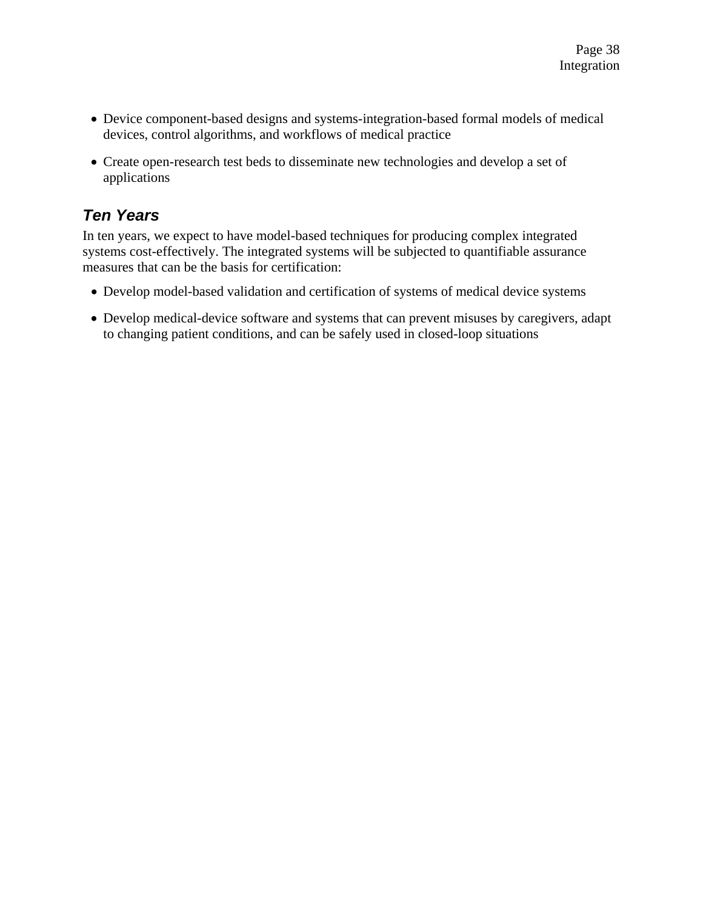- Device component-based designs and systems-integration-based formal models of medical devices, control algorithms, and workflows of medical practice
- Create open-research test beds to disseminate new technologies and develop a set of applications

### *Ten Years*

In ten years, we expect to have model-based techniques for producing complex integrated systems cost-effectively. The integrated systems will be subjected to quantifiable assurance measures that can be the basis for certification:

- Develop model-based validation and certification of systems of medical device systems
- Develop medical-device software and systems that can prevent misuses by caregivers, adapt to changing patient conditions, and can be safely used in closed-loop situations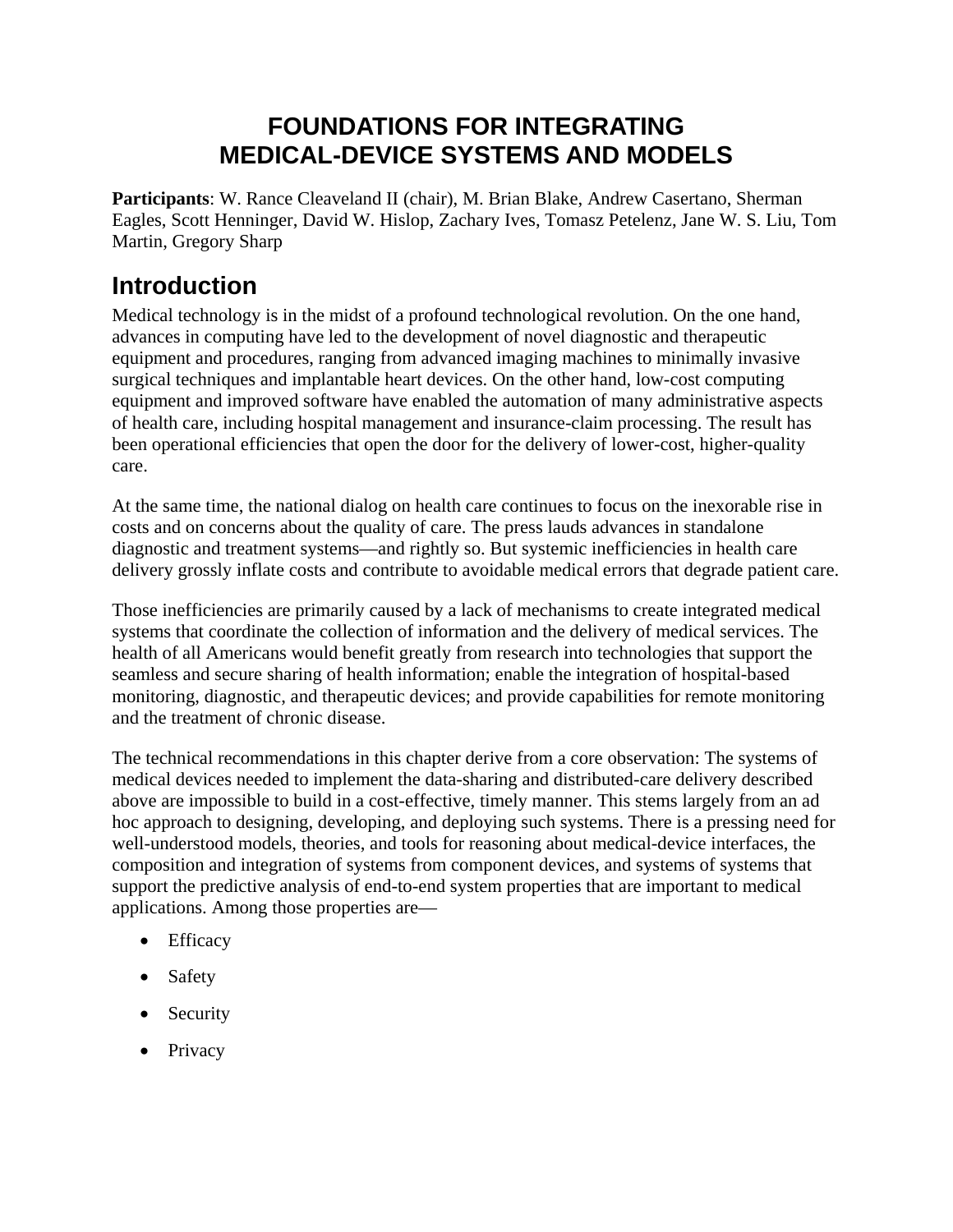# FOUNDATIONS FOR INTEGRATING MEDICAL-DEVICE SYSTEMS AND MODELS

**Participants**: W. Rance Cleaveland II (chair), M. Brian Blake, Andrew Casertano, Sherman Eagles, Scott Henninger, David W. Hislop, Zachary Ives, Tomasz Petelenz, Jane W. S. Liu, Tom Martin, Gregory Sharp

## Introduction

Medical technology is in the midst of a profound technological revolution. On the one hand, advances in computing have led to the development of novel diagnostic and therapeutic equipment and procedures, ranging from advanced imaging machines to minimally invasive surgical techniques and implantable heart devices. On the other hand, low-cost computing equipment and improved software have enabled the automation of many administrative aspects of health care, including hospital management and insurance-claim processing. The result has been operational efficiencies that open the door for the delivery of lower-cost, higher-quality care.

At the same time, the national dialog on health care continues to focus on the inexorable rise in costs and on concerns about the quality of care. The press lauds advances in standalone diagnostic and treatment systems—and rightly so. But systemic inefficiencies in health care delivery grossly inflate costs and contribute to avoidable medical errors that degrade patient care.

Those inefficiencies are primarily caused by a lack of mechanisms to create integrated medical systems that coordinate the collection of information and the delivery of medical services. The health of all Americans would benefit greatly from research into technologies that support the seamless and secure sharing of health information; enable the integration of hospital-based monitoring, diagnostic, and therapeutic devices; and provide capabilities for remote monitoring and the treatment of chronic disease.

The technical recommendations in this chapter derive from a core observation: The systems of medical devices needed to implement the data-sharing and distributed-care delivery described above are impossible to build in a cost-effective, timely manner. This stems largely from an ad hoc approach to designing, developing, and deploying such systems. There is a pressing need for well-understood models, theories, and tools for reasoning about medical-device interfaces, the composition and integration of systems from component devices, and systems of systems that support the predictive analysis of end-to-end system properties that are important to medical applications. Among those properties are—

- Efficacy
- Safety
- Security
- Privacy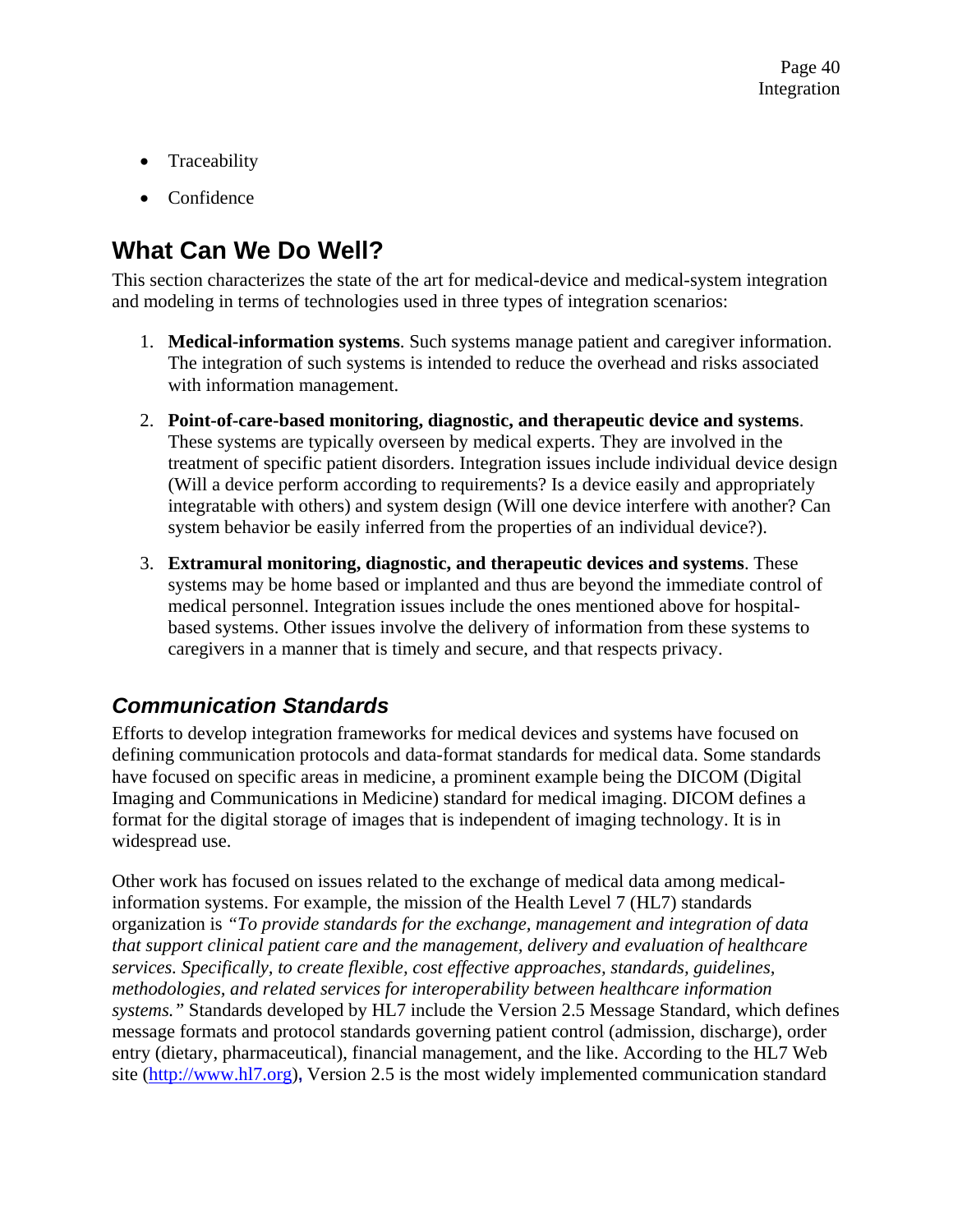- Traceability
- Confidence

## What Can We Do Well?

This section characterizes the state of the art for medical-device and medical-system integration and modeling in terms of technologies used in three types of integration scenarios:

1. **Medical-information systems**. Such systems manage patient and caregiver information. The integration of such systems is intended to reduce the overhead and risks associated with information management.
2. **Point-of-care-based monitoring, diagnostic, and therapeutic device and systems**. These systems are typically overseen by medical experts. They are involved in the treatment of specific patient disorders. Integration issues include individual device design (Will a device perform according to requirements? Is a device easily and appropriately integratable with others) and system design (Will one device interfere with another? Can system behavior be easily inferred from the properties of an individual device?).
3. **Extramural monitoring, diagnostic, and therapeutic devices and systems**. These systems may be home based or implanted and thus are beyond the immediate control of medical personnel. Integration issues include the ones mentioned above for hospital-based systems. Other issues involve the delivery of information from these systems to caregivers in a manner that is timely and secure, and that respects privacy.

### *Communication Standards*

Efforts to develop integration frameworks for medical devices and systems have focused on defining communication protocols and data-format standards for medical data. Some standards have focused on specific areas in medicine, a prominent example being the DICOM (Digital Imaging and Communications in Medicine) standard for medical imaging. DICOM defines a format for the digital storage of images that is independent of imaging technology. It is in widespread use.

Other work has focused on issues related to the exchange of medical data among medical-information systems. For example, the mission of the Health Level 7 (HL7) standards organization is *"To provide standards for the exchange, management and integration of data that support clinical patient care and the management, delivery and evaluation of healthcare services. Specifically, to create flexible, cost effective approaches, standards, guidelines, methodologies, and related services for interoperability between healthcare information systems."* Standards developed by HL7 include the Version 2.5 Message Standard, which defines message formats and protocol standards governing patient control (admission, discharge), order entry (dietary, pharmaceutical), financial management, and the like. According to the HL7 Web site (http://www.hl7.org), Version 2.5 is the most widely implemented communication standard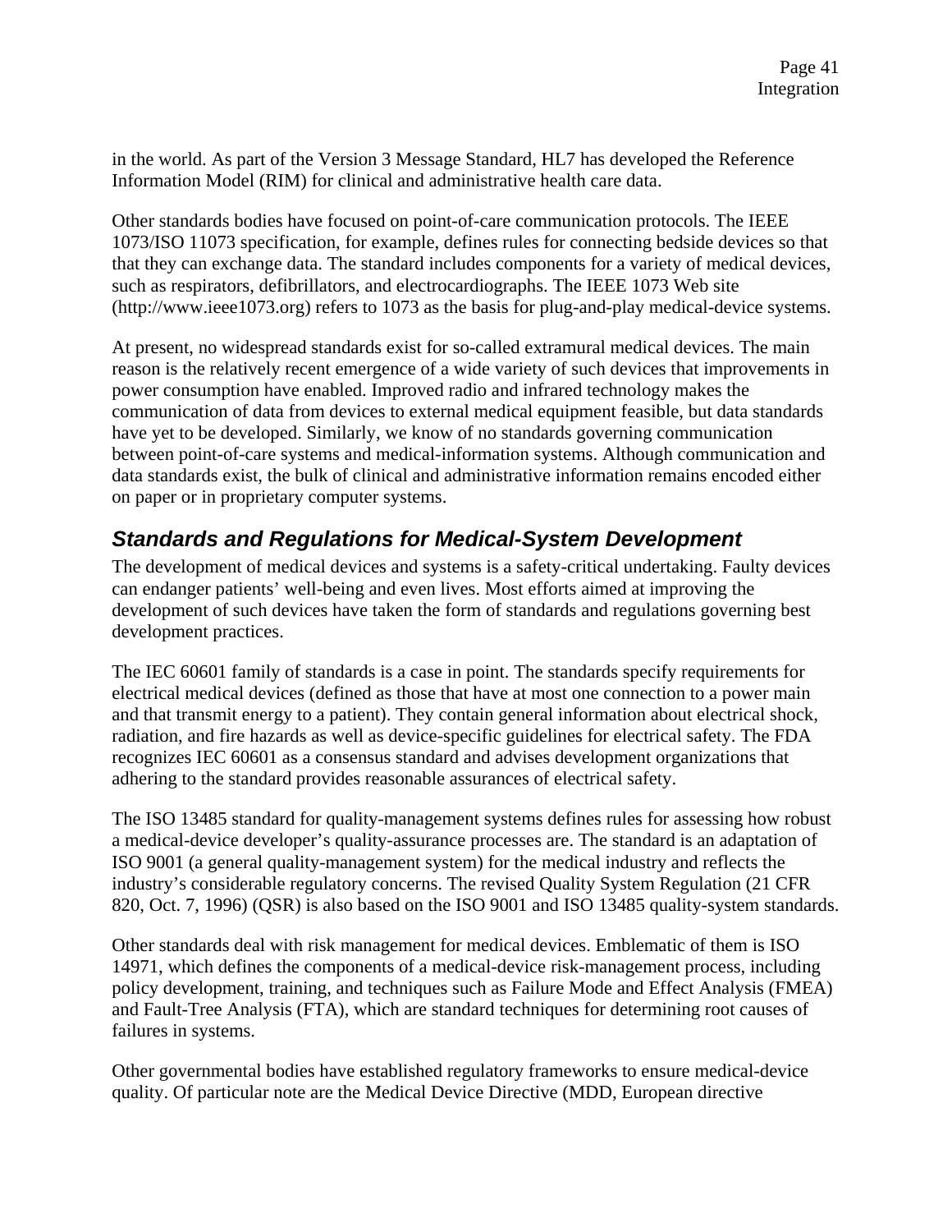in the world. As part of the Version 3 Message Standard, HL7 has developed the Reference Information Model (RIM) for clinical and administrative health care data.

Other standards bodies have focused on point-of-care communication protocols. The IEEE 1073/ISO 11073 specification, for example, defines rules for connecting bedside devices so that that they can exchange data. The standard includes components for a variety of medical devices, such as respirators, defibrillators, and electrocardiographs. The IEEE 1073 Web site (http://www.ieee1073.org) refers to 1073 as the basis for plug-and-play medical-device systems.

At present, no widespread standards exist for so-called extramural medical devices. The main reason is the relatively recent emergence of a wide variety of such devices that improvements in power consumption have enabled. Improved radio and infrared technology makes the communication of data from devices to external medical equipment feasible, but data standards have yet to be developed. Similarly, we know of no standards governing communication between point-of-care systems and medical-information systems. Although communication and data standards exist, the bulk of clinical and administrative information remains encoded either on paper or in proprietary computer systems.

## *Standards and Regulations for Medical-System Development*

The development of medical devices and systems is a safety-critical undertaking. Faulty devices can endanger patients' well-being and even lives. Most efforts aimed at improving the development of such devices have taken the form of standards and regulations governing best development practices.

The IEC 60601 family of standards is a case in point. The standards specify requirements for electrical medical devices (defined as those that have at most one connection to a power main and that transmit energy to a patient). They contain general information about electrical shock, radiation, and fire hazards as well as device-specific guidelines for electrical safety. The FDA recognizes IEC 60601 as a consensus standard and advises development organizations that adhering to the standard provides reasonable assurances of electrical safety.

The ISO 13485 standard for quality-management systems defines rules for assessing how robust a medical-device developer's quality-assurance processes are. The standard is an adaptation of ISO 9001 (a general quality-management system) for the medical industry and reflects the industry's considerable regulatory concerns. The revised Quality System Regulation (21 CFR 820, Oct. 7, 1996) (QSR) is also based on the ISO 9001 and ISO 13485 quality-system standards.

Other standards deal with risk management for medical devices. Emblematic of them is ISO 14971, which defines the components of a medical-device risk-management process, including policy development, training, and techniques such as Failure Mode and Effect Analysis (FMEA) and Fault-Tree Analysis (FTA), which are standard techniques for determining root causes of failures in systems.

Other governmental bodies have established regulatory frameworks to ensure medical-device quality. Of particular note are the Medical Device Directive (MDD, European directive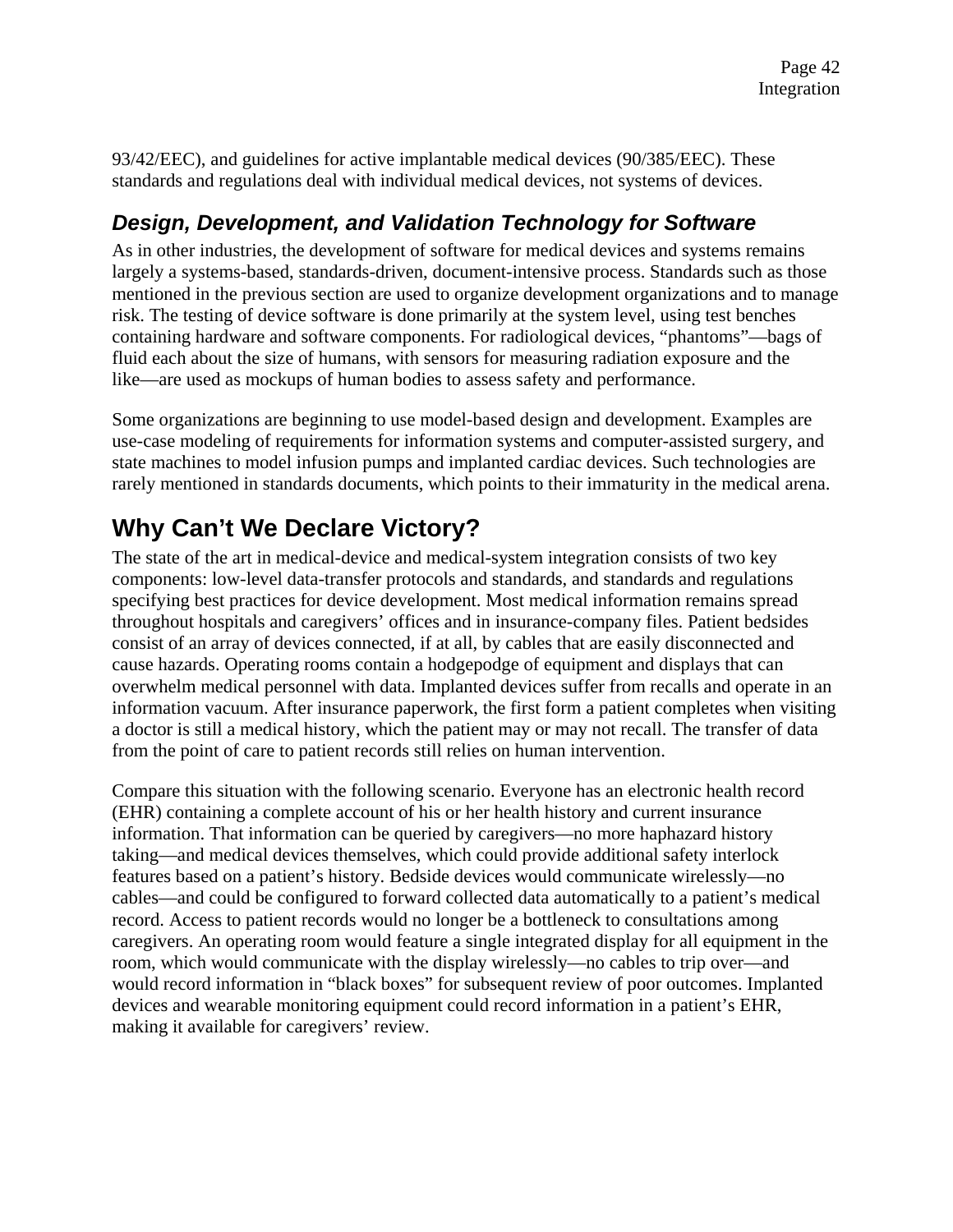93/42/EEC), and guidelines for active implantable medical devices (90/385/EEC). These standards and regulations deal with individual medical devices, not systems of devices.

### *Design, Development, and Validation Technology for Software*

As in other industries, the development of software for medical devices and systems remains largely a systems-based, standards-driven, document-intensive process. Standards such as those mentioned in the previous section are used to organize development organizations and to manage risk. The testing of device software is done primarily at the system level, using test benches containing hardware and software components. For radiological devices, "phantoms"—bags of fluid each about the size of humans, with sensors for measuring radiation exposure and the like—are used as mockups of human bodies to assess safety and performance.

Some organizations are beginning to use model-based design and development. Examples are use-case modeling of requirements for information systems and computer-assisted surgery, and state machines to model infusion pumps and implanted cardiac devices. Such technologies are rarely mentioned in standards documents, which points to their immaturity in the medical arena.

## Why Can't We Declare Victory?

The state of the art in medical-device and medical-system integration consists of two key components: low-level data-transfer protocols and standards, and standards and regulations specifying best practices for device development. Most medical information remains spread throughout hospitals and caregivers' offices and in insurance-company files. Patient bedsides consist of an array of devices connected, if at all, by cables that are easily disconnected and cause hazards. Operating rooms contain a hodgepodge of equipment and displays that can overwhelm medical personnel with data. Implanted devices suffer from recalls and operate in an information vacuum. After insurance paperwork, the first form a patient completes when visiting a doctor is still a medical history, which the patient may or may not recall. The transfer of data from the point of care to patient records still relies on human intervention.

Compare this situation with the following scenario. Everyone has an electronic health record (EHR) containing a complete account of his or her health history and current insurance information. That information can be queried by caregivers—no more haphazard history taking—and medical devices themselves, which could provide additional safety interlock features based on a patient's history. Bedside devices would communicate wirelessly—no cables—and could be configured to forward collected data automatically to a patient's medical record. Access to patient records would no longer be a bottleneck to consultations among caregivers. An operating room would feature a single integrated display for all equipment in the room, which would communicate with the display wirelessly—no cables to trip over—and would record information in "black boxes" for subsequent review of poor outcomes. Implanted devices and wearable monitoring equipment could record information in a patient's EHR, making it available for caregivers' review.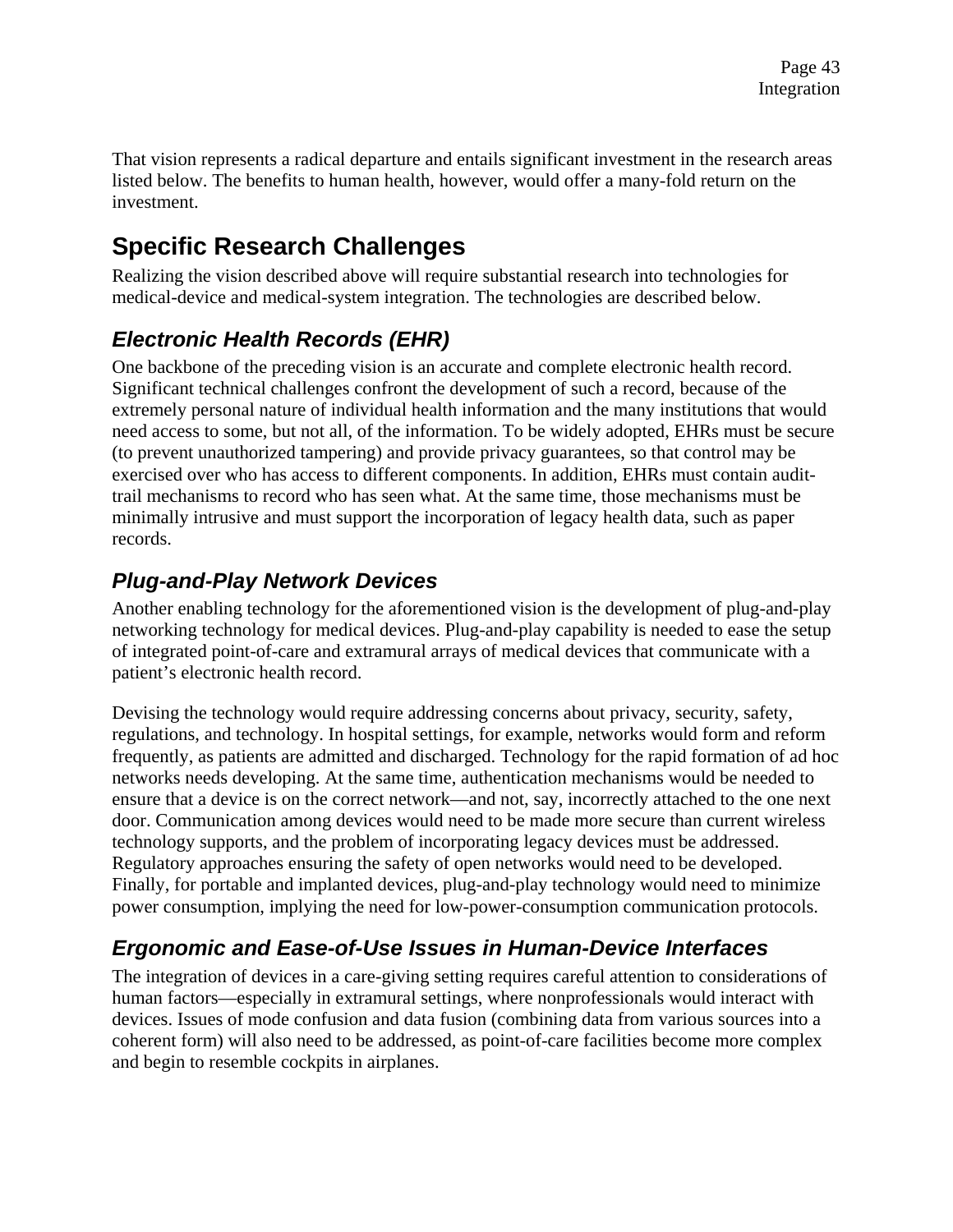That vision represents a radical departure and entails significant investment in the research areas listed below. The benefits to human health, however, would offer a many-fold return on the investment.

## Specific Research Challenges

Realizing the vision described above will require substantial research into technologies for medical-device and medical-system integration. The technologies are described below.

### *Electronic Health Records (EHR)*

One backbone of the preceding vision is an accurate and complete electronic health record. Significant technical challenges confront the development of such a record, because of the extremely personal nature of individual health information and the many institutions that would need access to some, but not all, of the information. To be widely adopted, EHRs must be secure (to prevent unauthorized tampering) and provide privacy guarantees, so that control may be exercised over who has access to different components. In addition, EHRs must contain audit-trail mechanisms to record who has seen what. At the same time, those mechanisms must be minimally intrusive and must support the incorporation of legacy health data, such as paper records.

### *Plug-and-Play Network Devices*

Another enabling technology for the aforementioned vision is the development of plug-and-play networking technology for medical devices. Plug-and-play capability is needed to ease the setup of integrated point-of-care and extramural arrays of medical devices that communicate with a patient's electronic health record.

Devising the technology would require addressing concerns about privacy, security, safety, regulations, and technology. In hospital settings, for example, networks would form and reform frequently, as patients are admitted and discharged. Technology for the rapid formation of ad hoc networks needs developing. At the same time, authentication mechanisms would be needed to ensure that a device is on the correct network—and not, say, incorrectly attached to the one next door. Communication among devices would need to be made more secure than current wireless technology supports, and the problem of incorporating legacy devices must be addressed. Regulatory approaches ensuring the safety of open networks would need to be developed. Finally, for portable and implanted devices, plug-and-play technology would need to minimize power consumption, implying the need for low-power-consumption communication protocols.

### *Ergonomic and Ease-of-Use Issues in Human-Device Interfaces*

The integration of devices in a care-giving setting requires careful attention to considerations of human factors—especially in extramural settings, where nonprofessionals would interact with devices. Issues of mode confusion and data fusion (combining data from various sources into a coherent form) will also need to be addressed, as point-of-care facilities become more complex and begin to resemble cockpits in airplanes.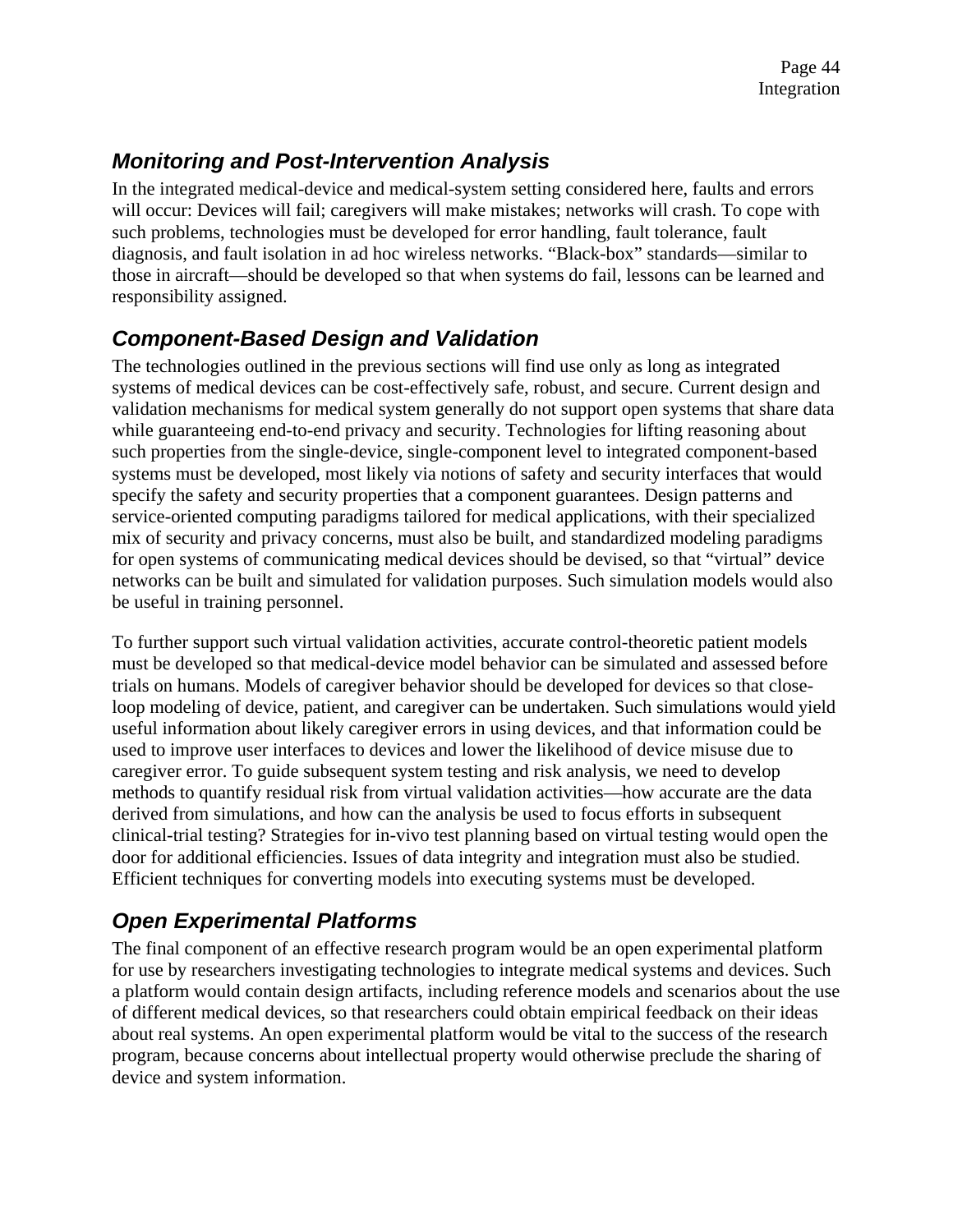## *Monitoring and Post-Intervention Analysis*

In the integrated medical-device and medical-system setting considered here, faults and errors will occur: Devices will fail; caregivers will make mistakes; networks will crash. To cope with such problems, technologies must be developed for error handling, fault tolerance, fault diagnosis, and fault isolation in ad hoc wireless networks. "Black-box" standards—similar to those in aircraft—should be developed so that when systems do fail, lessons can be learned and responsibility assigned.

## *Component-Based Design and Validation*

The technologies outlined in the previous sections will find use only as long as integrated systems of medical devices can be cost-effectively safe, robust, and secure. Current design and validation mechanisms for medical system generally do not support open systems that share data while guaranteeing end-to-end privacy and security. Technologies for lifting reasoning about such properties from the single-device, single-component level to integrated component-based systems must be developed, most likely via notions of safety and security interfaces that would specify the safety and security properties that a component guarantees. Design patterns and service-oriented computing paradigms tailored for medical applications, with their specialized mix of security and privacy concerns, must also be built, and standardized modeling paradigms for open systems of communicating medical devices should be devised, so that "virtual" device networks can be built and simulated for validation purposes. Such simulation models would also be useful in training personnel.

To further support such virtual validation activities, accurate control-theoretic patient models must be developed so that medical-device model behavior can be simulated and assessed before trials on humans. Models of caregiver behavior should be developed for devices so that close-loop modeling of device, patient, and caregiver can be undertaken. Such simulations would yield useful information about likely caregiver errors in using devices, and that information could be used to improve user interfaces to devices and lower the likelihood of device misuse due to caregiver error. To guide subsequent system testing and risk analysis, we need to develop methods to quantify residual risk from virtual validation activities—how accurate are the data derived from simulations, and how can the analysis be used to focus efforts in subsequent clinical-trial testing? Strategies for in-vivo test planning based on virtual testing would open the door for additional efficiencies. Issues of data integrity and integration must also be studied. Efficient techniques for converting models into executing systems must be developed.

## *Open Experimental Platforms*

The final component of an effective research program would be an open experimental platform for use by researchers investigating technologies to integrate medical systems and devices. Such a platform would contain design artifacts, including reference models and scenarios about the use of different medical devices, so that researchers could obtain empirical feedback on their ideas about real systems. An open experimental platform would be vital to the success of the research program, because concerns about intellectual property would otherwise preclude the sharing of device and system information.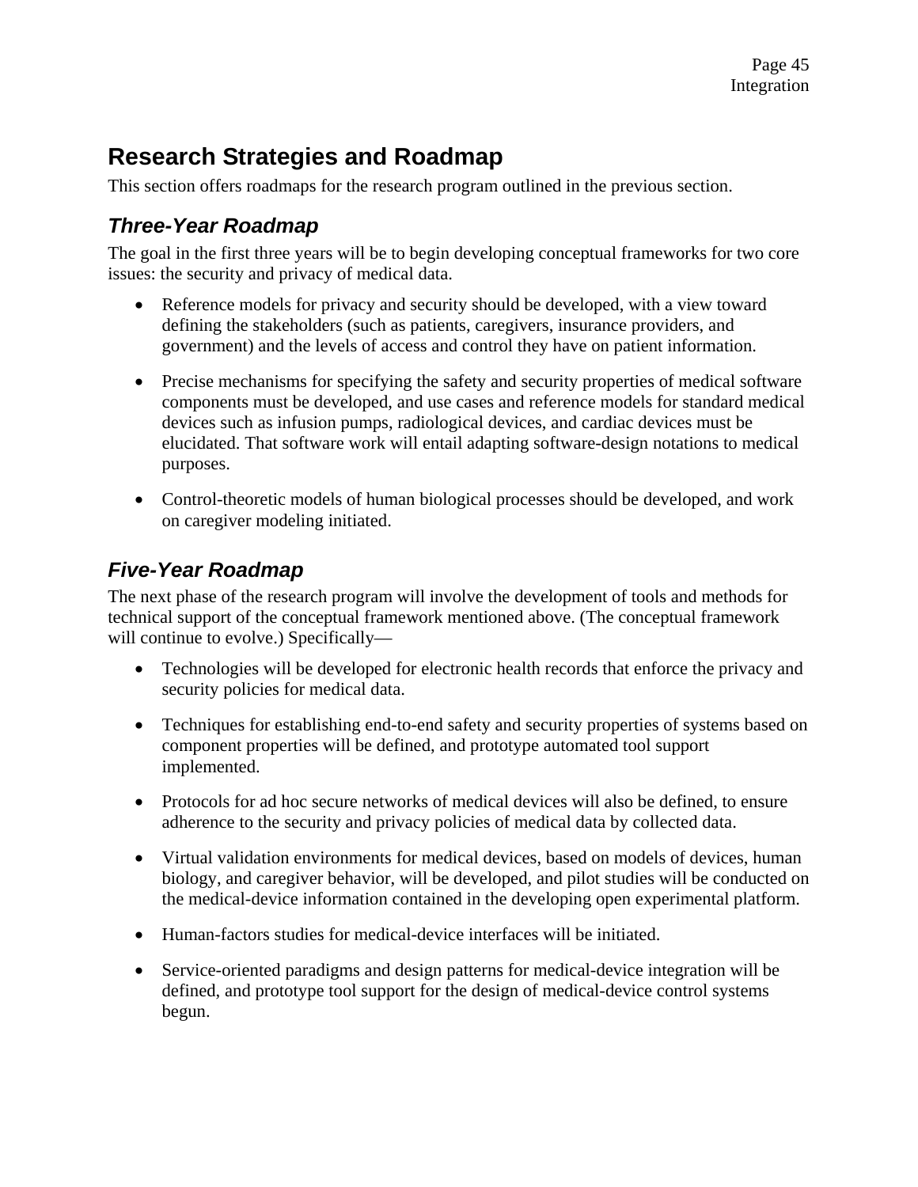## Research Strategies and Roadmap

This section offers roadmaps for the research program outlined in the previous section.

### *Three-Year Roadmap*

The goal in the first three years will be to begin developing conceptual frameworks for two core issues: the security and privacy of medical data.

- Reference models for privacy and security should be developed, with a view toward defining the stakeholders (such as patients, caregivers, insurance providers, and government) and the levels of access and control they have on patient information.
- Precise mechanisms for specifying the safety and security properties of medical software components must be developed, and use cases and reference models for standard medical devices such as infusion pumps, radiological devices, and cardiac devices must be elucidated. That software work will entail adapting software-design notations to medical purposes.
- Control-theoretic models of human biological processes should be developed, and work on caregiver modeling initiated.

### *Five-Year Roadmap*

The next phase of the research program will involve the development of tools and methods for technical support of the conceptual framework mentioned above. (The conceptual framework will continue to evolve.) Specifically—

- Technologies will be developed for electronic health records that enforce the privacy and security policies for medical data.
- Techniques for establishing end-to-end safety and security properties of systems based on component properties will be defined, and prototype automated tool support implemented.
- Protocols for ad hoc secure networks of medical devices will also be defined, to ensure adherence to the security and privacy policies of medical data by collected data.
- Virtual validation environments for medical devices, based on models of devices, human biology, and caregiver behavior, will be developed, and pilot studies will be conducted on the medical-device information contained in the developing open experimental platform.
- Human-factors studies for medical-device interfaces will be initiated.
- Service-oriented paradigms and design patterns for medical-device integration will be defined, and prototype tool support for the design of medical-device control systems begun.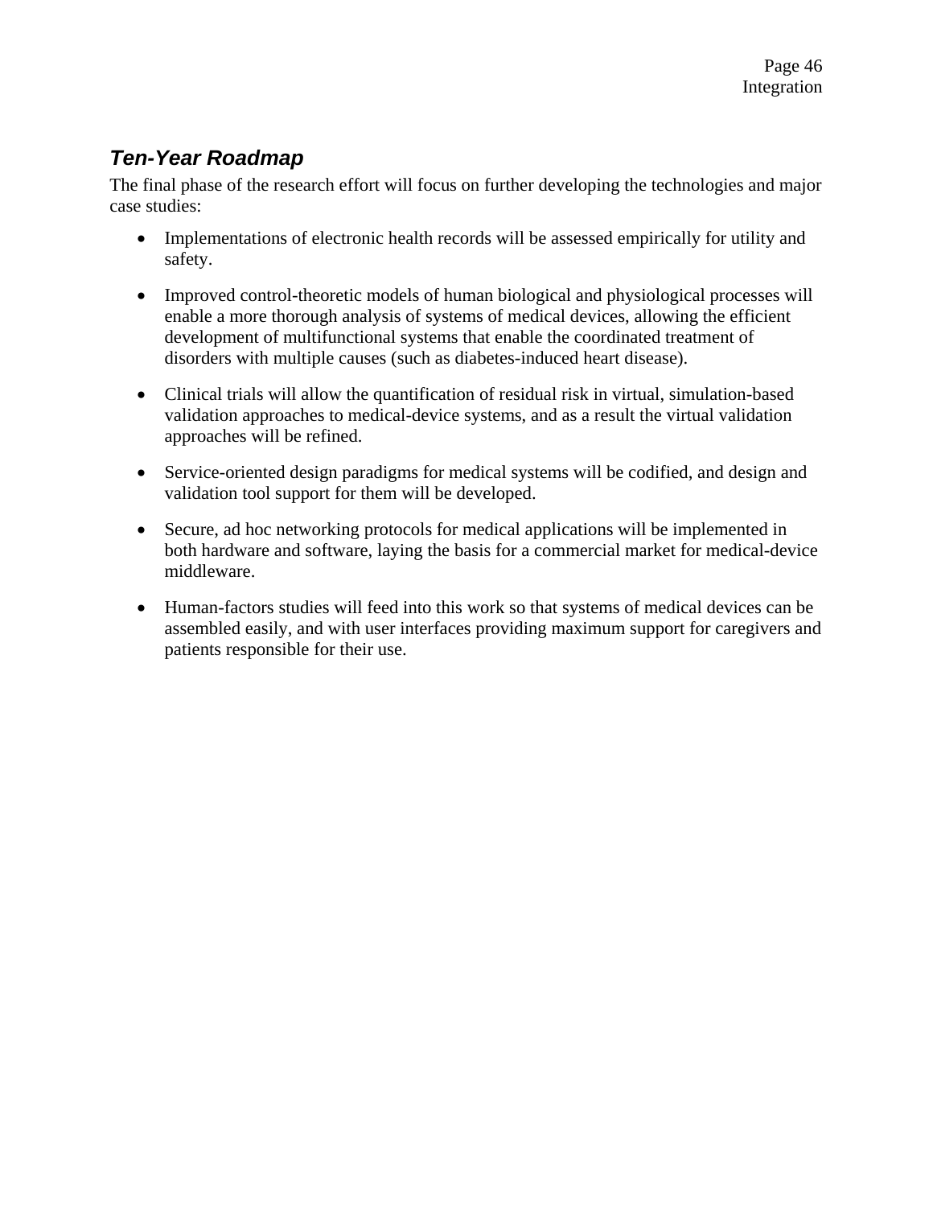### *Ten-Year Roadmap*

The final phase of the research effort will focus on further developing the technologies and major case studies:

- Implementations of electronic health records will be assessed empirically for utility and safety.
- Improved control-theoretic models of human biological and physiological processes will enable a more thorough analysis of systems of medical devices, allowing the efficient development of multifunctional systems that enable the coordinated treatment of disorders with multiple causes (such as diabetes-induced heart disease).
- Clinical trials will allow the quantification of residual risk in virtual, simulation-based validation approaches to medical-device systems, and as a result the virtual validation approaches will be refined.
- Service-oriented design paradigms for medical systems will be codified, and design and validation tool support for them will be developed.
- Secure, ad hoc networking protocols for medical applications will be implemented in both hardware and software, laying the basis for a commercial market for medical-device middleware.
- Human-factors studies will feed into this work so that systems of medical devices can be assembled easily, and with user interfaces providing maximum support for caregivers and patients responsible for their use.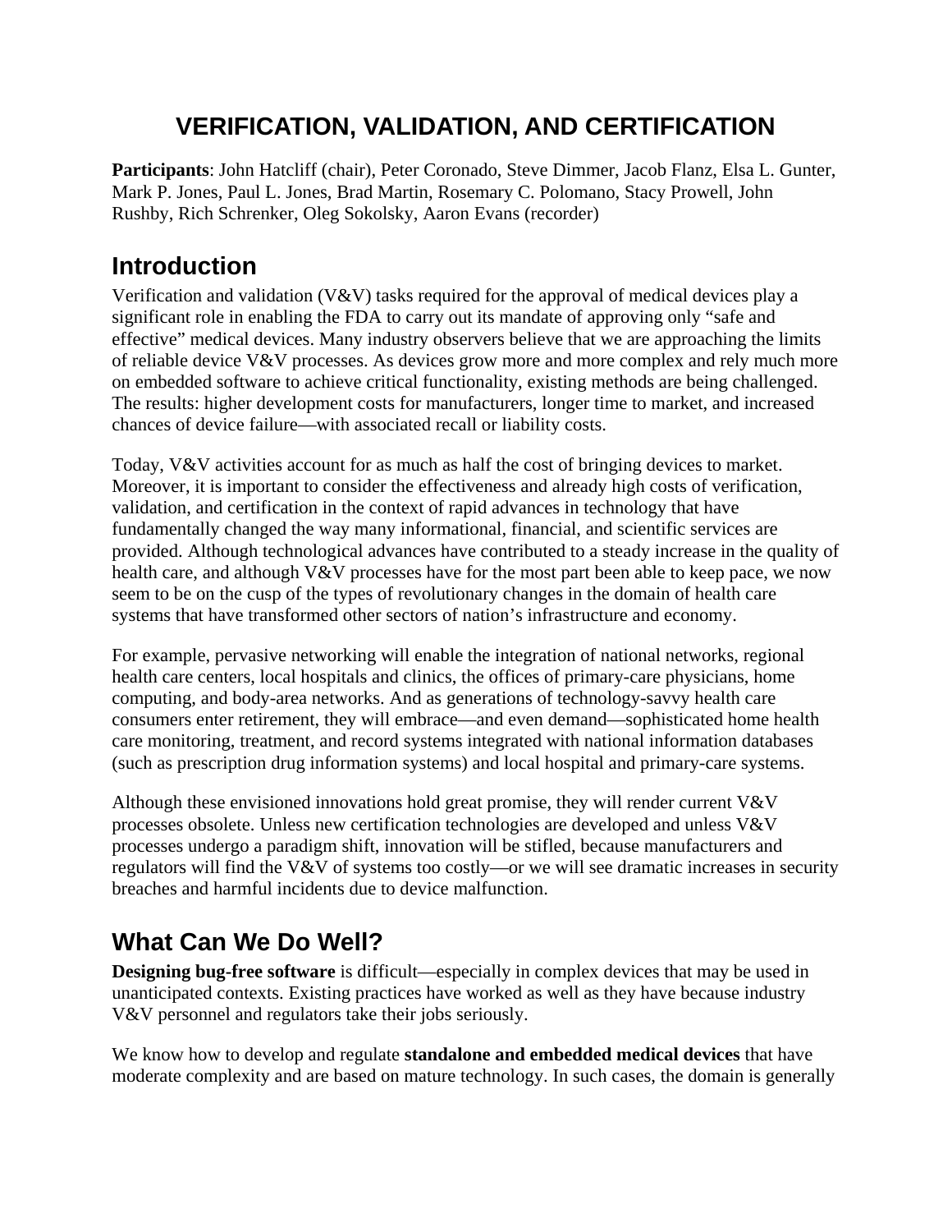# VERIFICATION, VALIDATION, AND CERTIFICATION

**Participants**: John Hatcliff (chair), Peter Coronado, Steve Dimmer, Jacob Flanz, Elsa L. Gunter, Mark P. Jones, Paul L. Jones, Brad Martin, Rosemary C. Polomano, Stacy Prowell, John Rushby, Rich Schrenker, Oleg Sokolsky, Aaron Evans (recorder)

## Introduction

Verification and validation (V&V) tasks required for the approval of medical devices play a significant role in enabling the FDA to carry out its mandate of approving only "safe and effective" medical devices. Many industry observers believe that we are approaching the limits of reliable device V&V processes. As devices grow more and more complex and rely much more on embedded software to achieve critical functionality, existing methods are being challenged. The results: higher development costs for manufacturers, longer time to market, and increased chances of device failure—with associated recall or liability costs.

Today, V&V activities account for as much as half the cost of bringing devices to market. Moreover, it is important to consider the effectiveness and already high costs of verification, validation, and certification in the context of rapid advances in technology that have fundamentally changed the way many informational, financial, and scientific services are provided. Although technological advances have contributed to a steady increase in the quality of health care, and although V&V processes have for the most part been able to keep pace, we now seem to be on the cusp of the types of revolutionary changes in the domain of health care systems that have transformed other sectors of nation's infrastructure and economy.

For example, pervasive networking will enable the integration of national networks, regional health care centers, local hospitals and clinics, the offices of primary-care physicians, home computing, and body-area networks. And as generations of technology-savvy health care consumers enter retirement, they will embrace—and even demand—sophisticated home health care monitoring, treatment, and record systems integrated with national information databases (such as prescription drug information systems) and local hospital and primary-care systems.

Although these envisioned innovations hold great promise, they will render current V&V processes obsolete. Unless new certification technologies are developed and unless V&V processes undergo a paradigm shift, innovation will be stifled, because manufacturers and regulators will find the V&V of systems too costly—or we will see dramatic increases in security breaches and harmful incidents due to device malfunction.

## What Can We Do Well?

**Designing bug-free software** is difficult—especially in complex devices that may be used in unanticipated contexts. Existing practices have worked as well as they have because industry V&V personnel and regulators take their jobs seriously.

We know how to develop and regulate **standalone and embedded medical devices** that have moderate complexity and are based on mature technology. In such cases, the domain is generally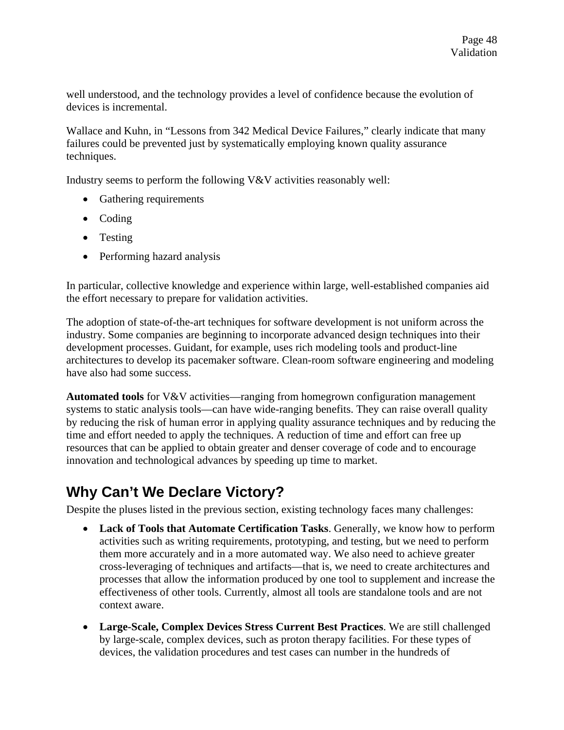well understood, and the technology provides a level of confidence because the evolution of devices is incremental.

Wallace and Kuhn, in "Lessons from 342 Medical Device Failures," clearly indicate that many failures could be prevented just by systematically employing known quality assurance techniques.

Industry seems to perform the following V&V activities reasonably well:

- Gathering requirements
- Coding
- Testing
- Performing hazard analysis

In particular, collective knowledge and experience within large, well-established companies aid the effort necessary to prepare for validation activities.

The adoption of state-of-the-art techniques for software development is not uniform across the industry. Some companies are beginning to incorporate advanced design techniques into their development processes. Guidant, for example, uses rich modeling tools and product-line architectures to develop its pacemaker software. Clean-room software engineering and modeling have also had some success.

**Automated tools** for V&V activities—ranging from homegrown configuration management systems to static analysis tools—can have wide-ranging benefits. They can raise overall quality by reducing the risk of human error in applying quality assurance techniques and by reducing the time and effort needed to apply the techniques. A reduction of time and effort can free up resources that can be applied to obtain greater and denser coverage of code and to encourage innovation and technological advances by speeding up time to market.

## Why Can't We Declare Victory?

Despite the pluses listed in the previous section, existing technology faces many challenges:

- **Lack of Tools that Automate Certification Tasks**. Generally, we know how to perform activities such as writing requirements, prototyping, and testing, but we need to perform them more accurately and in a more automated way. We also need to achieve greater cross-leveraging of techniques and artifacts—that is, we need to create architectures and processes that allow the information produced by one tool to supplement and increase the effectiveness of other tools. Currently, almost all tools are standalone tools and are not context aware.
- **Large-Scale, Complex Devices Stress Current Best Practices**. We are still challenged by large-scale, complex devices, such as proton therapy facilities. For these types of devices, the validation procedures and test cases can number in the hundreds of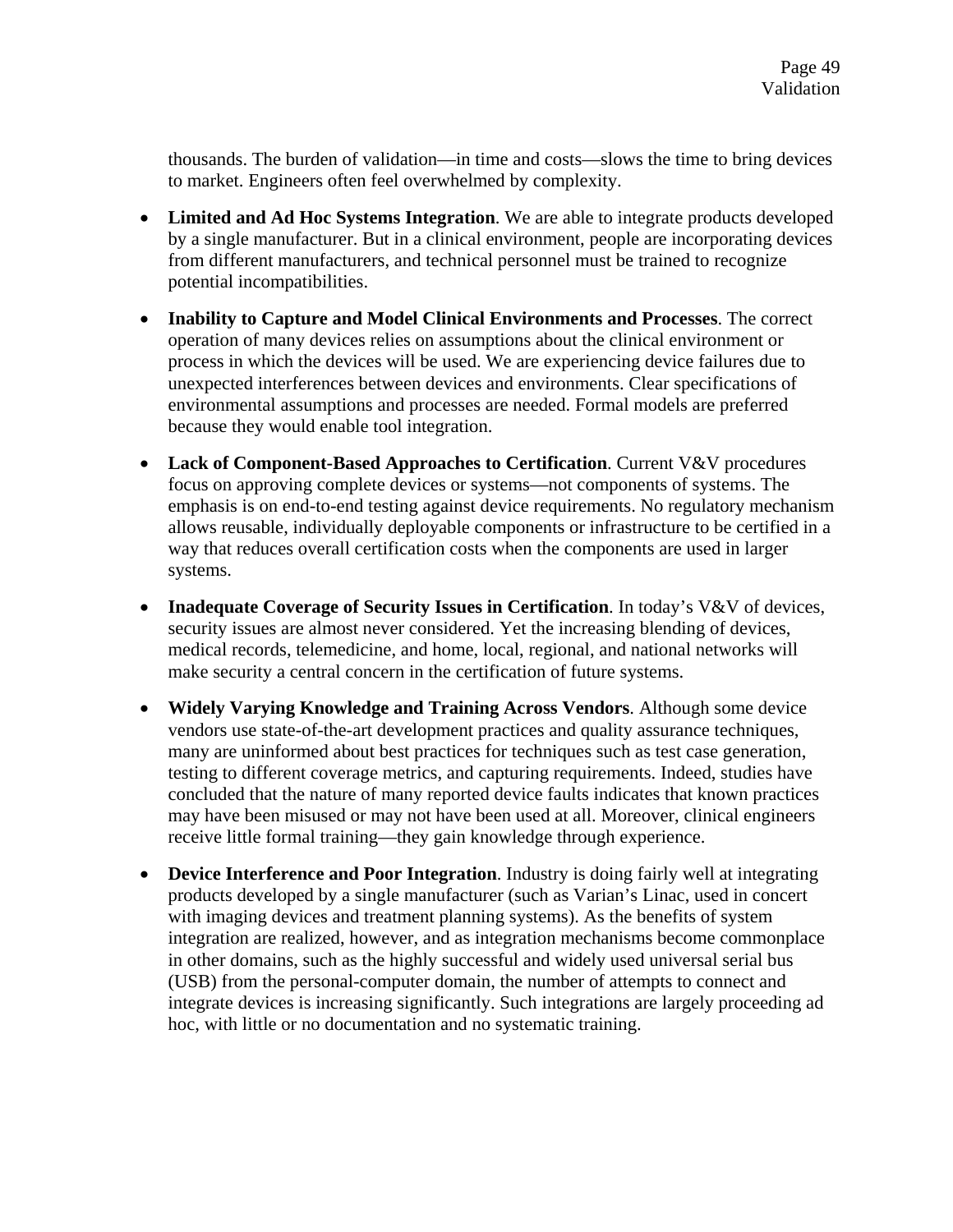thousands. The burden of validation—in time and costs—slows the time to bring devices to market. Engineers often feel overwhelmed by complexity.

- **Limited and Ad Hoc Systems Integration**. We are able to integrate products developed by a single manufacturer. But in a clinical environment, people are incorporating devices from different manufacturers, and technical personnel must be trained to recognize potential incompatibilities.

- **Inability to Capture and Model Clinical Environments and Processes**. The correct operation of many devices relies on assumptions about the clinical environment or process in which the devices will be used. We are experiencing device failures due to unexpected interferences between devices and environments. Clear specifications of environmental assumptions and processes are needed. Formal models are preferred because they would enable tool integration.

- **Lack of Component-Based Approaches to Certification**. Current V&V procedures focus on approving complete devices or systems—not components of systems. The emphasis is on end-to-end testing against device requirements. No regulatory mechanism allows reusable, individually deployable components or infrastructure to be certified in a way that reduces overall certification costs when the components are used in larger systems.

- **Inadequate Coverage of Security Issues in Certification**. In today's V&V of devices, security issues are almost never considered. Yet the increasing blending of devices, medical records, telemedicine, and home, local, regional, and national networks will make security a central concern in the certification of future systems.

- **Widely Varying Knowledge and Training Across Vendors**. Although some device vendors use state-of-the-art development practices and quality assurance techniques, many are uninformed about best practices for techniques such as test case generation, testing to different coverage metrics, and capturing requirements. Indeed, studies have concluded that the nature of many reported device faults indicates that known practices may have been misused or may not have been used at all. Moreover, clinical engineers receive little formal training—they gain knowledge through experience.

- **Device Interference and Poor Integration**. Industry is doing fairly well at integrating products developed by a single manufacturer (such as Varian's Linac, used in concert with imaging devices and treatment planning systems). As the benefits of system integration are realized, however, and as integration mechanisms become commonplace in other domains, such as the highly successful and widely used universal serial bus (USB) from the personal-computer domain, the number of attempts to connect and integrate devices is increasing significantly. Such integrations are largely proceeding ad hoc, with little or no documentation and no systematic training.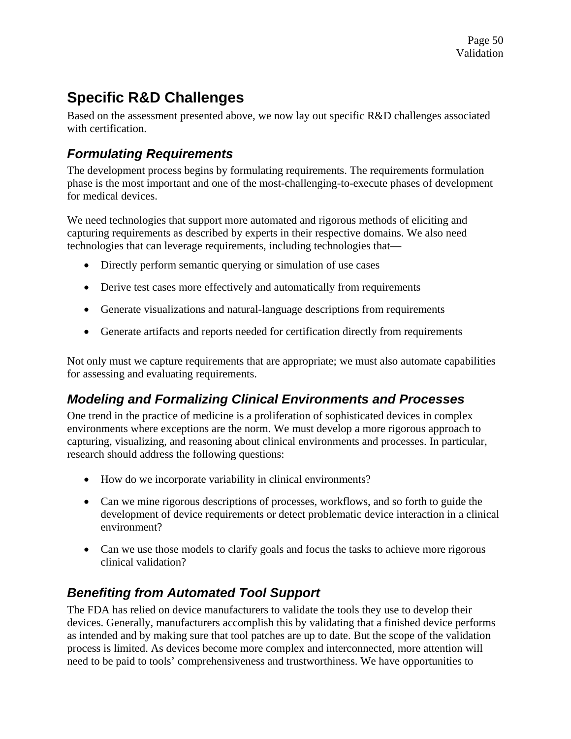## Specific R&D Challenges

Based on the assessment presented above, we now lay out specific R&D challenges associated with certification.

### *Formulating Requirements*

The development process begins by formulating requirements. The requirements formulation phase is the most important and one of the most-challenging-to-execute phases of development for medical devices.

We need technologies that support more automated and rigorous methods of eliciting and capturing requirements as described by experts in their respective domains. We also need technologies that can leverage requirements, including technologies that—

- Directly perform semantic querying or simulation of use cases
- Derive test cases more effectively and automatically from requirements
- Generate visualizations and natural-language descriptions from requirements
- Generate artifacts and reports needed for certification directly from requirements

Not only must we capture requirements that are appropriate; we must also automate capabilities for assessing and evaluating requirements.

### *Modeling and Formalizing Clinical Environments and Processes*

One trend in the practice of medicine is a proliferation of sophisticated devices in complex environments where exceptions are the norm. We must develop a more rigorous approach to capturing, visualizing, and reasoning about clinical environments and processes. In particular, research should address the following questions:

- How do we incorporate variability in clinical environments?
- Can we mine rigorous descriptions of processes, workflows, and so forth to guide the development of device requirements or detect problematic device interaction in a clinical environment?
- Can we use those models to clarify goals and focus the tasks to achieve more rigorous clinical validation?

### *Benefiting from Automated Tool Support*

The FDA has relied on device manufacturers to validate the tools they use to develop their devices. Generally, manufacturers accomplish this by validating that a finished device performs as intended and by making sure that tool patches are up to date. But the scope of the validation process is limited. As devices become more complex and interconnected, more attention will need to be paid to tools' comprehensiveness and trustworthiness. We have opportunities to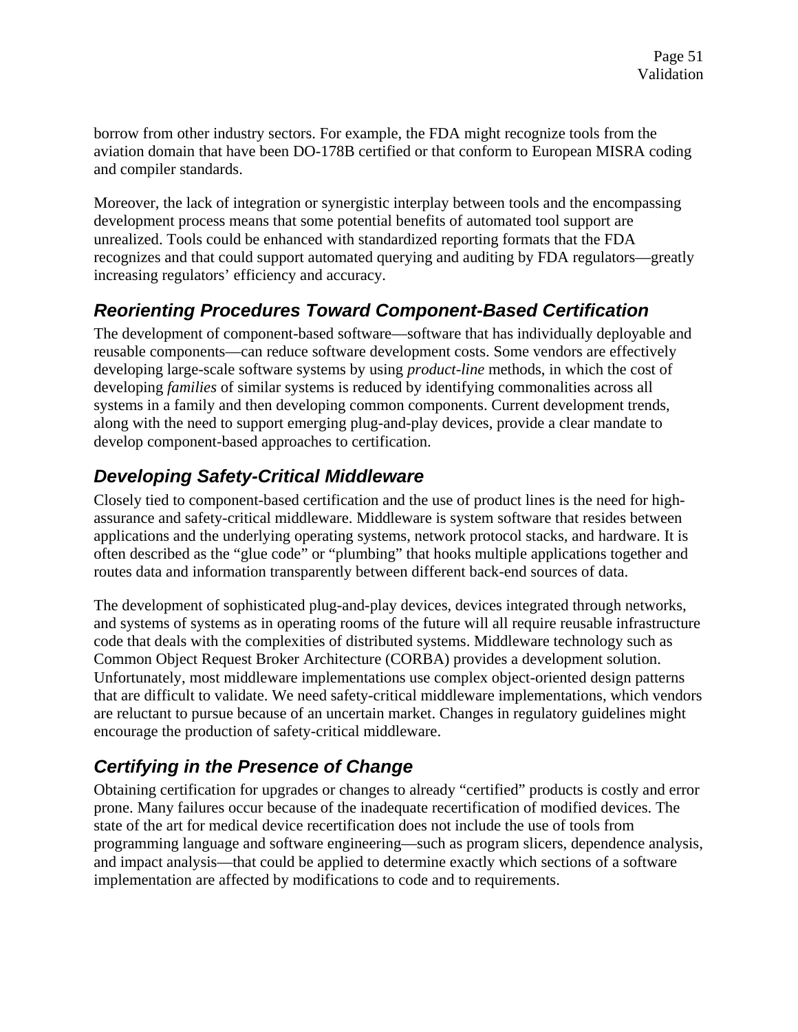borrow from other industry sectors. For example, the FDA might recognize tools from the aviation domain that have been DO-178B certified or that conform to European MISRA coding and compiler standards.

Moreover, the lack of integration or synergistic interplay between tools and the encompassing development process means that some potential benefits of automated tool support are unrealized. Tools could be enhanced with standardized reporting formats that the FDA recognizes and that could support automated querying and auditing by FDA regulators—greatly increasing regulators' efficiency and accuracy.

## *Reorienting Procedures Toward Component-Based Certification*

The development of component-based software—software that has individually deployable and reusable components—can reduce software development costs. Some vendors are effectively developing large-scale software systems by using *product-line* methods, in which the cost of developing *families* of similar systems is reduced by identifying commonalities across all systems in a family and then developing common components. Current development trends, along with the need to support emerging plug-and-play devices, provide a clear mandate to develop component-based approaches to certification.

## *Developing Safety-Critical Middleware*

Closely tied to component-based certification and the use of product lines is the need for high-assurance and safety-critical middleware. Middleware is system software that resides between applications and the underlying operating systems, network protocol stacks, and hardware. It is often described as the "glue code" or "plumbing" that hooks multiple applications together and routes data and information transparently between different back-end sources of data.

The development of sophisticated plug-and-play devices, devices integrated through networks, and systems of systems as in operating rooms of the future will all require reusable infrastructure code that deals with the complexities of distributed systems. Middleware technology such as Common Object Request Broker Architecture (CORBA) provides a development solution. Unfortunately, most middleware implementations use complex object-oriented design patterns that are difficult to validate. We need safety-critical middleware implementations, which vendors are reluctant to pursue because of an uncertain market. Changes in regulatory guidelines might encourage the production of safety-critical middleware.

## *Certifying in the Presence of Change*

Obtaining certification for upgrades or changes to already "certified" products is costly and error prone. Many failures occur because of the inadequate recertification of modified devices. The state of the art for medical device recertification does not include the use of tools from programming language and software engineering—such as program slicers, dependence analysis, and impact analysis—that could be applied to determine exactly which sections of a software implementation are affected by modifications to code and to requirements.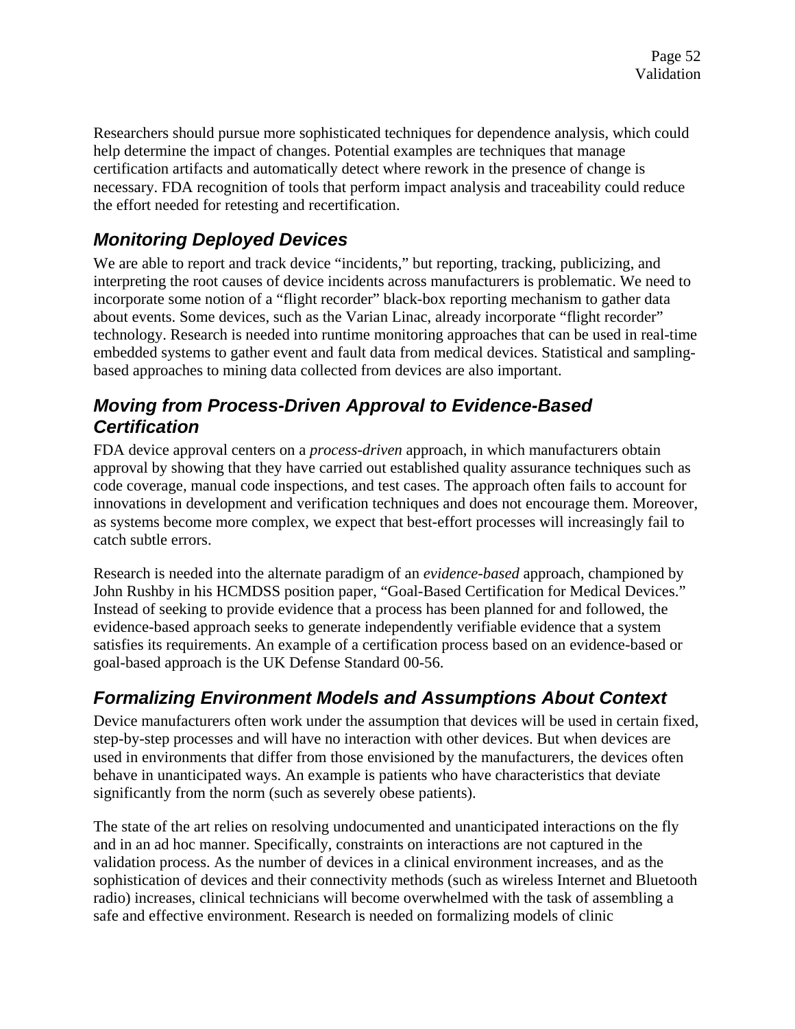Researchers should pursue more sophisticated techniques for dependence analysis, which could help determine the impact of changes. Potential examples are techniques that manage certification artifacts and automatically detect where rework in the presence of change is necessary. FDA recognition of tools that perform impact analysis and traceability could reduce the effort needed for retesting and recertification.

### *Monitoring Deployed Devices*

We are able to report and track device "incidents," but reporting, tracking, publicizing, and interpreting the root causes of device incidents across manufacturers is problematic. We need to incorporate some notion of a "flight recorder" black-box reporting mechanism to gather data about events. Some devices, such as the Varian Linac, already incorporate "flight recorder" technology. Research is needed into runtime monitoring approaches that can be used in real-time embedded systems to gather event and fault data from medical devices. Statistical and sampling-based approaches to mining data collected from devices are also important.

### *Moving from Process-Driven Approval to Evidence-Based Certification*

FDA device approval centers on a *process-driven* approach, in which manufacturers obtain approval by showing that they have carried out established quality assurance techniques such as code coverage, manual code inspections, and test cases. The approach often fails to account for innovations in development and verification techniques and does not encourage them. Moreover, as systems become more complex, we expect that best-effort processes will increasingly fail to catch subtle errors.

Research is needed into the alternate paradigm of an *evidence-based* approach, championed by John Rushby in his HCMDSS position paper, "Goal-Based Certification for Medical Devices." Instead of seeking to provide evidence that a process has been planned for and followed, the evidence-based approach seeks to generate independently verifiable evidence that a system satisfies its requirements. An example of a certification process based on an evidence-based or goal-based approach is the UK Defense Standard 00-56.

### *Formalizing Environment Models and Assumptions About Context*

Device manufacturers often work under the assumption that devices will be used in certain fixed, step-by-step processes and will have no interaction with other devices. But when devices are used in environments that differ from those envisioned by the manufacturers, the devices often behave in unanticipated ways. An example is patients who have characteristics that deviate significantly from the norm (such as severely obese patients).

The state of the art relies on resolving undocumented and unanticipated interactions on the fly and in an ad hoc manner. Specifically, constraints on interactions are not captured in the validation process. As the number of devices in a clinical environment increases, and as the sophistication of devices and their connectivity methods (such as wireless Internet and Bluetooth radio) increases, clinical technicians will become overwhelmed with the task of assembling a safe and effective environment. Research is needed on formalizing models of clinic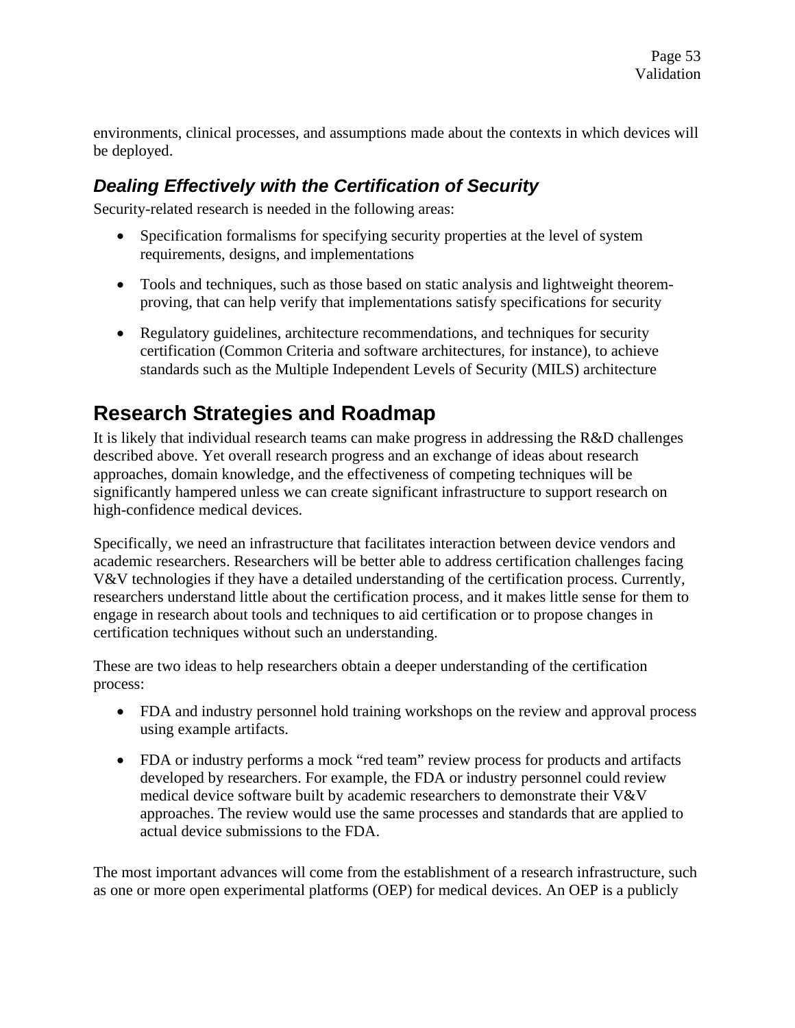environments, clinical processes, and assumptions made about the contexts in which devices will be deployed.

### *Dealing Effectively with the Certification of Security*

Security-related research is needed in the following areas:

- Specification formalisms for specifying security properties at the level of system requirements, designs, and implementations
- Tools and techniques, such as those based on static analysis and lightweight theorem-proving, that can help verify that implementations satisfy specifications for security
- Regulatory guidelines, architecture recommendations, and techniques for security certification (Common Criteria and software architectures, for instance), to achieve standards such as the Multiple Independent Levels of Security (MILS) architecture

## Research Strategies and Roadmap

It is likely that individual research teams can make progress in addressing the R&D challenges described above. Yet overall research progress and an exchange of ideas about research approaches, domain knowledge, and the effectiveness of competing techniques will be significantly hampered unless we can create significant infrastructure to support research on high-confidence medical devices.

Specifically, we need an infrastructure that facilitates interaction between device vendors and academic researchers. Researchers will be better able to address certification challenges facing V&V technologies if they have a detailed understanding of the certification process. Currently, researchers understand little about the certification process, and it makes little sense for them to engage in research about tools and techniques to aid certification or to propose changes in certification techniques without such an understanding.

These are two ideas to help researchers obtain a deeper understanding of the certification process:

- FDA and industry personnel hold training workshops on the review and approval process using example artifacts.
- FDA or industry performs a mock "red team" review process for products and artifacts developed by researchers. For example, the FDA or industry personnel could review medical device software built by academic researchers to demonstrate their V&V approaches. The review would use the same processes and standards that are applied to actual device submissions to the FDA.

The most important advances will come from the establishment of a research infrastructure, such as one or more open experimental platforms (OEP) for medical devices. An OEP is a publicly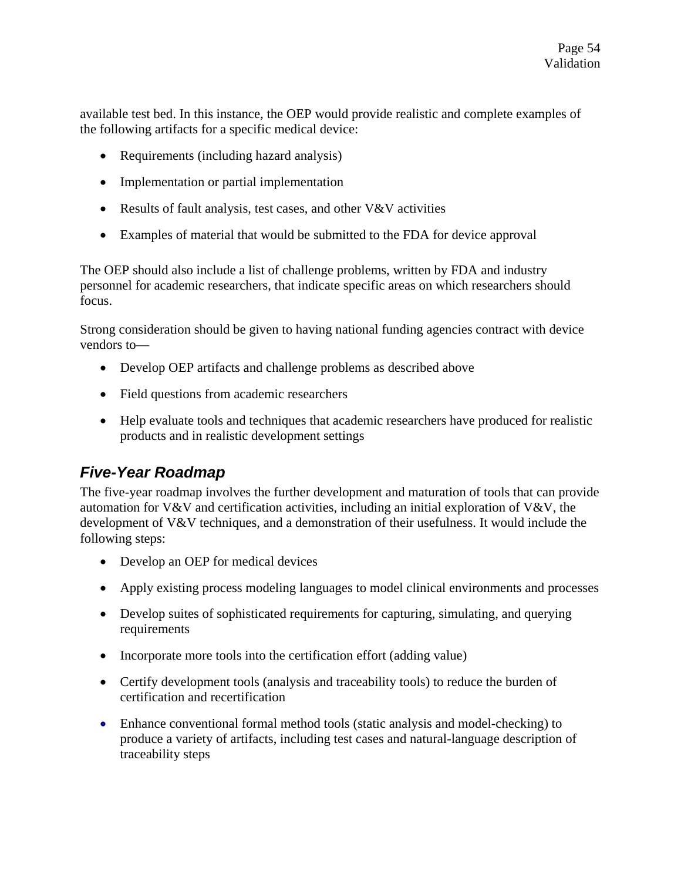available test bed. In this instance, the OEP would provide realistic and complete examples of the following artifacts for a specific medical device:

- Requirements (including hazard analysis)
- Implementation or partial implementation
- Results of fault analysis, test cases, and other V&V activities
- Examples of material that would be submitted to the FDA for device approval

The OEP should also include a list of challenge problems, written by FDA and industry personnel for academic researchers, that indicate specific areas on which researchers should focus.

Strong consideration should be given to having national funding agencies contract with device vendors to—

- Develop OEP artifacts and challenge problems as described above
- Field questions from academic researchers
- Help evaluate tools and techniques that academic researchers have produced for realistic products and in realistic development settings

### *Five-Year Roadmap*

The five-year roadmap involves the further development and maturation of tools that can provide automation for V&V and certification activities, including an initial exploration of V&V, the development of V&V techniques, and a demonstration of their usefulness. It would include the following steps:

- Develop an OEP for medical devices
- Apply existing process modeling languages to model clinical environments and processes
- Develop suites of sophisticated requirements for capturing, simulating, and querying requirements
- Incorporate more tools into the certification effort (adding value)
- Certify development tools (analysis and traceability tools) to reduce the burden of certification and recertification
- Enhance conventional formal method tools (static analysis and model-checking) to produce a variety of artifacts, including test cases and natural-language description of traceability steps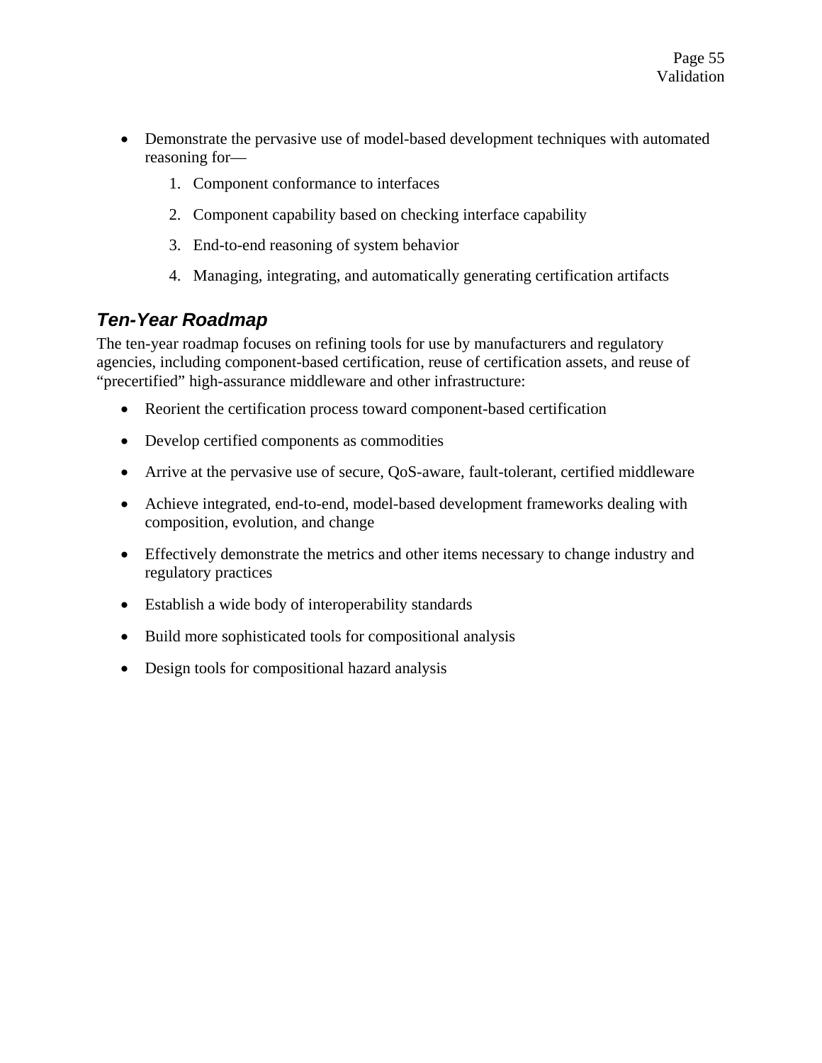- Demonstrate the pervasive use of model-based development techniques with automated reasoning for—
    1. Component conformance to interfaces
    2. Component capability based on checking interface capability
    3. End-to-end reasoning of system behavior
    4. Managing, integrating, and automatically generating certification artifacts

### *Ten-Year Roadmap*

The ten-year roadmap focuses on refining tools for use by manufacturers and regulatory agencies, including component-based certification, reuse of certification assets, and reuse of "precertified" high-assurance middleware and other infrastructure:

- Reorient the certification process toward component-based certification
- Develop certified components as commodities
- Arrive at the pervasive use of secure, QoS-aware, fault-tolerant, certified middleware
- Achieve integrated, end-to-end, model-based development frameworks dealing with composition, evolution, and change
- Effectively demonstrate the metrics and other items necessary to change industry and regulatory practices
- Establish a wide body of interoperability standards
- Build more sophisticated tools for compositional analysis
- Design tools for compositional hazard analysis